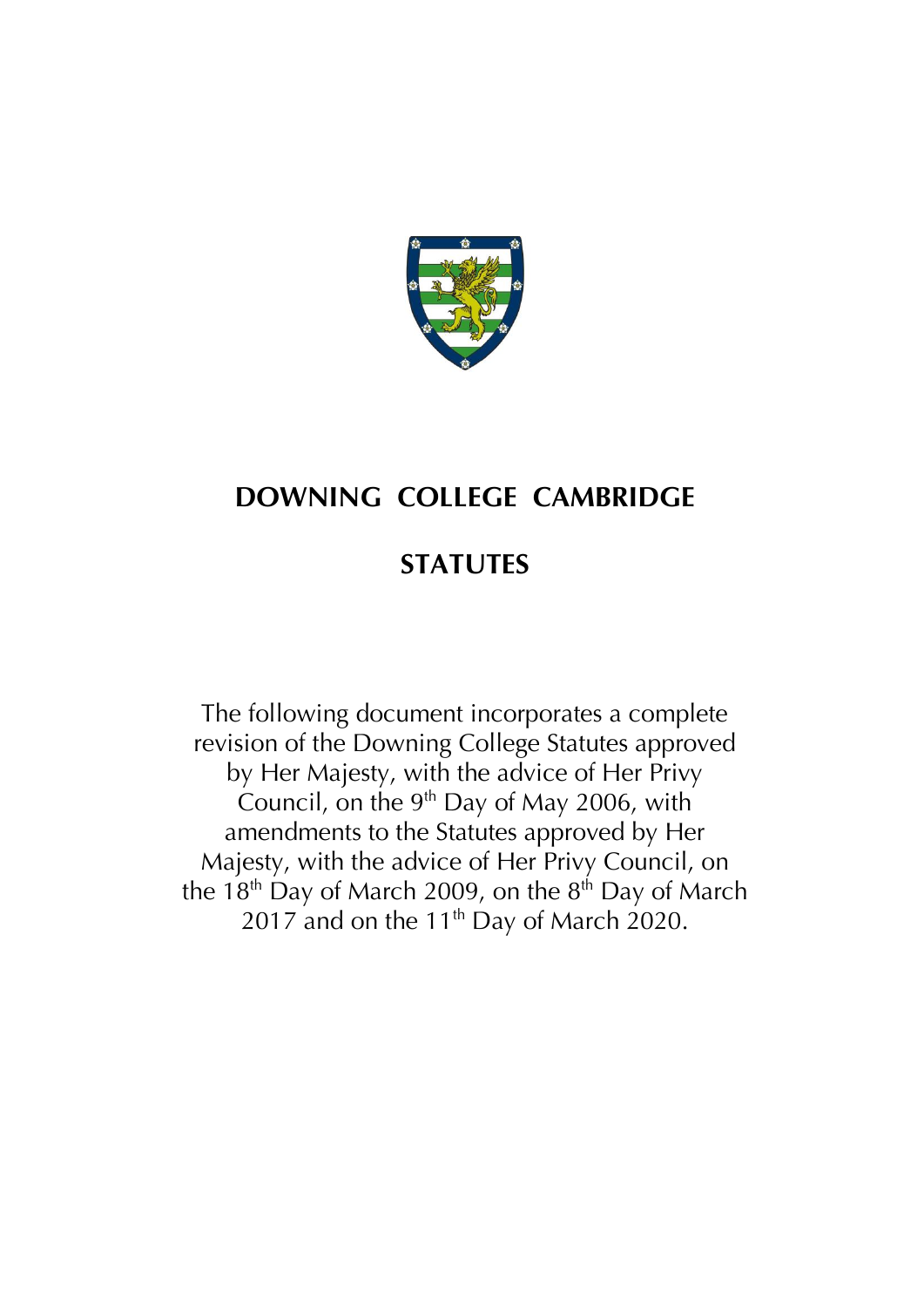# DOWNING COLLEGE CAMBRIDGE

# STATUTES

The following document incorporates a complete revision of the Downing College Statutes approved by Her Majesty, with the advice of Her Privy Council, on the 9th Day of May 2006, with amendments to the Statutes approved by Her Majesty, with the advice of Her Privy Council, on the 18th Day of March 2009, on the 8th Day of March 2017 and on the 11th Day of March 2020.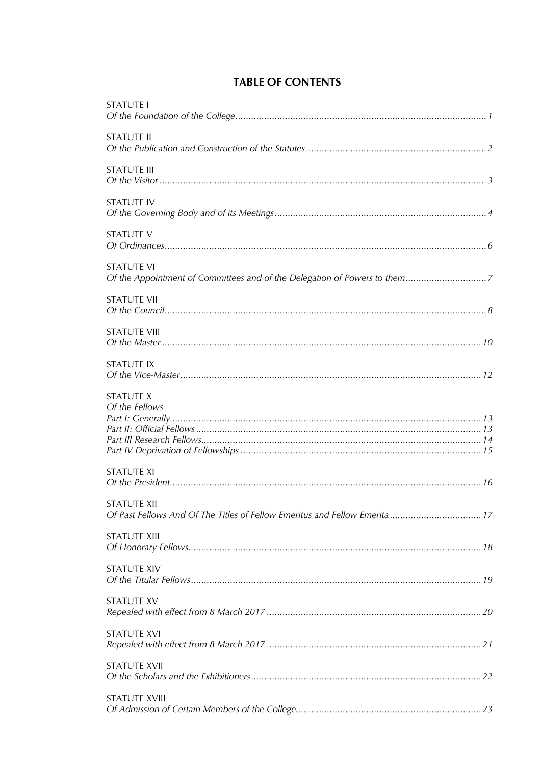# TABLE OF CONTENTS

STATUTE I
*Of the Foundation of the College*............................................................ 1

STATUTE II
*Of the Publication and Construction of the Statutes*............................................................ 2

STATUTE III
*Of the Visitor*............................................................ 3

STATUTE IV
*Of the Governing Body and of its Meetings*............................................................ 4

STATUTE V
*Of Ordinances*............................................................ 6

STATUTE VI
*Of the Appointment of Committees and of the Delegation of Powers to them*............................................................ 7

STATUTE VII
*Of the Council*............................................................ 8

STATUTE VIII
*Of the Master*............................................................ 10

STATUTE IX
*Of the Vice-Master*............................................................ 12

STATUTE X
*Of the Fellows*
*Part I: Generally*............................................................ 13
*Part II: Official Fellows*............................................................ 13
*Part III Research Fellows*............................................................ 14
*Part IV Deprivation of Fellowships*............................................................ 15

STATUTE XI
*Of the President*............................................................ 16

STATUTE XII
*Of Past Fellows And Of The Titles of Fellow Emeritus and Fellow Emerita*............................................................ 17

STATUTE XIII
*Of Honorary Fellows*............................................................ 18

STATUTE XIV
*Of the Titular Fellows*............................................................ 19

STATUTE XV
*Repealed with effect from 8 March 2017*............................................................ 20

STATUTE XVI
*Repealed with effect from 8 March 2017*............................................................ 21

STATUTE XVII
*Of the Scholars and the Exhibitioners*............................................................ 22

STATUTE XVIII
*Of Admission of Certain Members of the College*............................................................ 23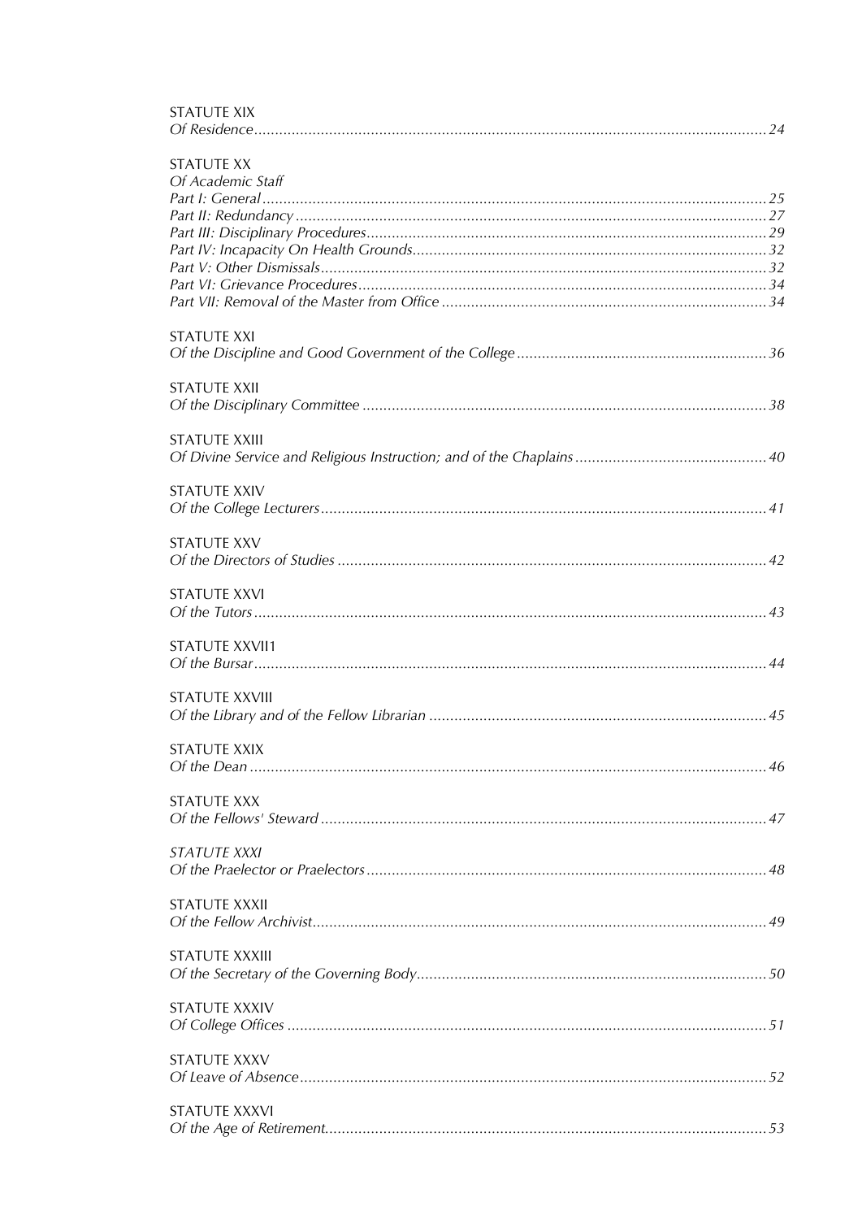STATUTE XIX
*Of Residence* ........ 24

STATUTE XX
*Of Academic Staff*
*Part I: General* ........ 25
*Part II: Redundancy* ........ 27
*Part III: Disciplinary Procedures* ........ 29
*Part IV: Incapacity On Health Grounds* ........ 32
*Part V: Other Dismissals* ........ 32
*Part VI: Grievance Procedures* ........ 34
*Part VII: Removal of the Master from Office* ........ 34

STATUTE XXI
*Of the Discipline and Good Government of the College* ........ 36

STATUTE XXII
*Of the Disciplinary Committee* ........ 38

STATUTE XXIII
*Of Divine Service and Religious Instruction; and of the Chaplains* ........ 40

STATUTE XXIV
*Of the College Lecturers* ........ 41

STATUTE XXV
*Of the Directors of Studies* ........ 42

STATUTE XXVI
*Of the Tutors* ........ 43

STATUTE XXVII1
*Of the Bursar* ........ 44

STATUTE XXVIII
*Of the Library and of the Fellow Librarian* ........ 45

STATUTE XXIX
*Of the Dean* ........ 46

STATUTE XXX
*Of the Fellows' Steward* ........ 47

*STATUTE XXXI*
*Of the Praelector or Praelectors* ........ 48

STATUTE XXXII
*Of the Fellow Archivist* ........ 49

STATUTE XXXIII
*Of the Secretary of the Governing Body* ........ 50

STATUTE XXXIV
*Of College Offices* ........ 51

STATUTE XXXV
*Of Leave of Absence* ........ 52

STATUTE XXXVI
*Of the Age of Retirement* ........ 53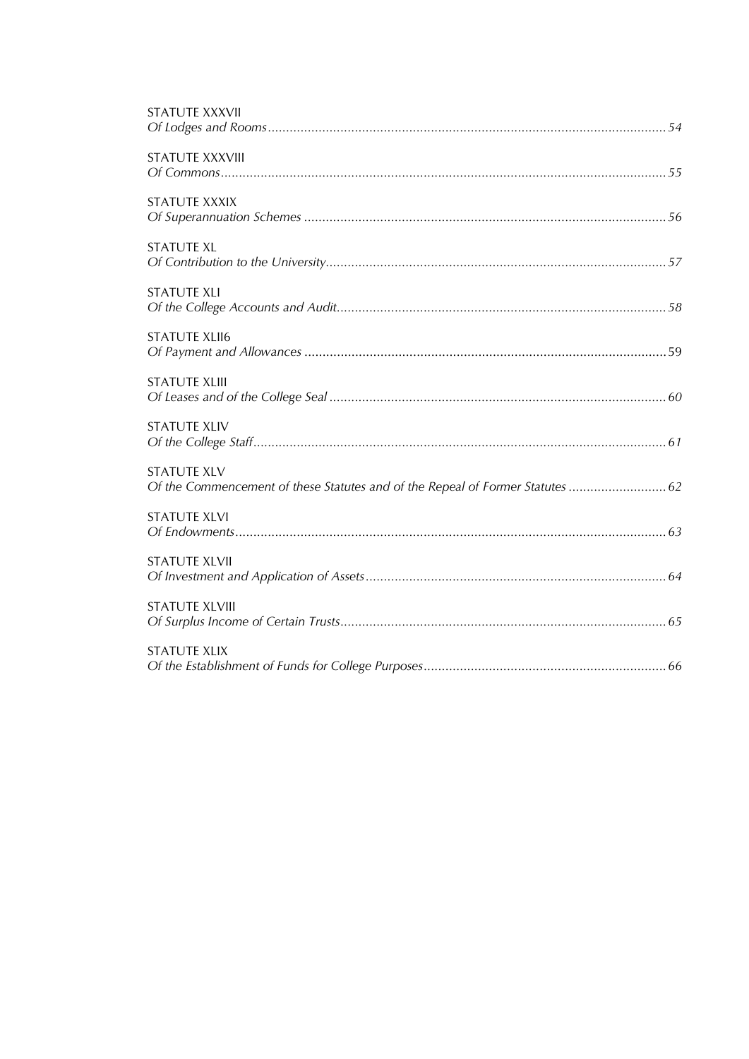STATUTE XXXVII
*Of Lodges and Rooms* ............................................................................................................ 54

STATUTE XXXVIII
*Of Commons* ........................................................................................................................ 55

STATUTE XXXIX
*Of Superannuation Schemes* .................................................................................................. 56

STATUTE XL
*Of Contribution to the University* ........................................................................................... 57

STATUTE XLI
*Of the College Accounts and Audit* ........................................................................................ 58

STATUTE XLII6
*Of Payment and Allowances* .................................................................................................. 59

STATUTE XLIII
*Of Leases and of the College Seal* .......................................................................................... 60

STATUTE XLIV
*Of the College Staff* .............................................................................................................. 61

STATUTE XLV
*Of the Commencement of these Statutes and of the Repeal of Former Statutes* ........................... 62

STATUTE XLVI
*Of Endowments* .................................................................................................................... 63

STATUTE XLVII
*Of Investment and Application of Assets* ................................................................................ 64

STATUTE XLVIII
*Of Surplus Income of Certain Trusts* ....................................................................................... 65

STATUTE XLIX
*Of the Establishment of Funds for College Purposes* ................................................................. 66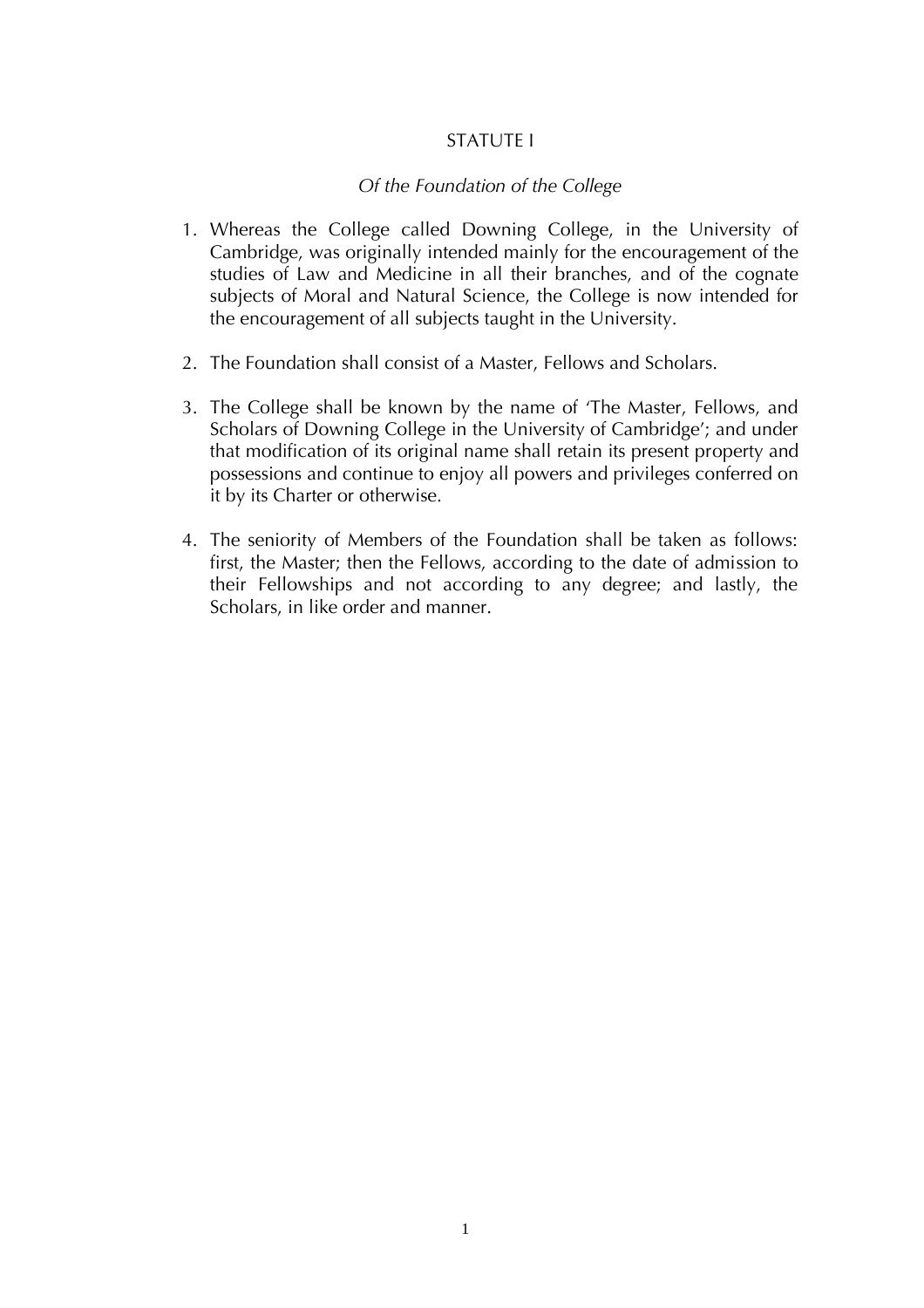## STATUTE I

*Of the Foundation of the College*

1. Whereas the College called Downing College, in the University of Cambridge, was originally intended mainly for the encouragement of the studies of Law and Medicine in all their branches, and of the cognate subjects of Moral and Natural Science, the College is now intended for the encouragement of all subjects taught in the University.

2. The Foundation shall consist of a Master, Fellows and Scholars.

3. The College shall be known by the name of 'The Master, Fellows, and Scholars of Downing College in the University of Cambridge'; and under that modification of its original name shall retain its present property and possessions and continue to enjoy all powers and privileges conferred on it by its Charter or otherwise.

4. The seniority of Members of the Foundation shall be taken as follows: first, the Master; then the Fellows, according to the date of admission to their Fellowships and not according to any degree; and lastly, the Scholars, in like order and manner.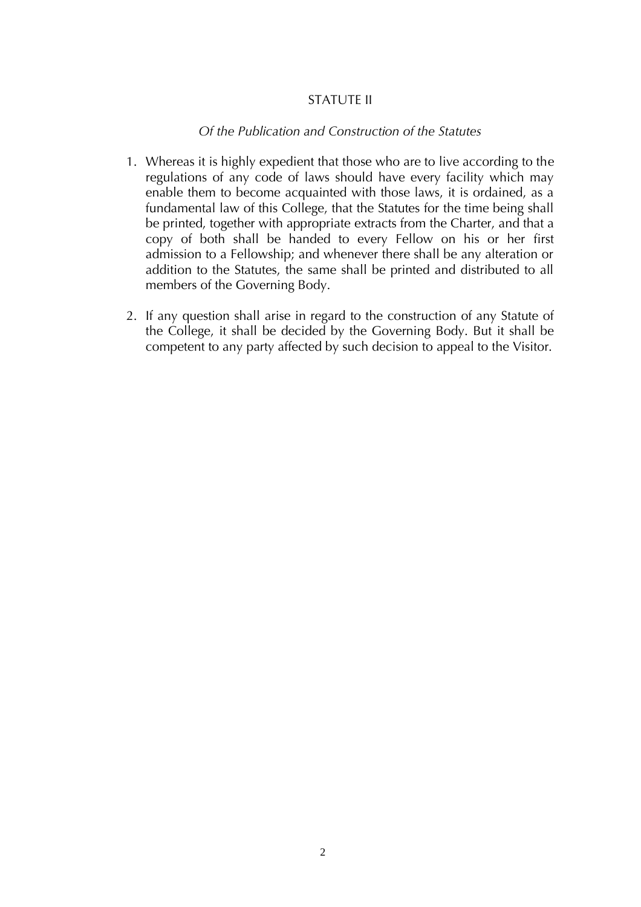## STATUTE II

*Of the Publication and Construction of the Statutes*

1. Whereas it is highly expedient that those who are to live according to the regulations of any code of laws should have every facility which may enable them to become acquainted with those laws, it is ordained, as a fundamental law of this College, that the Statutes for the time being shall be printed, together with appropriate extracts from the Charter, and that a copy of both shall be handed to every Fellow on his or her first admission to a Fellowship; and whenever there shall be any alteration or addition to the Statutes, the same shall be printed and distributed to all members of the Governing Body.

2. If any question shall arise in regard to the construction of any Statute of the College, it shall be decided by the Governing Body. But it shall be competent to any party affected by such decision to appeal to the Visitor.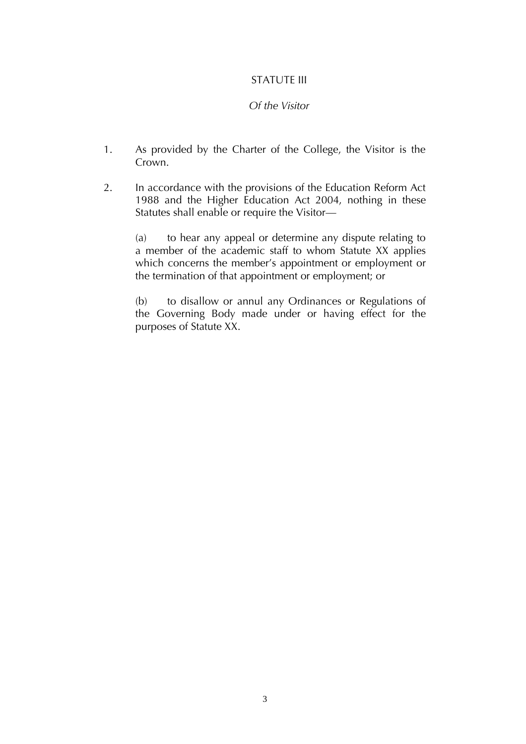## STATUTE III

### *Of the Visitor*

1. As provided by the Charter of the College, the Visitor is the Crown.

2. In accordance with the provisions of the Education Reform Act 1988 and the Higher Education Act 2004, nothing in these Statutes shall enable or require the Visitor—

   (a) to hear any appeal or determine any dispute relating to a member of the academic staff to whom Statute XX applies which concerns the member's appointment or employment or the termination of that appointment or employment; or

   (b) to disallow or annul any Ordinances or Regulations of the Governing Body made under or having effect for the purposes of Statute XX.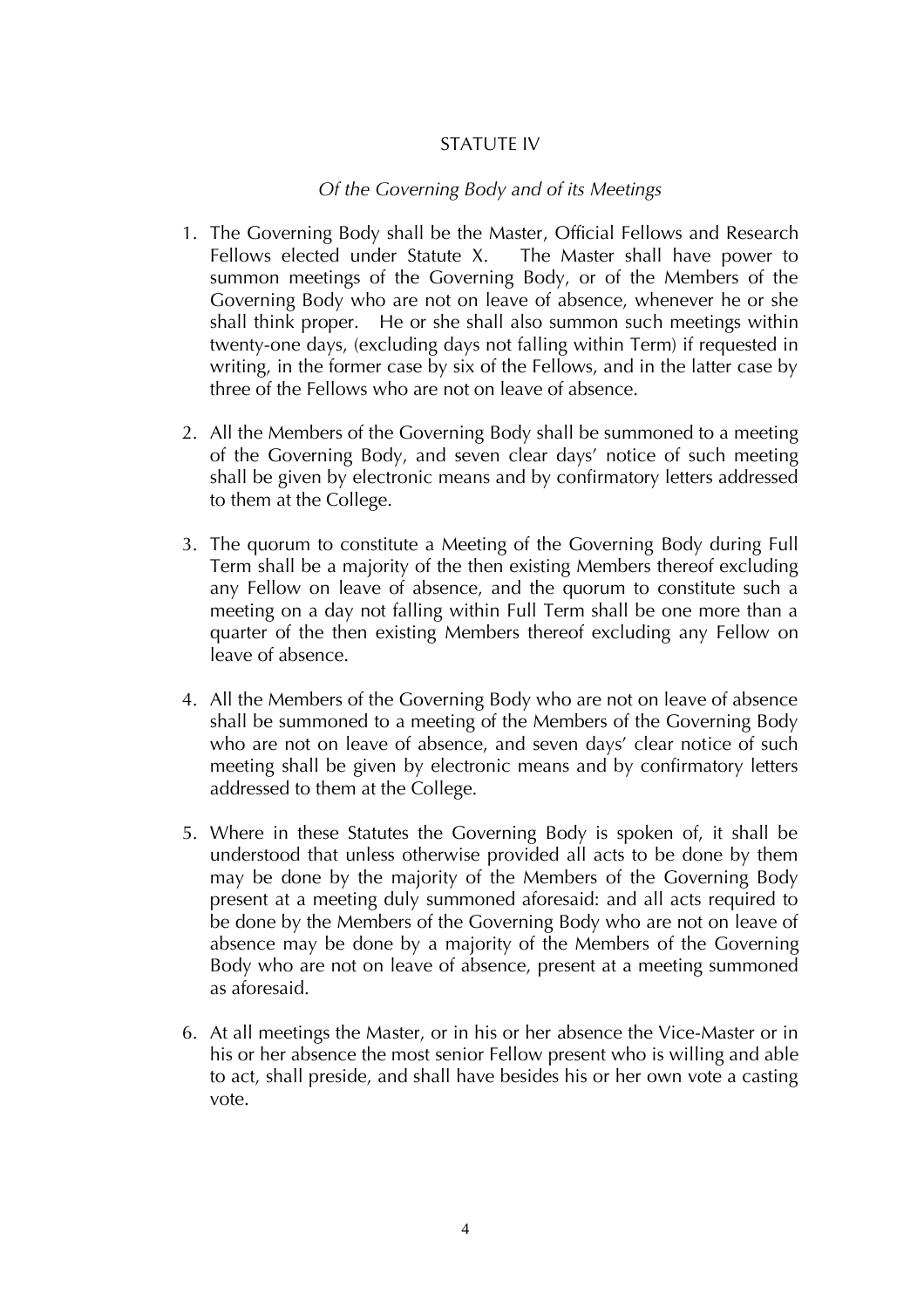## STATUTE IV

*Of the Governing Body and of its Meetings*

1. The Governing Body shall be the Master, Official Fellows and Research Fellows elected under Statute X. The Master shall have power to summon meetings of the Governing Body, or of the Members of the Governing Body who are not on leave of absence, whenever he or she shall think proper. He or she shall also summon such meetings within twenty-one days, (excluding days not falling within Term) if requested in writing, in the former case by six of the Fellows, and in the latter case by three of the Fellows who are not on leave of absence.

2. All the Members of the Governing Body shall be summoned to a meeting of the Governing Body, and seven clear days' notice of such meeting shall be given by electronic means and by confirmatory letters addressed to them at the College.

3. The quorum to constitute a Meeting of the Governing Body during Full Term shall be a majority of the then existing Members thereof excluding any Fellow on leave of absence, and the quorum to constitute such a meeting on a day not falling within Full Term shall be one more than a quarter of the then existing Members thereof excluding any Fellow on leave of absence.

4. All the Members of the Governing Body who are not on leave of absence shall be summoned to a meeting of the Members of the Governing Body who are not on leave of absence, and seven days' clear notice of such meeting shall be given by electronic means and by confirmatory letters addressed to them at the College.

5. Where in these Statutes the Governing Body is spoken of, it shall be understood that unless otherwise provided all acts to be done by them may be done by the majority of the Members of the Governing Body present at a meeting duly summoned aforesaid: and all acts required to be done by the Members of the Governing Body who are not on leave of absence may be done by a majority of the Members of the Governing Body who are not on leave of absence, present at a meeting summoned as aforesaid.

6. At all meetings the Master, or in his or her absence the Vice-Master or in his or her absence the most senior Fellow present who is willing and able to act, shall preside, and shall have besides his or her own vote a casting vote.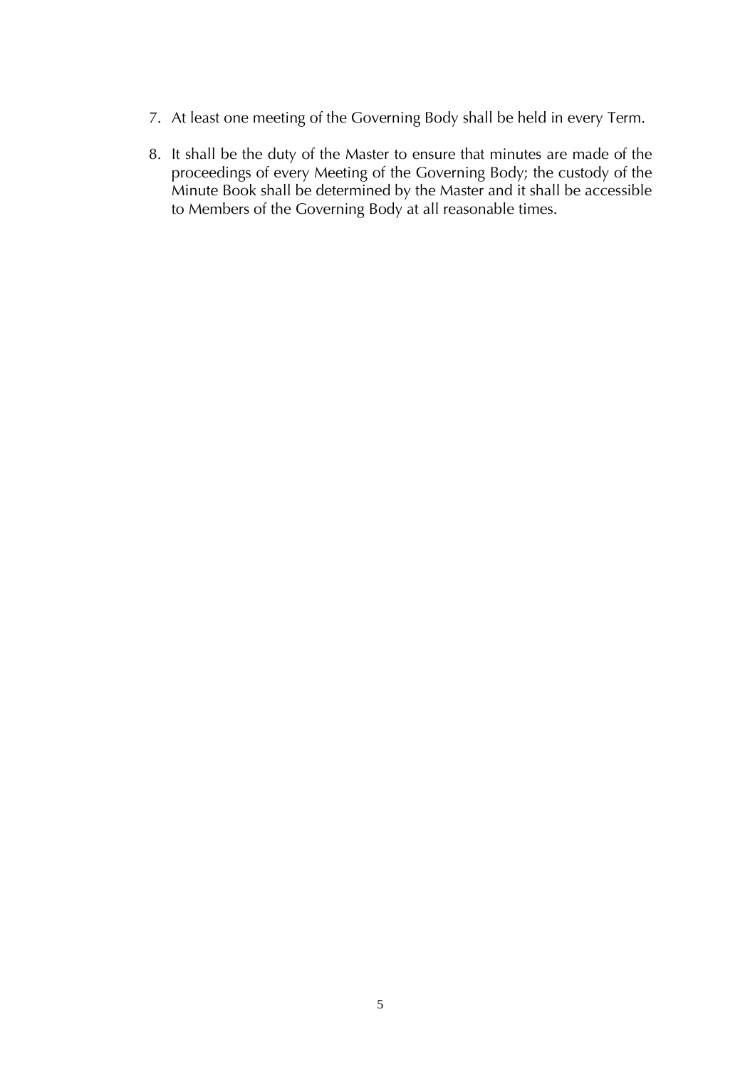7. At least one meeting of the Governing Body shall be held in every Term.

8. It shall be the duty of the Master to ensure that minutes are made of the proceedings of every Meeting of the Governing Body; the custody of the Minute Book shall be determined by the Master and it shall be accessible to Members of the Governing Body at all reasonable times.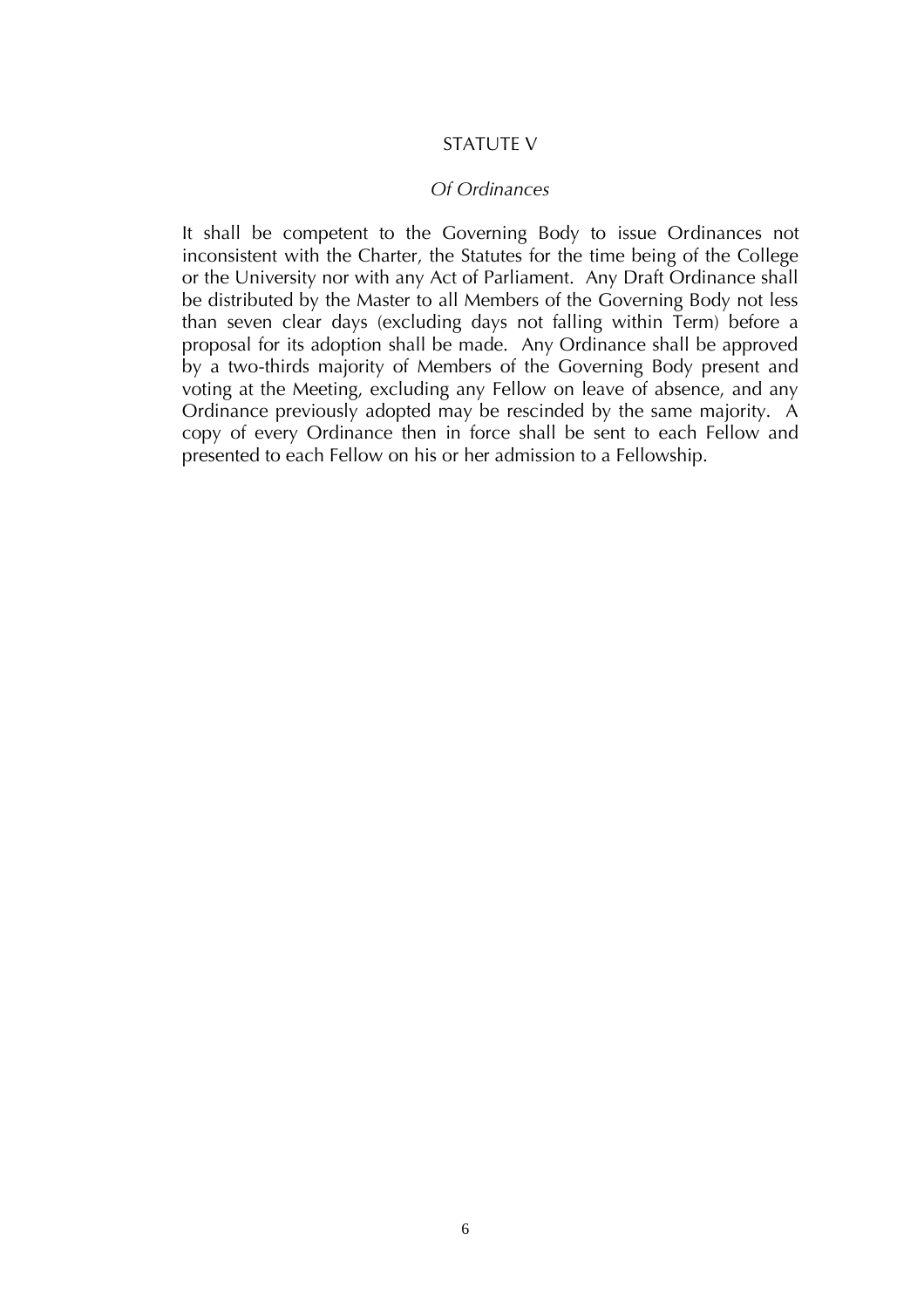## STATUTE V

### *Of Ordinances*

It shall be competent to the Governing Body to issue Ordinances not inconsistent with the Charter, the Statutes for the time being of the College or the University nor with any Act of Parliament. Any Draft Ordinance shall be distributed by the Master to all Members of the Governing Body not less than seven clear days (excluding days not falling within Term) before a proposal for its adoption shall be made. Any Ordinance shall be approved by a two-thirds majority of Members of the Governing Body present and voting at the Meeting, excluding any Fellow on leave of absence, and any Ordinance previously adopted may be rescinded by the same majority. A copy of every Ordinance then in force shall be sent to each Fellow and presented to each Fellow on his or her admission to a Fellowship.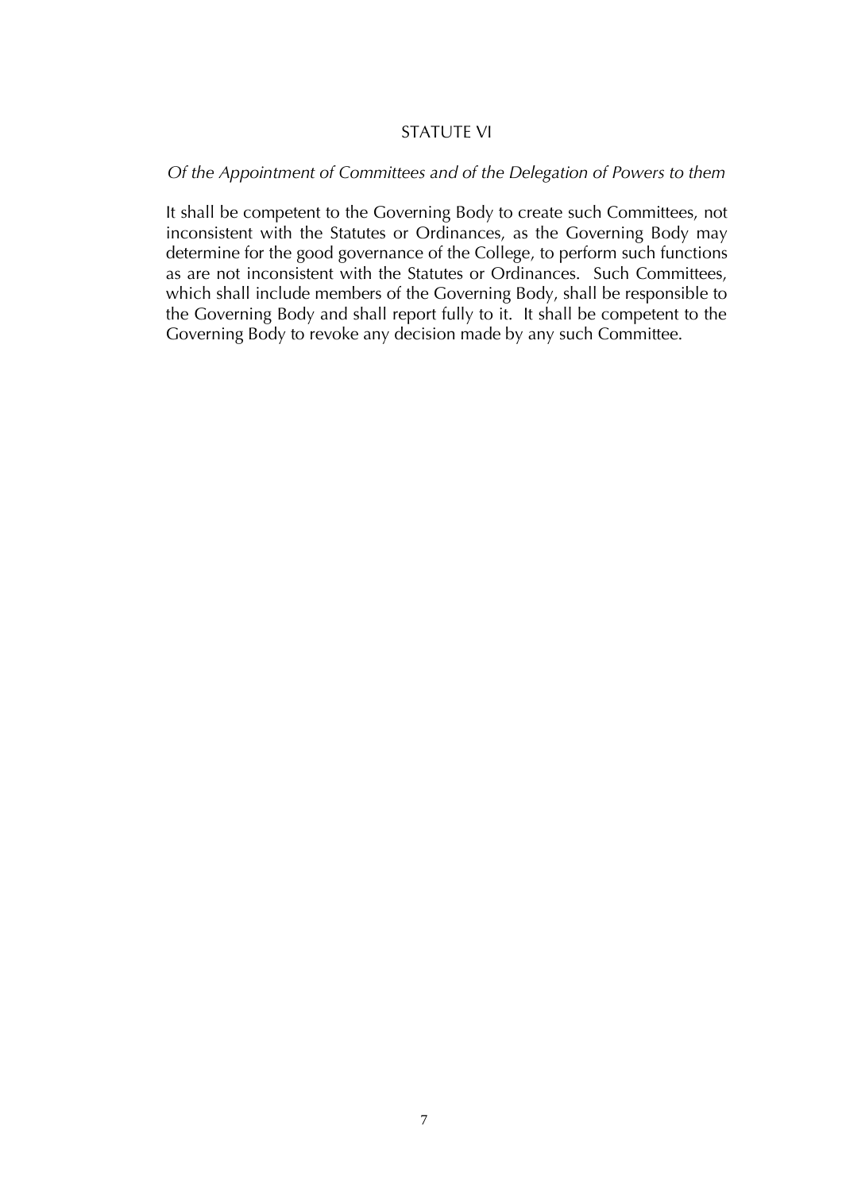## STATUTE VI

*Of the Appointment of Committees and of the Delegation of Powers to them*

It shall be competent to the Governing Body to create such Committees, not inconsistent with the Statutes or Ordinances, as the Governing Body may determine for the good governance of the College, to perform such functions as are not inconsistent with the Statutes or Ordinances. Such Committees, which shall include members of the Governing Body, shall be responsible to the Governing Body and shall report fully to it. It shall be competent to the Governing Body to revoke any decision made by any such Committee.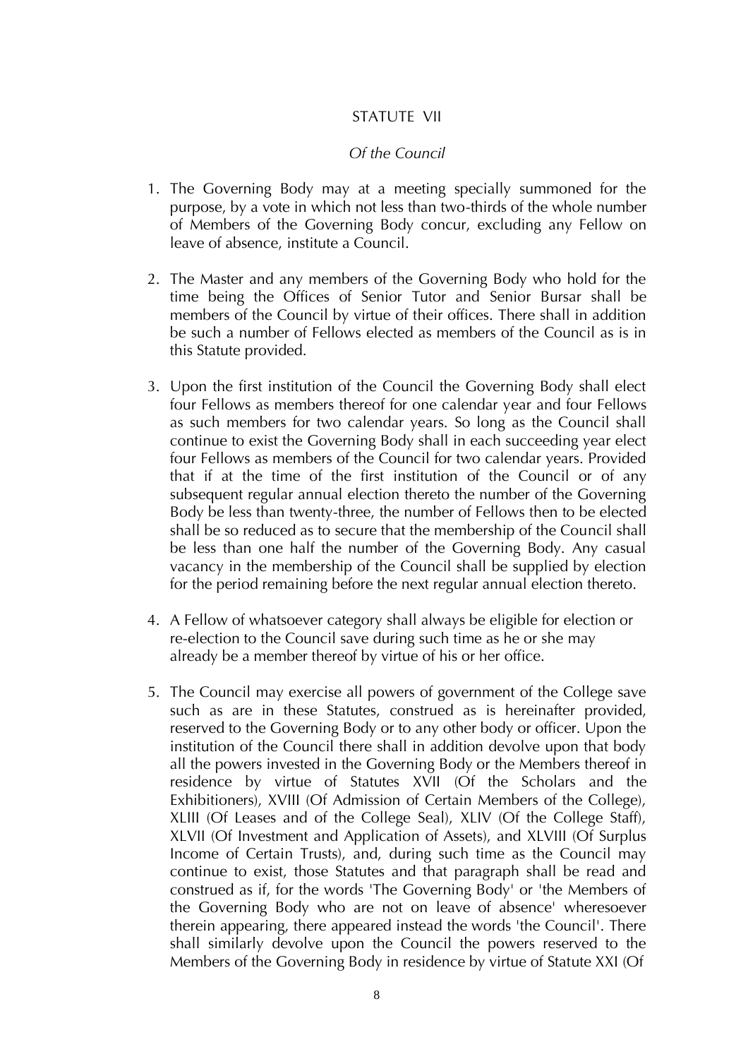## STATUTE VII

*Of the Council*

1. The Governing Body may at a meeting specially summoned for the purpose, by a vote in which not less than two-thirds of the whole number of Members of the Governing Body concur, excluding any Fellow on leave of absence, institute a Council.

2. The Master and any members of the Governing Body who hold for the time being the Offices of Senior Tutor and Senior Bursar shall be members of the Council by virtue of their offices. There shall in addition be such a number of Fellows elected as members of the Council as is in this Statute provided.

3. Upon the first institution of the Council the Governing Body shall elect four Fellows as members thereof for one calendar year and four Fellows as such members for two calendar years. So long as the Council shall continue to exist the Governing Body shall in each succeeding year elect four Fellows as members of the Council for two calendar years. Provided that if at the time of the first institution of the Council or of any subsequent regular annual election thereto the number of the Governing Body be less than twenty-three, the number of Fellows then to be elected shall be so reduced as to secure that the membership of the Council shall be less than one half the number of the Governing Body. Any casual vacancy in the membership of the Council shall be supplied by election for the period remaining before the next regular annual election thereto.

4. A Fellow of whatsoever category shall always be eligible for election or re-election to the Council save during such time as he or she may already be a member thereof by virtue of his or her office.

5. The Council may exercise all powers of government of the College save such as are in these Statutes, construed as is hereinafter provided, reserved to the Governing Body or to any other body or officer. Upon the institution of the Council there shall in addition devolve upon that body all the powers invested in the Governing Body or the Members thereof in residence by virtue of Statutes XVII (Of the Scholars and the Exhibitioners), XVIII (Of Admission of Certain Members of the College), XLIII (Of Leases and of the College Seal), XLIV (Of the College Staff), XLVII (Of Investment and Application of Assets), and XLVIII (Of Surplus Income of Certain Trusts), and, during such time as the Council may continue to exist, those Statutes and that paragraph shall be read and construed as if, for the words 'The Governing Body' or 'the Members of the Governing Body who are not on leave of absence' wheresoever therein appearing, there appeared instead the words 'the Council'. There shall similarly devolve upon the Council the powers reserved to the Members of the Governing Body in residence by virtue of Statute XXI (Of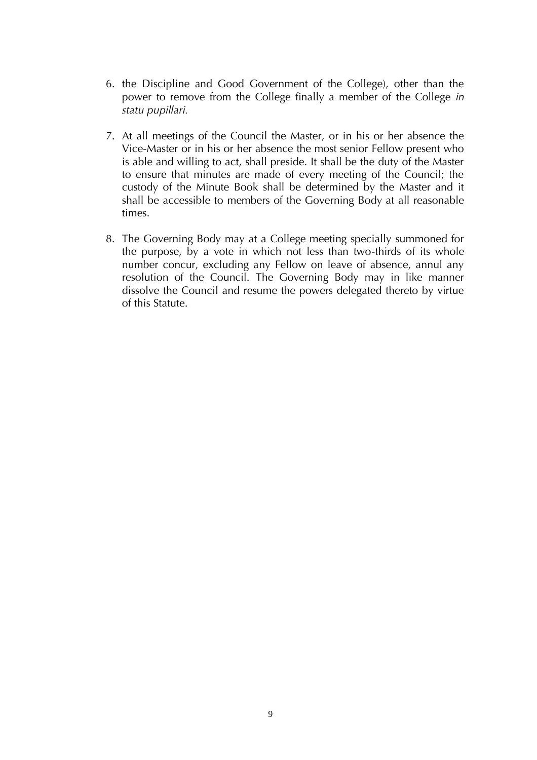6. the Discipline and Good Government of the College), other than the power to remove from the College finally a member of the College *in statu pupillari.*

7. At all meetings of the Council the Master, or in his or her absence the Vice-Master or in his or her absence the most senior Fellow present who is able and willing to act, shall preside. It shall be the duty of the Master to ensure that minutes are made of every meeting of the Council; the custody of the Minute Book shall be determined by the Master and it shall be accessible to members of the Governing Body at all reasonable times.

8. The Governing Body may at a College meeting specially summoned for the purpose, by a vote in which not less than two-thirds of its whole number concur, excluding any Fellow on leave of absence, annul any resolution of the Council. The Governing Body may in like manner dissolve the Council and resume the powers delegated thereto by virtue of this Statute.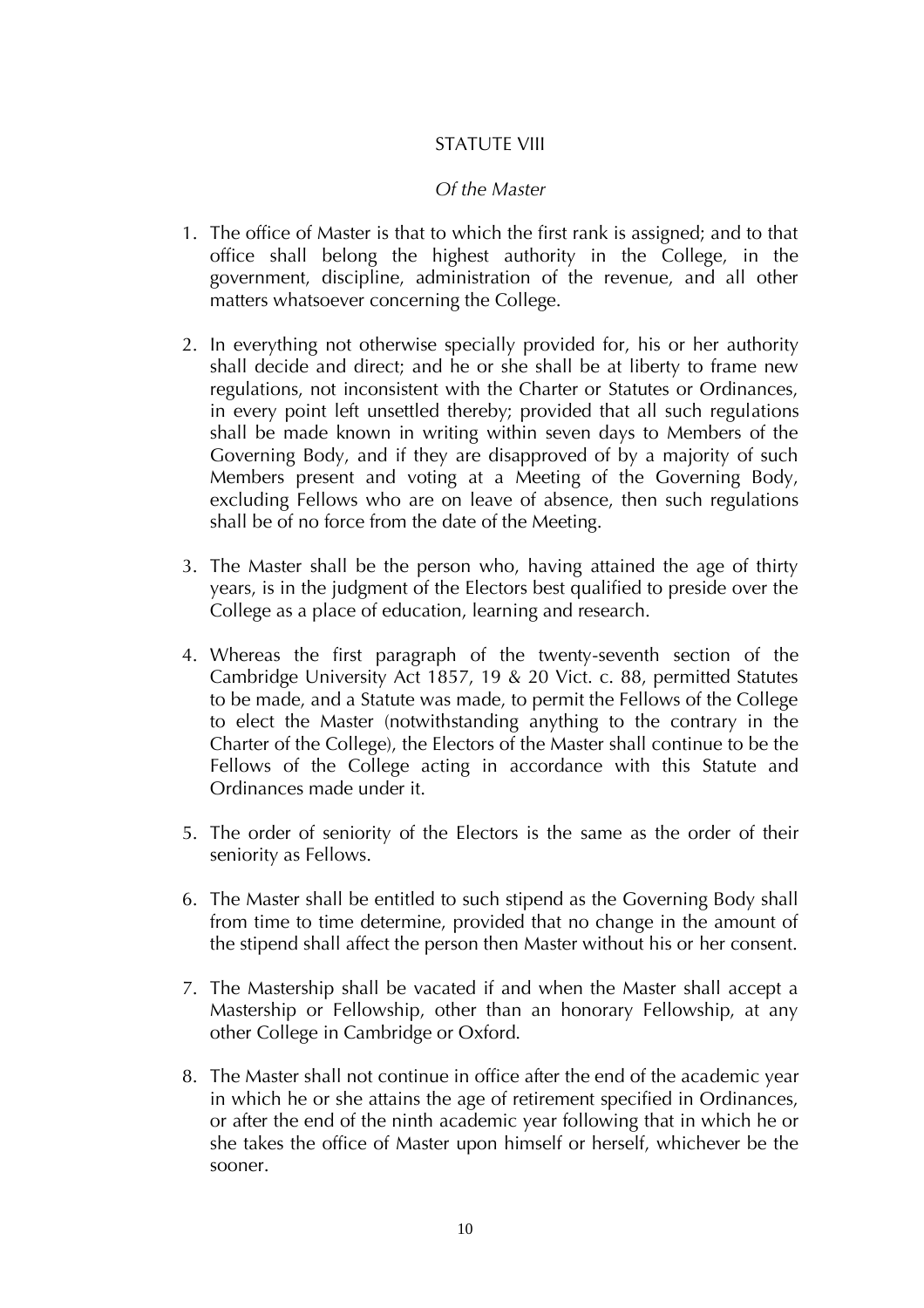## STATUTE VIII

*Of the Master*

1. The office of Master is that to which the first rank is assigned; and to that office shall belong the highest authority in the College, in the government, discipline, administration of the revenue, and all other matters whatsoever concerning the College.

2. In everything not otherwise specially provided for, his or her authority shall decide and direct; and he or she shall be at liberty to frame new regulations, not inconsistent with the Charter or Statutes or Ordinances, in every point left unsettled thereby; provided that all such regulations shall be made known in writing within seven days to Members of the Governing Body, and if they are disapproved of by a majority of such Members present and voting at a Meeting of the Governing Body, excluding Fellows who are on leave of absence, then such regulations shall be of no force from the date of the Meeting.

3. The Master shall be the person who, having attained the age of thirty years, is in the judgment of the Electors best qualified to preside over the College as a place of education, learning and research.

4. Whereas the first paragraph of the twenty-seventh section of the Cambridge University Act 1857, 19 & 20 Vict. c. 88, permitted Statutes to be made, and a Statute was made, to permit the Fellows of the College to elect the Master (notwithstanding anything to the contrary in the Charter of the College), the Electors of the Master shall continue to be the Fellows of the College acting in accordance with this Statute and Ordinances made under it.

5. The order of seniority of the Electors is the same as the order of their seniority as Fellows.

6. The Master shall be entitled to such stipend as the Governing Body shall from time to time determine, provided that no change in the amount of the stipend shall affect the person then Master without his or her consent.

7. The Mastership shall be vacated if and when the Master shall accept a Mastership or Fellowship, other than an honorary Fellowship, at any other College in Cambridge or Oxford.

8. The Master shall not continue in office after the end of the academic year in which he or she attains the age of retirement specified in Ordinances, or after the end of the ninth academic year following that in which he or she takes the office of Master upon himself or herself, whichever be the sooner.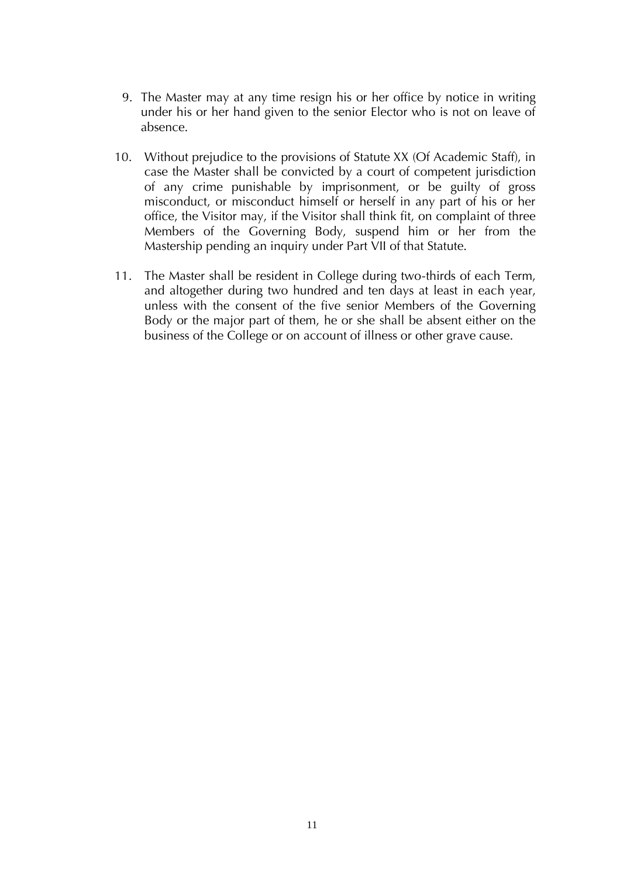9. The Master may at any time resign his or her office by notice in writing under his or her hand given to the senior Elector who is not on leave of absence.

10. Without prejudice to the provisions of Statute XX (Of Academic Staff), in case the Master shall be convicted by a court of competent jurisdiction of any crime punishable by imprisonment, or be guilty of gross misconduct, or misconduct himself or herself in any part of his or her office, the Visitor may, if the Visitor shall think fit, on complaint of three Members of the Governing Body, suspend him or her from the Mastership pending an inquiry under Part VII of that Statute.

11. The Master shall be resident in College during two-thirds of each Term, and altogether during two hundred and ten days at least in each year, unless with the consent of the five senior Members of the Governing Body or the major part of them, he or she shall be absent either on the business of the College or on account of illness or other grave cause.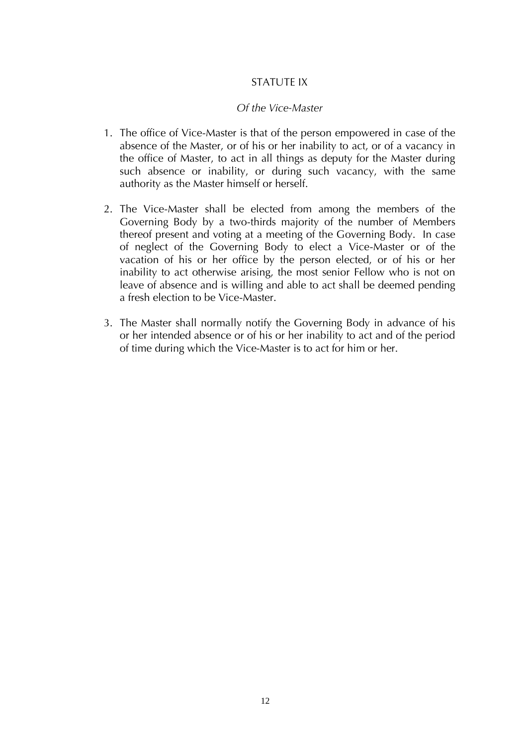## STATUTE IX

### *Of the Vice-Master*

1. The office of Vice-Master is that of the person empowered in case of the absence of the Master, or of his or her inability to act, or of a vacancy in the office of Master, to act in all things as deputy for the Master during such absence or inability, or during such vacancy, with the same authority as the Master himself or herself.

2. The Vice-Master shall be elected from among the members of the Governing Body by a two-thirds majority of the number of Members thereof present and voting at a meeting of the Governing Body. In case of neglect of the Governing Body to elect a Vice-Master or of the vacation of his or her office by the person elected, or of his or her inability to act otherwise arising, the most senior Fellow who is not on leave of absence and is willing and able to act shall be deemed pending a fresh election to be Vice-Master.

3. The Master shall normally notify the Governing Body in advance of his or her intended absence or of his or her inability to act and of the period of time during which the Vice-Master is to act for him or her.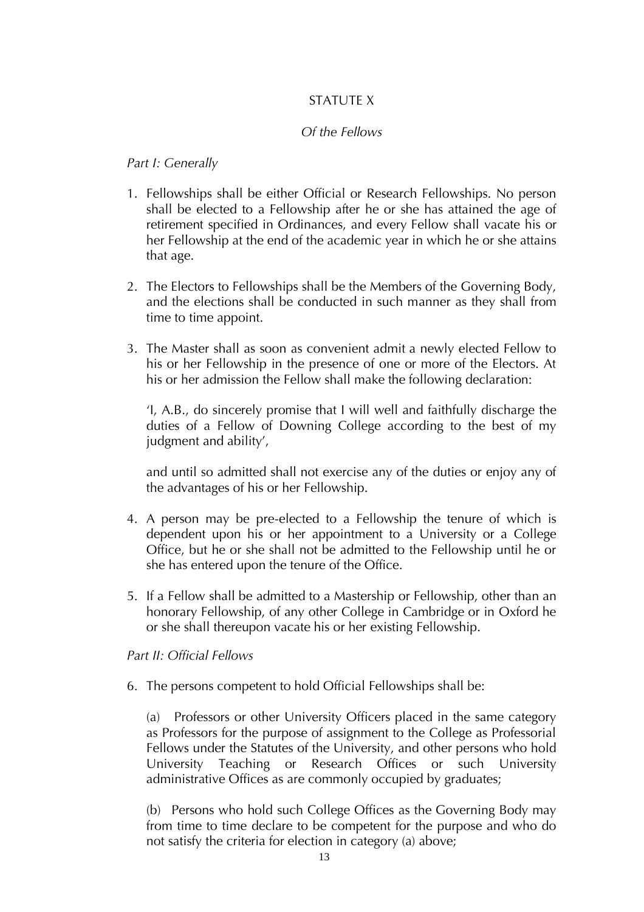# STATUTE X

*Of the Fellows*

*Part I: Generally*

1. Fellowships shall be either Official or Research Fellowships. No person shall be elected to a Fellowship after he or she has attained the age of retirement specified in Ordinances, and every Fellow shall vacate his or her Fellowship at the end of the academic year in which he or she attains that age.

2. The Electors to Fellowships shall be the Members of the Governing Body, and the elections shall be conducted in such manner as they shall from time to time appoint.

3. The Master shall as soon as convenient admit a newly elected Fellow to his or her Fellowship in the presence of one or more of the Electors. At his or her admission the Fellow shall make the following declaration:

   'I, A.B., do sincerely promise that I will well and faithfully discharge the duties of a Fellow of Downing College according to the best of my judgment and ability',

   and until so admitted shall not exercise any of the duties or enjoy any of the advantages of his or her Fellowship.

4. A person may be pre-elected to a Fellowship the tenure of which is dependent upon his or her appointment to a University or a College Office, but he or she shall not be admitted to the Fellowship until he or she has entered upon the tenure of the Office.

5. If a Fellow shall be admitted to a Mastership or Fellowship, other than an honorary Fellowship, of any other College in Cambridge or in Oxford he or she shall thereupon vacate his or her existing Fellowship.

*Part II: Official Fellows*

6. The persons competent to hold Official Fellowships shall be:

   (a) Professors or other University Officers placed in the same category as Professors for the purpose of assignment to the College as Professorial Fellows under the Statutes of the University, and other persons who hold University Teaching or Research Offices or such University administrative Offices as are commonly occupied by graduates;

   (b) Persons who hold such College Offices as the Governing Body may from time to time declare to be competent for the purpose and who do not satisfy the criteria for election in category (a) above;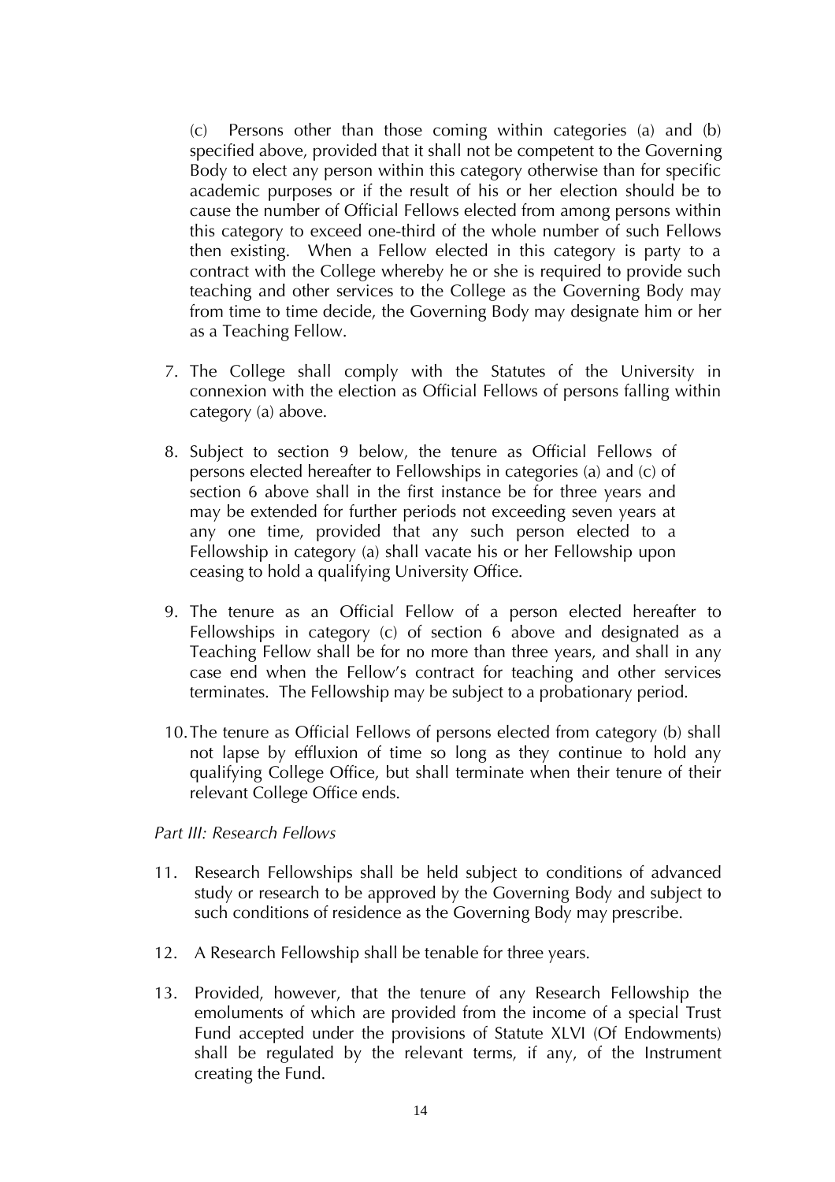(c) Persons other than those coming within categories (a) and (b) specified above, provided that it shall not be competent to the Governing Body to elect any person within this category otherwise than for specific academic purposes or if the result of his or her election should be to cause the number of Official Fellows elected from among persons within this category to exceed one-third of the whole number of such Fellows then existing. When a Fellow elected in this category is party to a contract with the College whereby he or she is required to provide such teaching and other services to the College as the Governing Body may from time to time decide, the Governing Body may designate him or her as a Teaching Fellow.

7. The College shall comply with the Statutes of the University in connexion with the election as Official Fellows of persons falling within category (a) above.

8. Subject to section 9 below, the tenure as Official Fellows of persons elected hereafter to Fellowships in categories (a) and (c) of section 6 above shall in the first instance be for three years and may be extended for further periods not exceeding seven years at any one time, provided that any such person elected to a Fellowship in category (a) shall vacate his or her Fellowship upon ceasing to hold a qualifying University Office.

9. The tenure as an Official Fellow of a person elected hereafter to Fellowships in category (c) of section 6 above and designated as a Teaching Fellow shall be for no more than three years, and shall in any case end when the Fellow's contract for teaching and other services terminates. The Fellowship may be subject to a probationary period.

10. The tenure as Official Fellows of persons elected from category (b) shall not lapse by effluxion of time so long as they continue to hold any qualifying College Office, but shall terminate when their tenure of their relevant College Office ends.

*Part III: Research Fellows*

11. Research Fellowships shall be held subject to conditions of advanced study or research to be approved by the Governing Body and subject to such conditions of residence as the Governing Body may prescribe.

12. A Research Fellowship shall be tenable for three years.

13. Provided, however, that the tenure of any Research Fellowship the emoluments of which are provided from the income of a special Trust Fund accepted under the provisions of Statute XLVI (Of Endowments) shall be regulated by the relevant terms, if any, of the Instrument creating the Fund.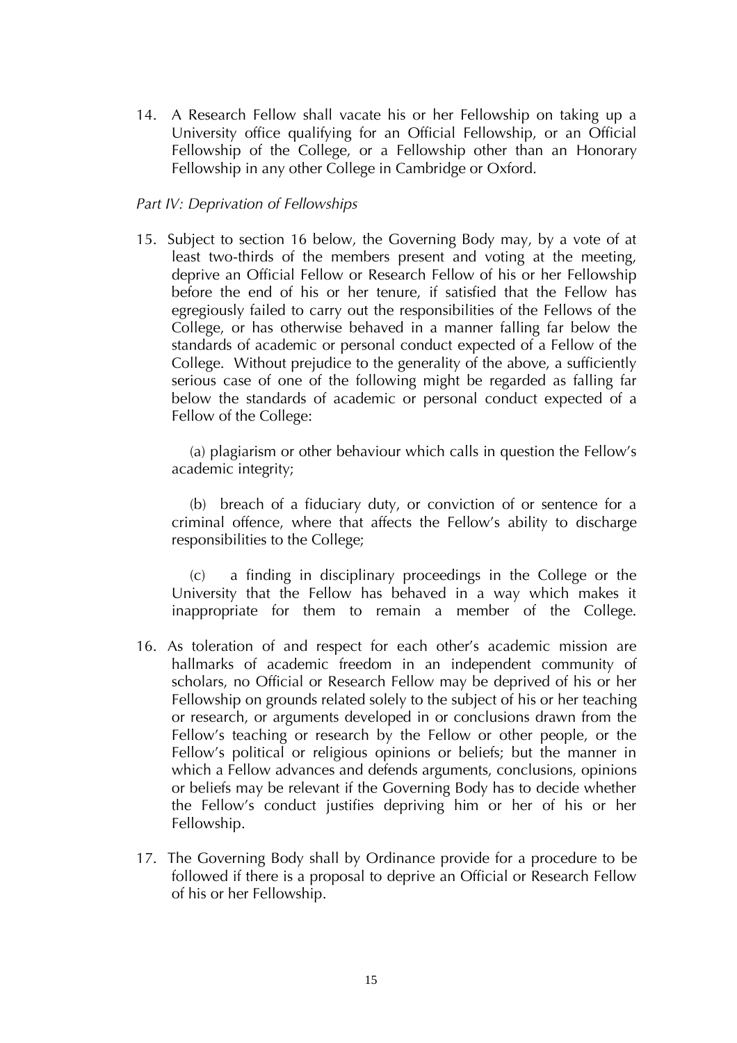14. A Research Fellow shall vacate his or her Fellowship on taking up a University office qualifying for an Official Fellowship, or an Official Fellowship of the College, or a Fellowship other than an Honorary Fellowship in any other College in Cambridge or Oxford.

*Part IV: Deprivation of Fellowships*

15. Subject to section 16 below, the Governing Body may, by a vote of at least two-thirds of the members present and voting at the meeting, deprive an Official Fellow or Research Fellow of his or her Fellowship before the end of his or her tenure, if satisfied that the Fellow has egregiously failed to carry out the responsibilities of the Fellows of the College, or has otherwise behaved in a manner falling far below the standards of academic or personal conduct expected of a Fellow of the College. Without prejudice to the generality of the above, a sufficiently serious case of one of the following might be regarded as falling far below the standards of academic or personal conduct expected of a Fellow of the College:

    (a) plagiarism or other behaviour which calls in question the Fellow's academic integrity;

    (b) breach of a fiduciary duty, or conviction of or sentence for a criminal offence, where that affects the Fellow's ability to discharge responsibilities to the College;

    (c) a finding in disciplinary proceedings in the College or the University that the Fellow has behaved in a way which makes it inappropriate for them to remain a member of the College.

16. As toleration of and respect for each other's academic mission are hallmarks of academic freedom in an independent community of scholars, no Official or Research Fellow may be deprived of his or her Fellowship on grounds related solely to the subject of his or her teaching or research, or arguments developed in or conclusions drawn from the Fellow's teaching or research by the Fellow or other people, or the Fellow's political or religious opinions or beliefs; but the manner in which a Fellow advances and defends arguments, conclusions, opinions or beliefs may be relevant if the Governing Body has to decide whether the Fellow's conduct justifies depriving him or her of his or her Fellowship.

17. The Governing Body shall by Ordinance provide for a procedure to be followed if there is a proposal to deprive an Official or Research Fellow of his or her Fellowship.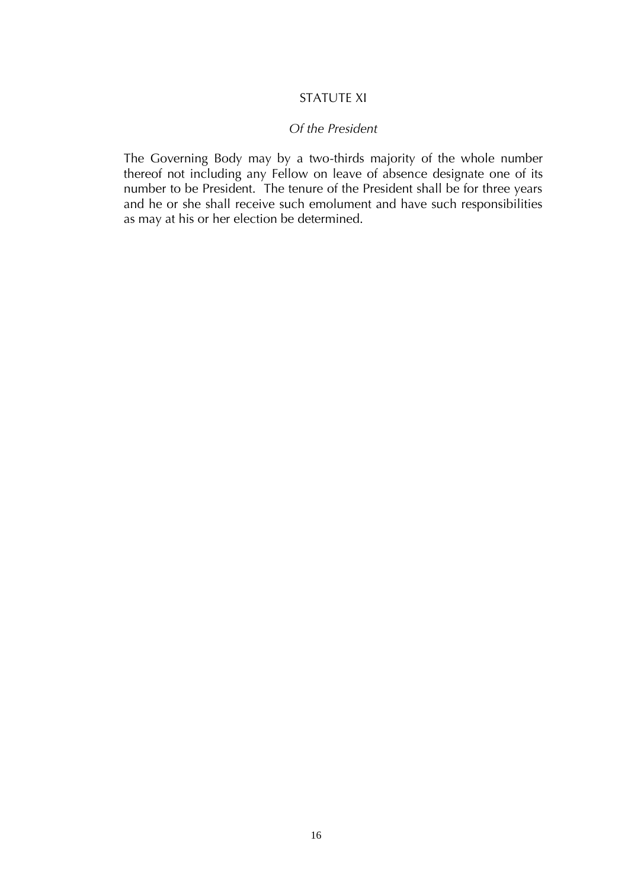# STATUTE XI

*Of the President*

The Governing Body may by a two-thirds majority of the whole number thereof not including any Fellow on leave of absence designate one of its number to be President. The tenure of the President shall be for three years and he or she shall receive such emolument and have such responsibilities as may at his or her election be determined.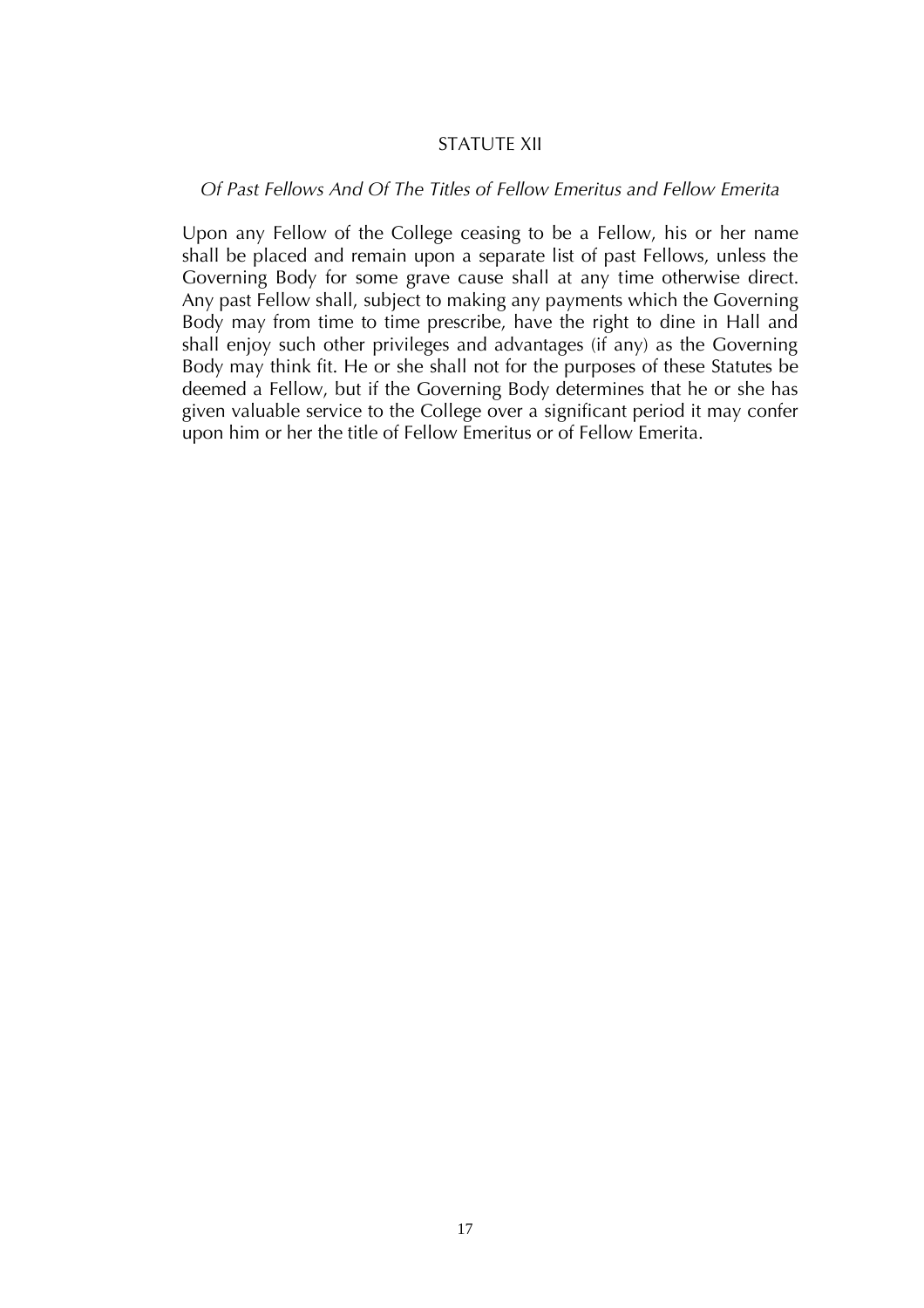## STATUTE XII

### *Of Past Fellows And Of The Titles of Fellow Emeritus and Fellow Emerita*

Upon any Fellow of the College ceasing to be a Fellow, his or her name shall be placed and remain upon a separate list of past Fellows, unless the Governing Body for some grave cause shall at any time otherwise direct. Any past Fellow shall, subject to making any payments which the Governing Body may from time to time prescribe, have the right to dine in Hall and shall enjoy such other privileges and advantages (if any) as the Governing Body may think fit. He or she shall not for the purposes of these Statutes be deemed a Fellow, but if the Governing Body determines that he or she has given valuable service to the College over a significant period it may confer upon him or her the title of Fellow Emeritus or of Fellow Emerita.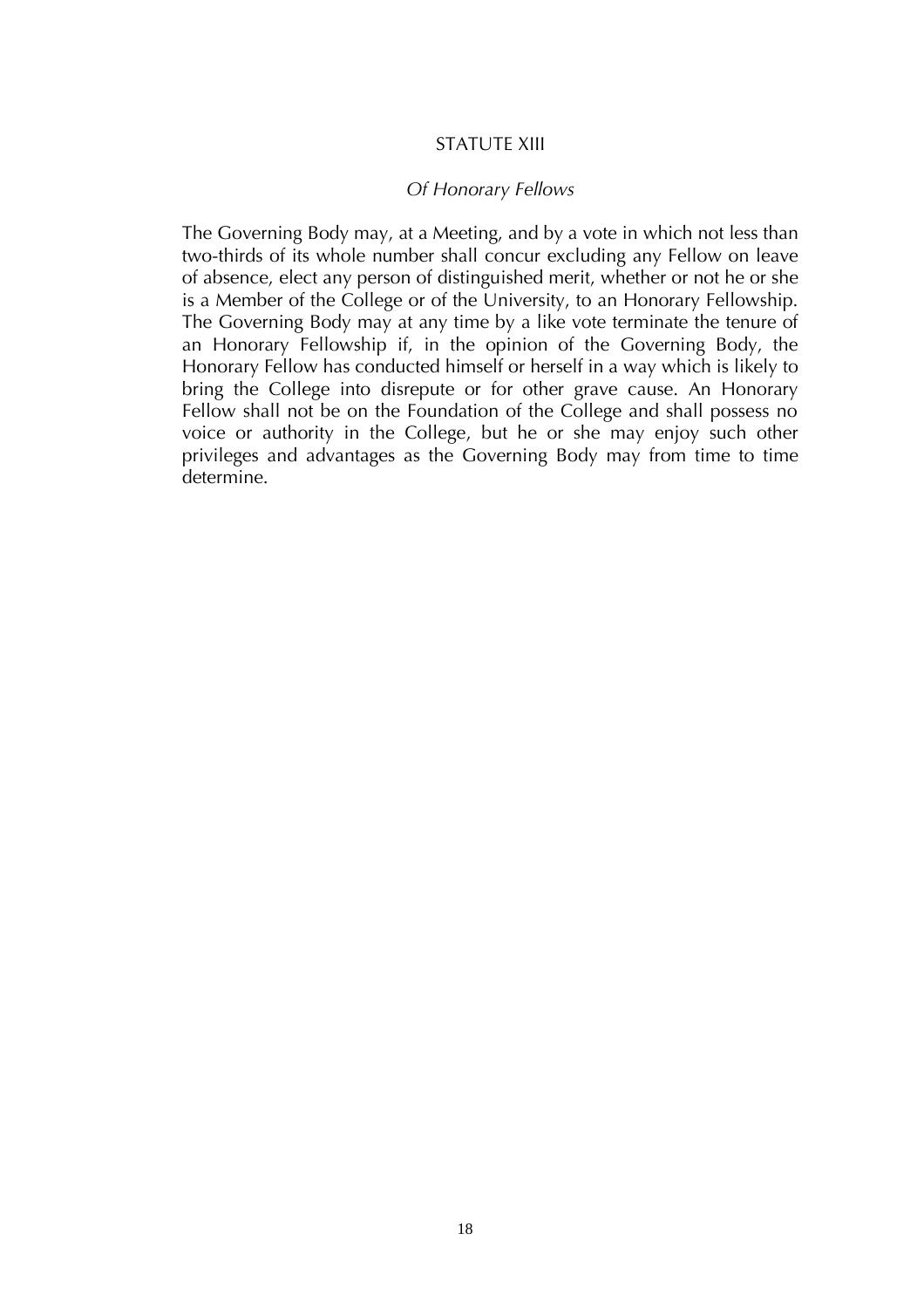## STATUTE XIII

### *Of Honorary Fellows*

The Governing Body may, at a Meeting, and by a vote in which not less than two-thirds of its whole number shall concur excluding any Fellow on leave of absence, elect any person of distinguished merit, whether or not he or she is a Member of the College or of the University, to an Honorary Fellowship. The Governing Body may at any time by a like vote terminate the tenure of an Honorary Fellowship if, in the opinion of the Governing Body, the Honorary Fellow has conducted himself or herself in a way which is likely to bring the College into disrepute or for other grave cause. An Honorary Fellow shall not be on the Foundation of the College and shall possess no voice or authority in the College, but he or she may enjoy such other privileges and advantages as the Governing Body may from time to time determine.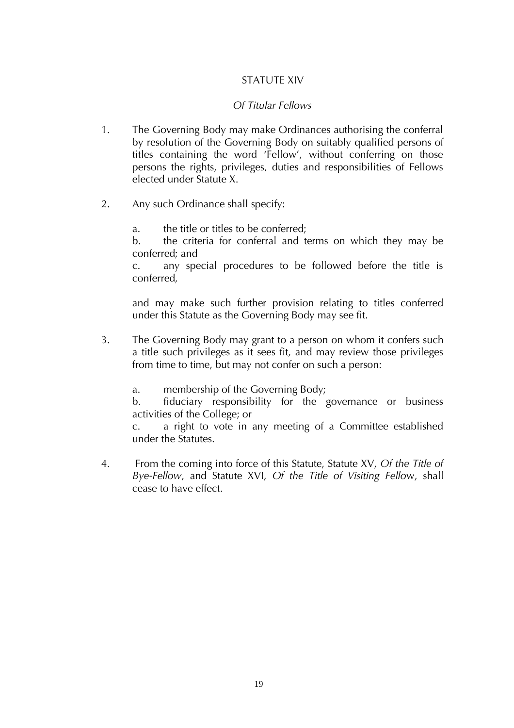## STATUTE XIV

### *Of Titular Fellows*

1. The Governing Body may make Ordinances authorising the conferral by resolution of the Governing Body on suitably qualified persons of titles containing the word 'Fellow', without conferring on those persons the rights, privileges, duties and responsibilities of Fellows elected under Statute X.

2. Any such Ordinance shall specify:

   a. the title or titles to be conferred;
   b. the criteria for conferral and terms on which they may be conferred; and
   c. any special procedures to be followed before the title is conferred,

   and may make such further provision relating to titles conferred under this Statute as the Governing Body may see fit.

3. The Governing Body may grant to a person on whom it confers such a title such privileges as it sees fit, and may review those privileges from time to time, but may not confer on such a person:

   a. membership of the Governing Body;
   b. fiduciary responsibility for the governance or business activities of the College; or
   c. a right to vote in any meeting of a Committee established under the Statutes.

4. From the coming into force of this Statute, Statute XV, *Of the Title of Bye-Fellow*, and Statute XVI, *Of the Title of Visiting Fellow*, shall cease to have effect.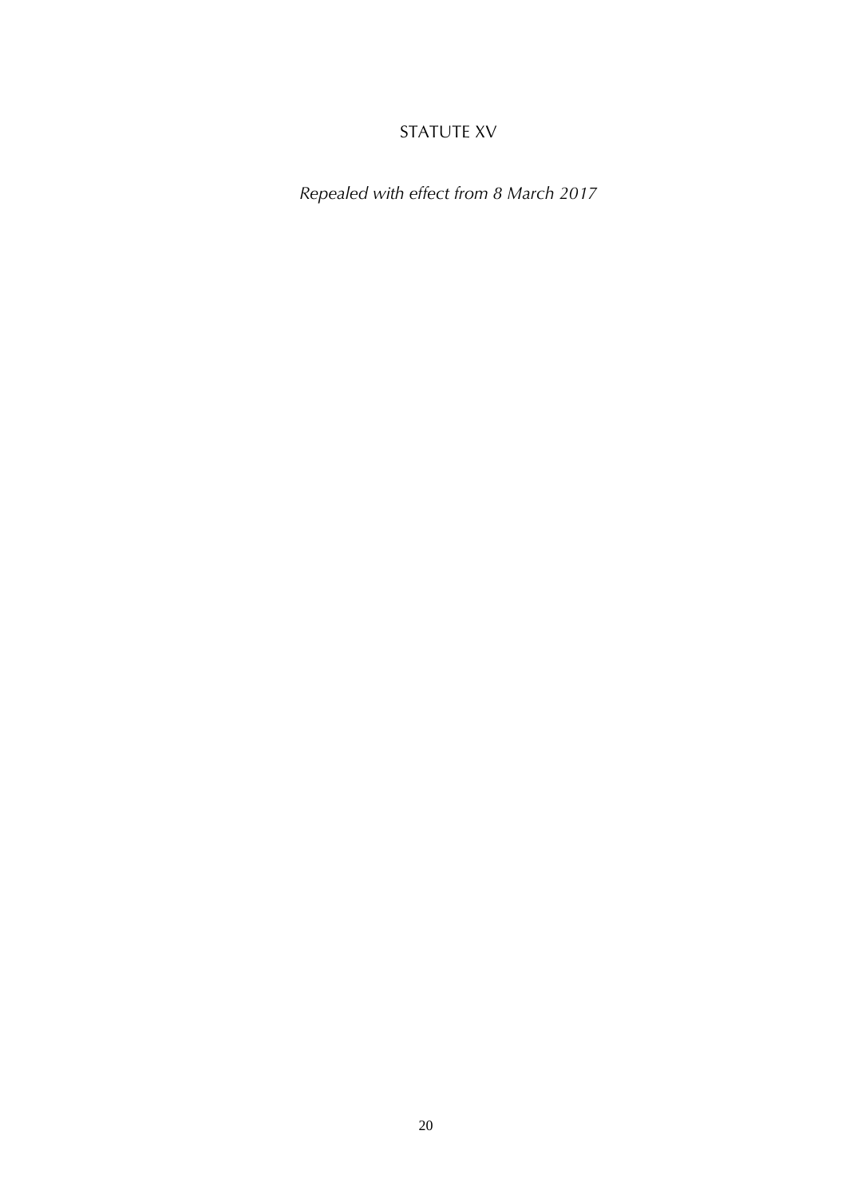# STATUTE XV

*Repealed with effect from 8 March 2017*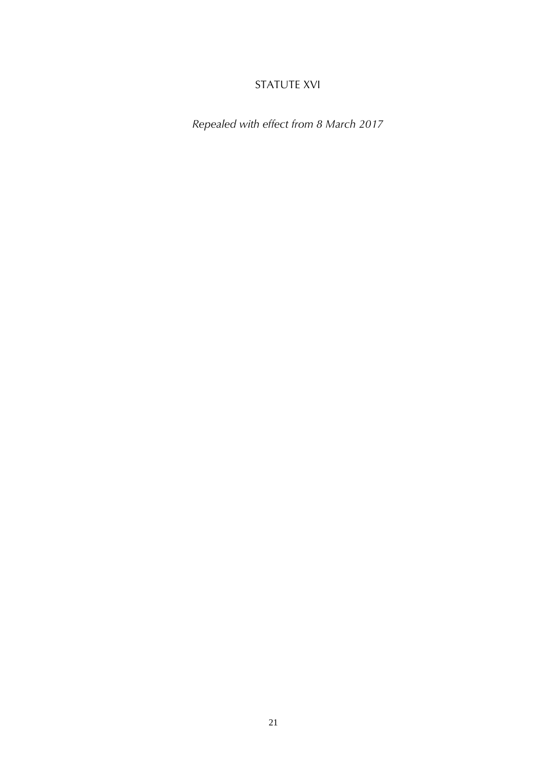# STATUTE XVI

*Repealed with effect from 8 March 2017*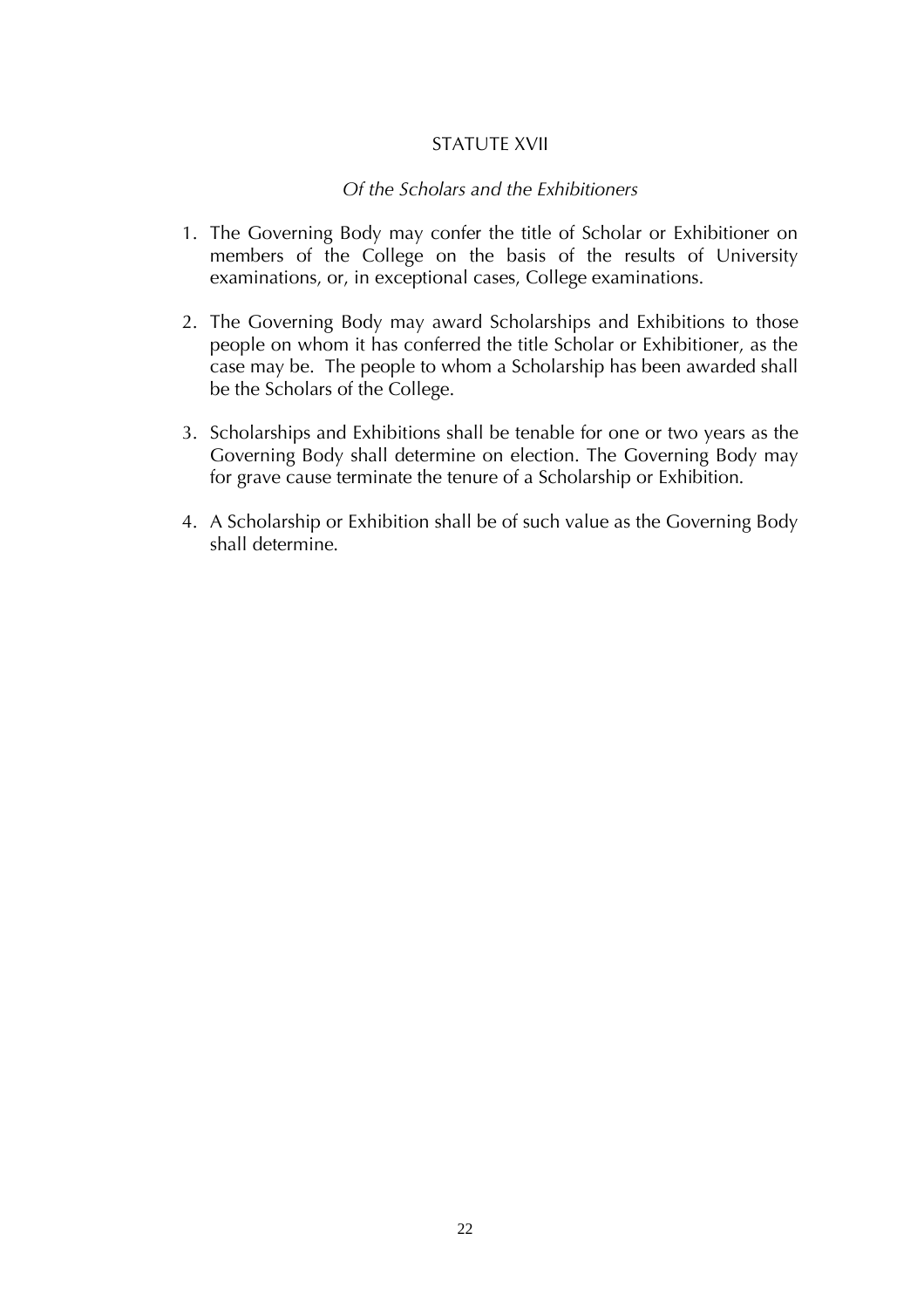# STATUTE XVII

## *Of the Scholars and the Exhibitioners*

1. The Governing Body may confer the title of Scholar or Exhibitioner on members of the College on the basis of the results of University examinations, or, in exceptional cases, College examinations.

2. The Governing Body may award Scholarships and Exhibitions to those people on whom it has conferred the title Scholar or Exhibitioner, as the case may be. The people to whom a Scholarship has been awarded shall be the Scholars of the College.

3. Scholarships and Exhibitions shall be tenable for one or two years as the Governing Body shall determine on election. The Governing Body may for grave cause terminate the tenure of a Scholarship or Exhibition.

4. A Scholarship or Exhibition shall be of such value as the Governing Body shall determine.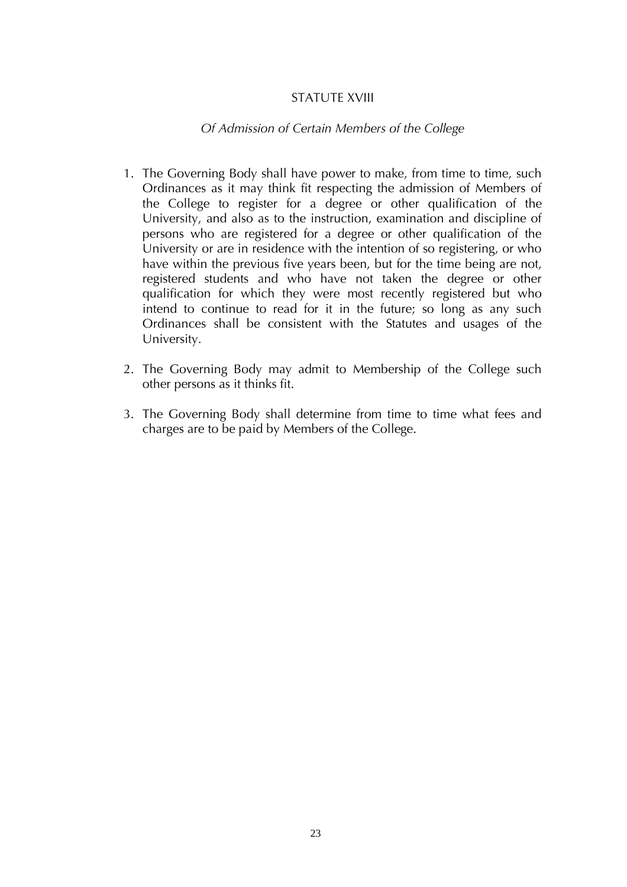# STATUTE XVIII

*Of Admission of Certain Members of the College*

1. The Governing Body shall have power to make, from time to time, such Ordinances as it may think fit respecting the admission of Members of the College to register for a degree or other qualification of the University, and also as to the instruction, examination and discipline of persons who are registered for a degree or other qualification of the University or are in residence with the intention of so registering, or who have within the previous five years been, but for the time being are not, registered students and who have not taken the degree or other qualification for which they were most recently registered but who intend to continue to read for it in the future; so long as any such Ordinances shall be consistent with the Statutes and usages of the University.

2. The Governing Body may admit to Membership of the College such other persons as it thinks fit.

3. The Governing Body shall determine from time to time what fees and charges are to be paid by Members of the College.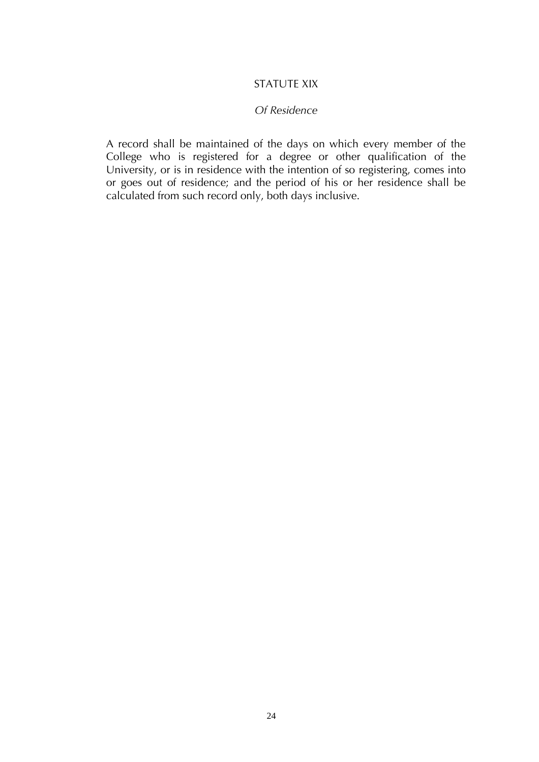## STATUTE XIX

### *Of Residence*

A record shall be maintained of the days on which every member of the College who is registered for a degree or other qualification of the University, or is in residence with the intention of so registering, comes into or goes out of residence; and the period of his or her residence shall be calculated from such record only, both days inclusive.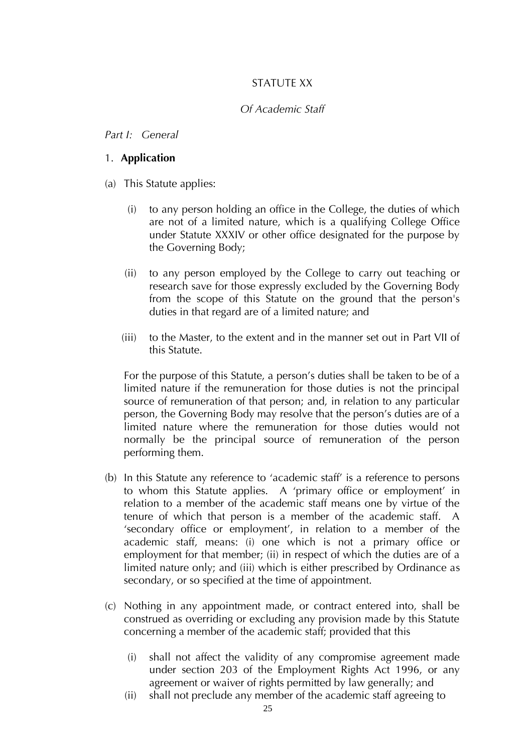# STATUTE XX

*Of Academic Staff*

*Part I: General*

## 1. **Application**

(a) This Statute applies:

  (i) to any person holding an office in the College, the duties of which are not of a limited nature, which is a qualifying College Office under Statute XXXIV or other office designated for the purpose by the Governing Body;

  (ii) to any person employed by the College to carry out teaching or research save for those expressly excluded by the Governing Body from the scope of this Statute on the ground that the person's duties in that regard are of a limited nature; and

  (iii) to the Master, to the extent and in the manner set out in Part VII of this Statute.

  For the purpose of this Statute, a person's duties shall be taken to be of a limited nature if the remuneration for those duties is not the principal source of remuneration of that person; and, in relation to any particular person, the Governing Body may resolve that the person's duties are of a limited nature where the remuneration for those duties would not normally be the principal source of remuneration of the person performing them.

(b) In this Statute any reference to 'academic staff' is a reference to persons to whom this Statute applies. A 'primary office or employment' in relation to a member of the academic staff means one by virtue of the tenure of which that person is a member of the academic staff. A 'secondary office or employment', in relation to a member of the academic staff, means: (i) one which is not a primary office or employment for that member; (ii) in respect of which the duties are of a limited nature only; and (iii) which is either prescribed by Ordinance as secondary, or so specified at the time of appointment.

(c) Nothing in any appointment made, or contract entered into, shall be construed as overriding or excluding any provision made by this Statute concerning a member of the academic staff; provided that this

  (i) shall not affect the validity of any compromise agreement made under section 203 of the Employment Rights Act 1996, or any agreement or waiver of rights permitted by law generally; and

  (ii) shall not preclude any member of the academic staff agreeing to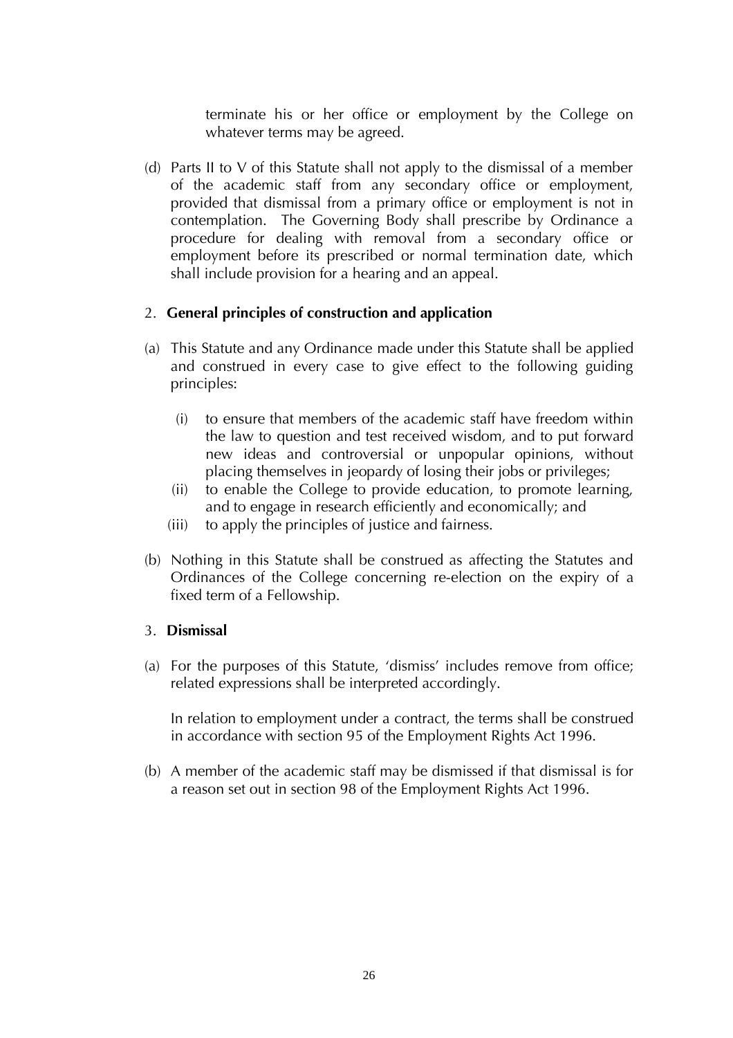terminate his or her office or employment by the College on whatever terms may be agreed.

(d) Parts II to V of this Statute shall not apply to the dismissal of a member of the academic staff from any secondary office or employment, provided that dismissal from a primary office or employment is not in contemplation. The Governing Body shall prescribe by Ordinance a procedure for dealing with removal from a secondary office or employment before its prescribed or normal termination date, which shall include provision for a hearing and an appeal.

### 2. General principles of construction and application

(a) This Statute and any Ordinance made under this Statute shall be applied and construed in every case to give effect to the following guiding principles:

   (i) to ensure that members of the academic staff have freedom within the law to question and test received wisdom, and to put forward new ideas and controversial or unpopular opinions, without placing themselves in jeopardy of losing their jobs or privileges;
   
   (ii) to enable the College to provide education, to promote learning, and to engage in research efficiently and economically; and
   
   (iii) to apply the principles of justice and fairness.

(b) Nothing in this Statute shall be construed as affecting the Statutes and Ordinances of the College concerning re-election on the expiry of a fixed term of a Fellowship.

### 3. Dismissal

(a) For the purposes of this Statute, 'dismiss' includes remove from office; related expressions shall be interpreted accordingly.

In relation to employment under a contract, the terms shall be construed in accordance with section 95 of the Employment Rights Act 1996.

(b) A member of the academic staff may be dismissed if that dismissal is for a reason set out in section 98 of the Employment Rights Act 1996.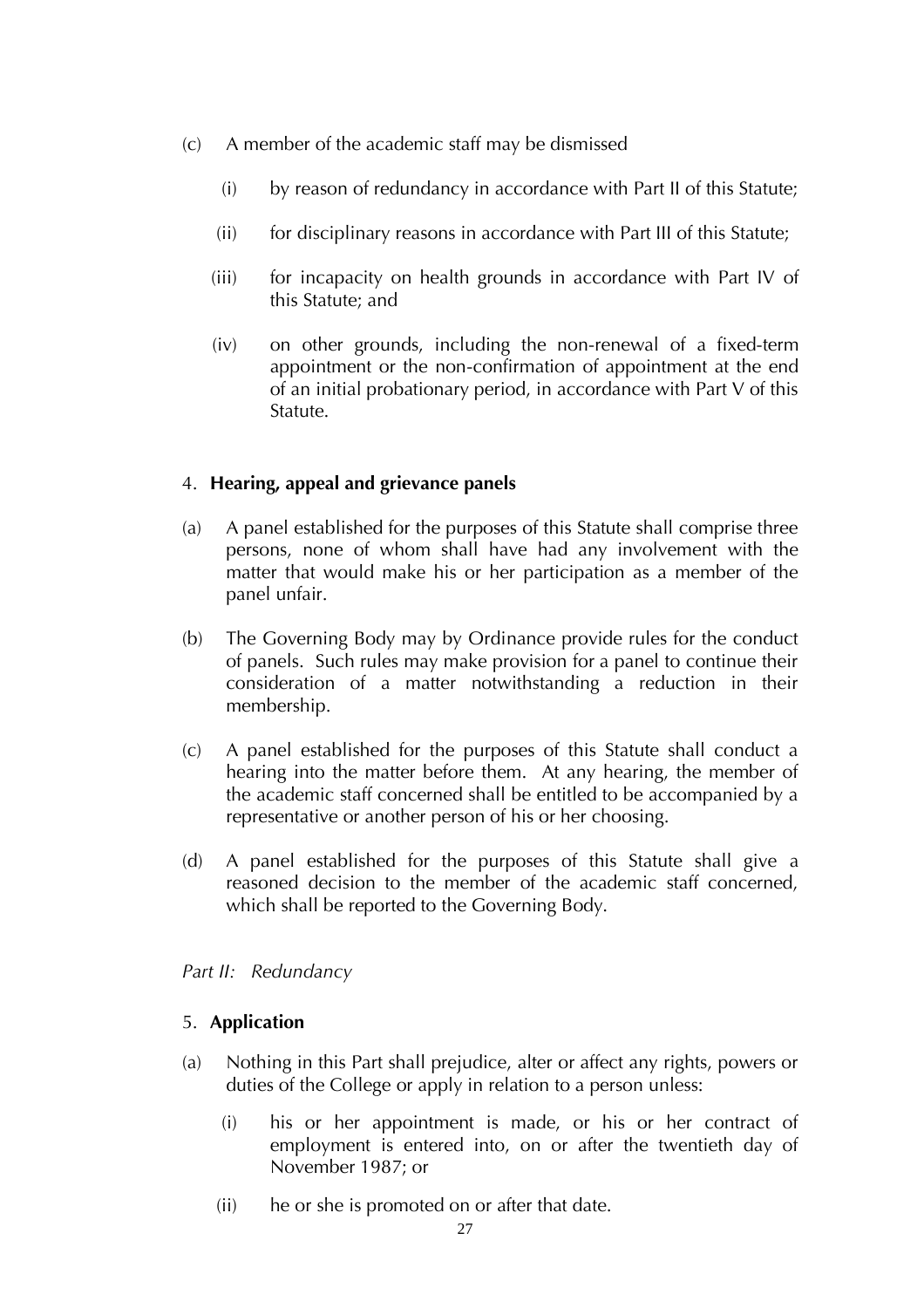(c) A member of the academic staff may be dismissed

   (i) by reason of redundancy in accordance with Part II of this Statute;

   (ii) for disciplinary reasons in accordance with Part III of this Statute;

   (iii) for incapacity on health grounds in accordance with Part IV of this Statute; and

   (iv) on other grounds, including the non-renewal of a fixed-term appointment or the non-confirmation of appointment at the end of an initial probationary period, in accordance with Part V of this Statute.

4. **Hearing, appeal and grievance panels**

(a) A panel established for the purposes of this Statute shall comprise three persons, none of whom shall have had any involvement with the matter that would make his or her participation as a member of the panel unfair.

(b) The Governing Body may by Ordinance provide rules for the conduct of panels. Such rules may make provision for a panel to continue their consideration of a matter notwithstanding a reduction in their membership.

(c) A panel established for the purposes of this Statute shall conduct a hearing into the matter before them. At any hearing, the member of the academic staff concerned shall be entitled to be accompanied by a representative or another person of his or her choosing.

(d) A panel established for the purposes of this Statute shall give a reasoned decision to the member of the academic staff concerned, which shall be reported to the Governing Body.

*Part II: Redundancy*

5. **Application**

(a) Nothing in this Part shall prejudice, alter or affect any rights, powers or duties of the College or apply in relation to a person unless:

   (i) his or her appointment is made, or his or her contract of employment is entered into, on or after the twentieth day of November 1987; or

   (ii) he or she is promoted on or after that date.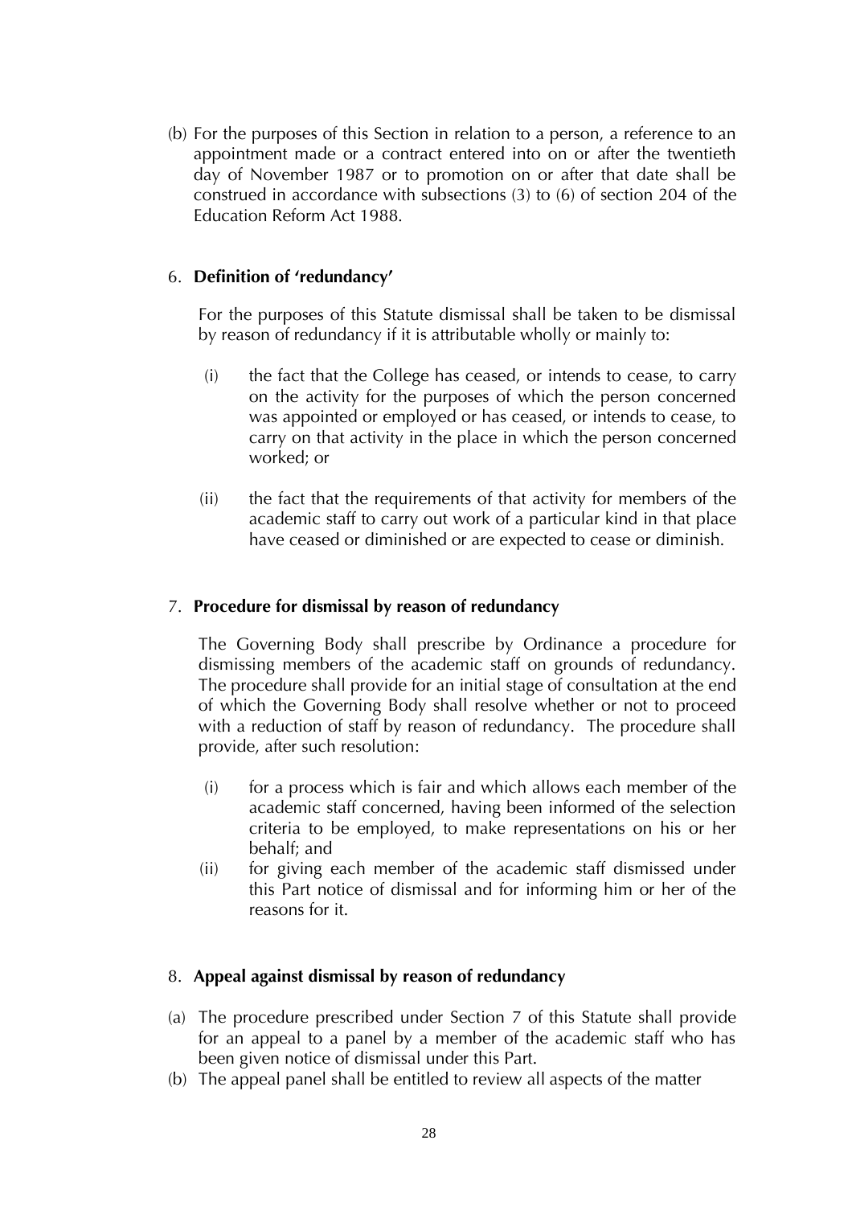(b) For the purposes of this Section in relation to a person, a reference to an appointment made or a contract entered into on or after the twentieth day of November 1987 or to promotion on or after that date shall be construed in accordance with subsections (3) to (6) of section 204 of the Education Reform Act 1988.

## 6. Definition of 'redundancy'

For the purposes of this Statute dismissal shall be taken to be dismissal by reason of redundancy if it is attributable wholly or mainly to:

(i) the fact that the College has ceased, or intends to cease, to carry on the activity for the purposes of which the person concerned was appointed or employed or has ceased, or intends to cease, to carry on that activity in the place in which the person concerned worked; or

(ii) the fact that the requirements of that activity for members of the academic staff to carry out work of a particular kind in that place have ceased or diminished or are expected to cease or diminish.

## 7. Procedure for dismissal by reason of redundancy

The Governing Body shall prescribe by Ordinance a procedure for dismissing members of the academic staff on grounds of redundancy. The procedure shall provide for an initial stage of consultation at the end of which the Governing Body shall resolve whether or not to proceed with a reduction of staff by reason of redundancy. The procedure shall provide, after such resolution:

(i) for a process which is fair and which allows each member of the academic staff concerned, having been informed of the selection criteria to be employed, to make representations on his or her behalf; and
(ii) for giving each member of the academic staff dismissed under this Part notice of dismissal and for informing him or her of the reasons for it.

## 8. Appeal against dismissal by reason of redundancy

(a) The procedure prescribed under Section 7 of this Statute shall provide for an appeal to a panel by a member of the academic staff who has been given notice of dismissal under this Part.
(b) The appeal panel shall be entitled to review all aspects of the matter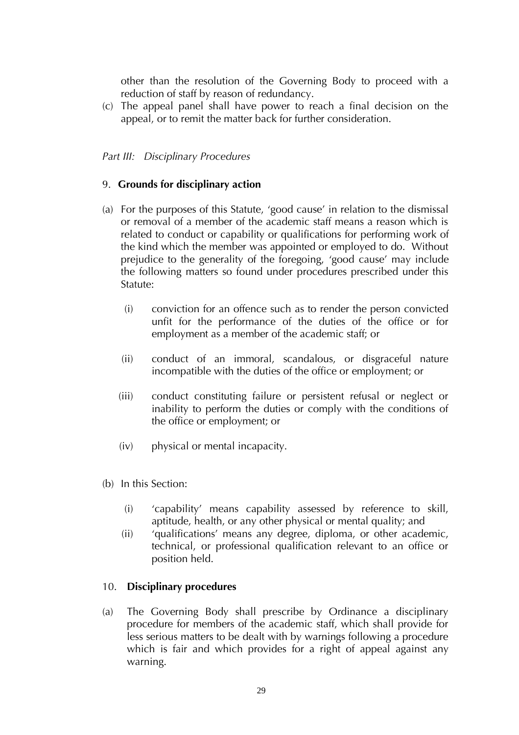other than the resolution of the Governing Body to proceed with a reduction of staff by reason of redundancy.

(c) The appeal panel shall have power to reach a final decision on the appeal, or to remit the matter back for further consideration.

*Part III: Disciplinary Procedures*

## 9. **Grounds for disciplinary action**

(a) For the purposes of this Statute, 'good cause' in relation to the dismissal or removal of a member of the academic staff means a reason which is related to conduct or capability or qualifications for performing work of the kind which the member was appointed or employed to do. Without prejudice to the generality of the foregoing, 'good cause' may include the following matters so found under procedures prescribed under this Statute:

   (i) conviction for an offence such as to render the person convicted unfit for the performance of the duties of the office or for employment as a member of the academic staff; or

   (ii) conduct of an immoral, scandalous, or disgraceful nature incompatible with the duties of the office or employment; or

   (iii) conduct constituting failure or persistent refusal or neglect or inability to perform the duties or comply with the conditions of the office or employment; or

   (iv) physical or mental incapacity.

(b) In this Section:

   (i) 'capability' means capability assessed by reference to skill, aptitude, health, or any other physical or mental quality; and
   (ii) 'qualifications' means any degree, diploma, or other academic, technical, or professional qualification relevant to an office or position held.

## 10. **Disciplinary procedures**

(a) The Governing Body shall prescribe by Ordinance a disciplinary procedure for members of the academic staff, which shall provide for less serious matters to be dealt with by warnings following a procedure which is fair and which provides for a right of appeal against any warning.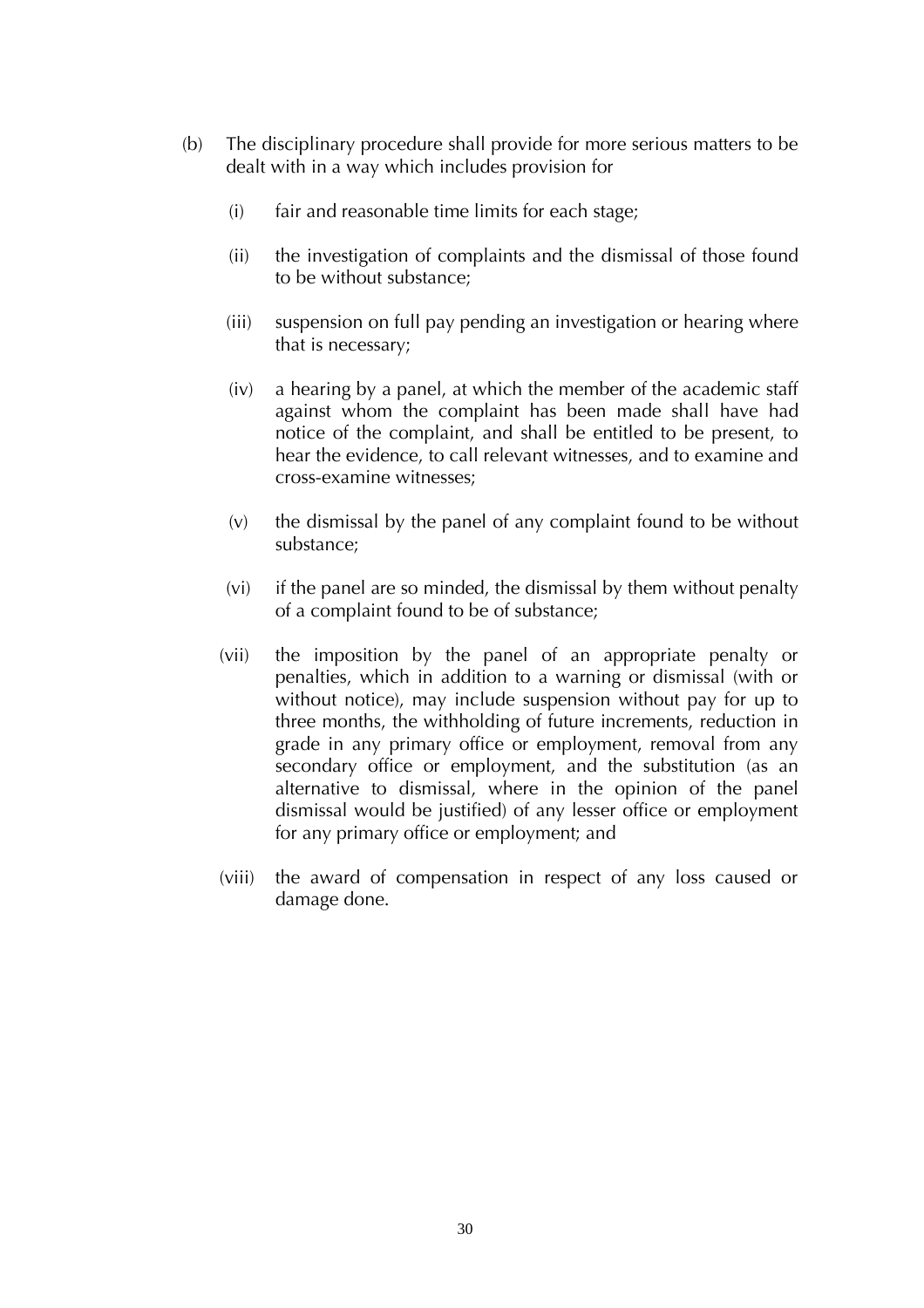(b) The disciplinary procedure shall provide for more serious matters to be dealt with in a way which includes provision for

   (i) fair and reasonable time limits for each stage;

   (ii) the investigation of complaints and the dismissal of those found to be without substance;

   (iii) suspension on full pay pending an investigation or hearing where that is necessary;

   (iv) a hearing by a panel, at which the member of the academic staff against whom the complaint has been made shall have had notice of the complaint, and shall be entitled to be present, to hear the evidence, to call relevant witnesses, and to examine and cross-examine witnesses;

   (v) the dismissal by the panel of any complaint found to be without substance;

   (vi) if the panel are so minded, the dismissal by them without penalty of a complaint found to be of substance;

   (vii) the imposition by the panel of an appropriate penalty or penalties, which in addition to a warning or dismissal (with or without notice), may include suspension without pay for up to three months, the withholding of future increments, reduction in grade in any primary office or employment, removal from any secondary office or employment, and the substitution (as an alternative to dismissal, where in the opinion of the panel dismissal would be justified) of any lesser office or employment for any primary office or employment; and

   (viii) the award of compensation in respect of any loss caused or damage done.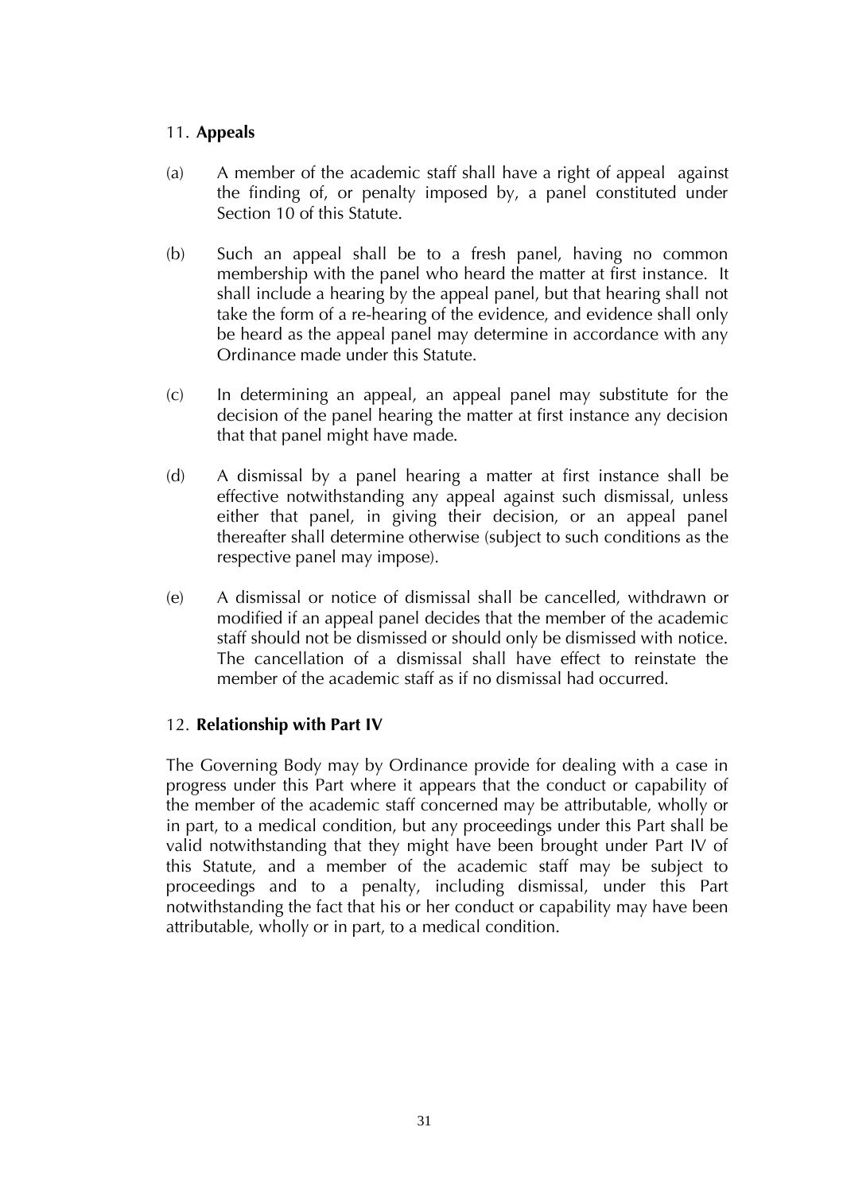### 11. **Appeals**

(a) A member of the academic staff shall have a right of appeal against the finding of, or penalty imposed by, a panel constituted under Section 10 of this Statute.

(b) Such an appeal shall be to a fresh panel, having no common membership with the panel who heard the matter at first instance. It shall include a hearing by the appeal panel, but that hearing shall not take the form of a re-hearing of the evidence, and evidence shall only be heard as the appeal panel may determine in accordance with any Ordinance made under this Statute.

(c) In determining an appeal, an appeal panel may substitute for the decision of the panel hearing the matter at first instance any decision that that panel might have made.

(d) A dismissal by a panel hearing a matter at first instance shall be effective notwithstanding any appeal against such dismissal, unless either that panel, in giving their decision, or an appeal panel thereafter shall determine otherwise (subject to such conditions as the respective panel may impose).

(e) A dismissal or notice of dismissal shall be cancelled, withdrawn or modified if an appeal panel decides that the member of the academic staff should not be dismissed or should only be dismissed with notice. The cancellation of a dismissal shall have effect to reinstate the member of the academic staff as if no dismissal had occurred.

### 12. **Relationship with Part IV**

The Governing Body may by Ordinance provide for dealing with a case in progress under this Part where it appears that the conduct or capability of the member of the academic staff concerned may be attributable, wholly or in part, to a medical condition, but any proceedings under this Part shall be valid notwithstanding that they might have been brought under Part IV of this Statute, and a member of the academic staff may be subject to proceedings and to a penalty, including dismissal, under this Part notwithstanding the fact that his or her conduct or capability may have been attributable, wholly or in part, to a medical condition.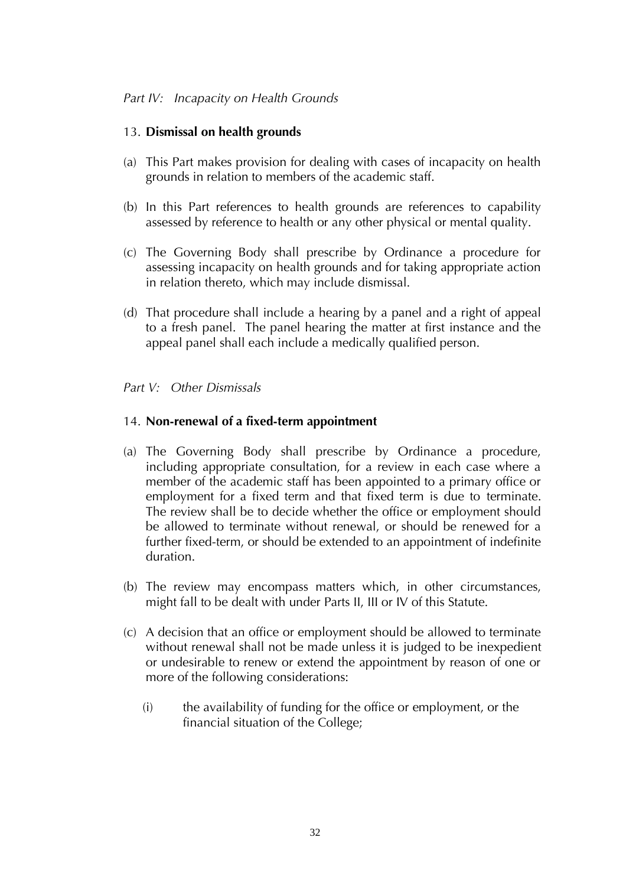*Part IV: Incapacity on Health Grounds*

13. **Dismissal on health grounds**

(a) This Part makes provision for dealing with cases of incapacity on health grounds in relation to members of the academic staff.

(b) In this Part references to health grounds are references to capability assessed by reference to health or any other physical or mental quality.

(c) The Governing Body shall prescribe by Ordinance a procedure for assessing incapacity on health grounds and for taking appropriate action in relation thereto, which may include dismissal.

(d) That procedure shall include a hearing by a panel and a right of appeal to a fresh panel. The panel hearing the matter at first instance and the appeal panel shall each include a medically qualified person.

*Part V: Other Dismissals*

14. **Non-renewal of a fixed-term appointment**

(a) The Governing Body shall prescribe by Ordinance a procedure, including appropriate consultation, for a review in each case where a member of the academic staff has been appointed to a primary office or employment for a fixed term and that fixed term is due to terminate. The review shall be to decide whether the office or employment should be allowed to terminate without renewal, or should be renewed for a further fixed-term, or should be extended to an appointment of indefinite duration.

(b) The review may encompass matters which, in other circumstances, might fall to be dealt with under Parts II, III or IV of this Statute.

(c) A decision that an office or employment should be allowed to terminate without renewal shall not be made unless it is judged to be inexpedient or undesirable to renew or extend the appointment by reason of one or more of the following considerations:

   (i) the availability of funding for the office or employment, or the financial situation of the College;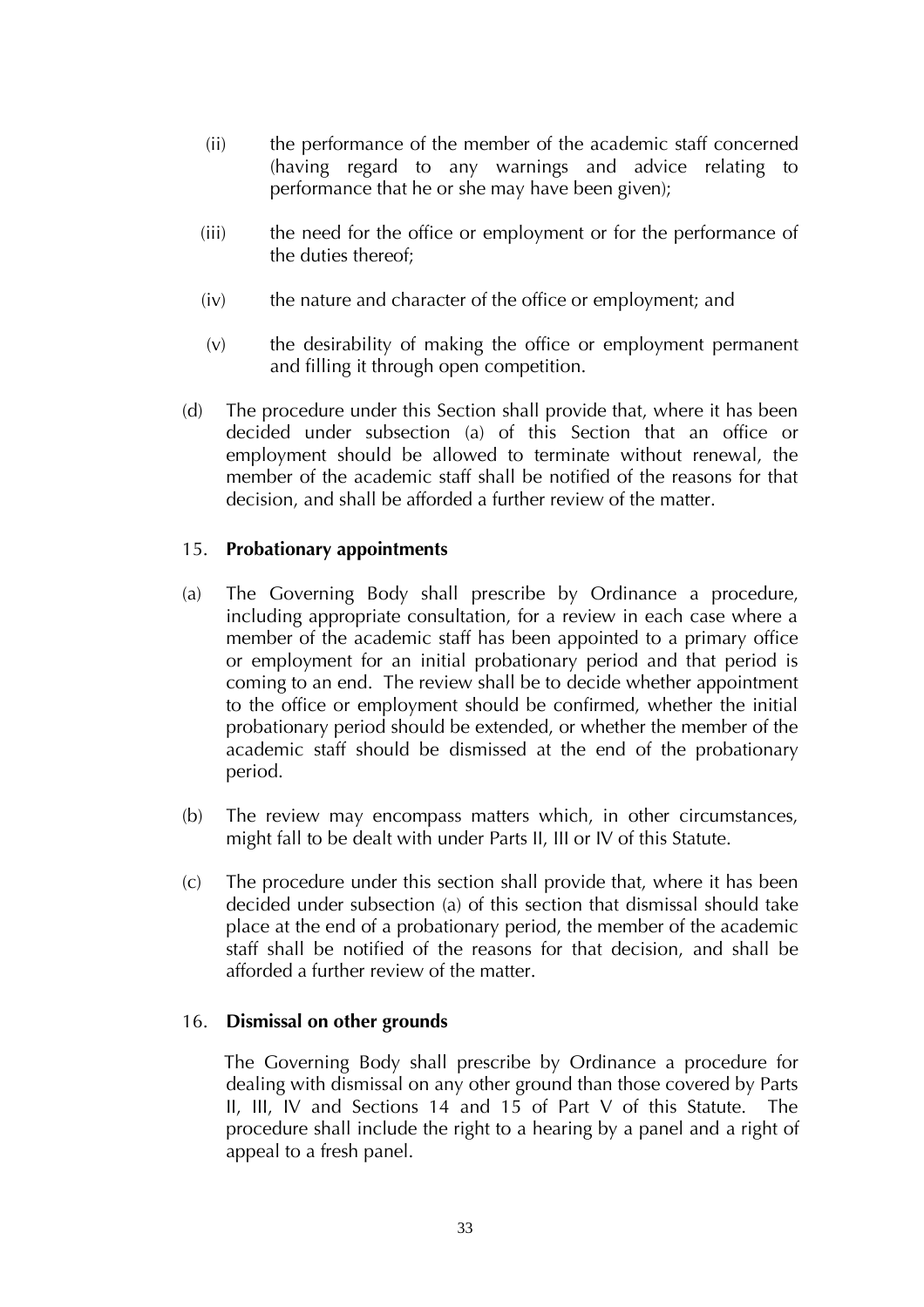(ii) the performance of the member of the academic staff concerned (having regard to any warnings and advice relating to performance that he or she may have been given);

(iii) the need for the office or employment or for the performance of the duties thereof;

(iv) the nature and character of the office or employment; and

(v) the desirability of making the office or employment permanent and filling it through open competition.

(d) The procedure under this Section shall provide that, where it has been decided under subsection (a) of this Section that an office or employment should be allowed to terminate without renewal, the member of the academic staff shall be notified of the reasons for that decision, and shall be afforded a further review of the matter.

15. **Probationary appointments**

(a) The Governing Body shall prescribe by Ordinance a procedure, including appropriate consultation, for a review in each case where a member of the academic staff has been appointed to a primary office or employment for an initial probationary period and that period is coming to an end. The review shall be to decide whether appointment to the office or employment should be confirmed, whether the initial probationary period should be extended, or whether the member of the academic staff should be dismissed at the end of the probationary period.

(b) The review may encompass matters which, in other circumstances, might fall to be dealt with under Parts II, III or IV of this Statute.

(c) The procedure under this section shall provide that, where it has been decided under subsection (a) of this section that dismissal should take place at the end of a probationary period, the member of the academic staff shall be notified of the reasons for that decision, and shall be afforded a further review of the matter.

16. **Dismissal on other grounds**

The Governing Body shall prescribe by Ordinance a procedure for dealing with dismissal on any other ground than those covered by Parts II, III, IV and Sections 14 and 15 of Part V of this Statute. The procedure shall include the right to a hearing by a panel and a right of appeal to a fresh panel.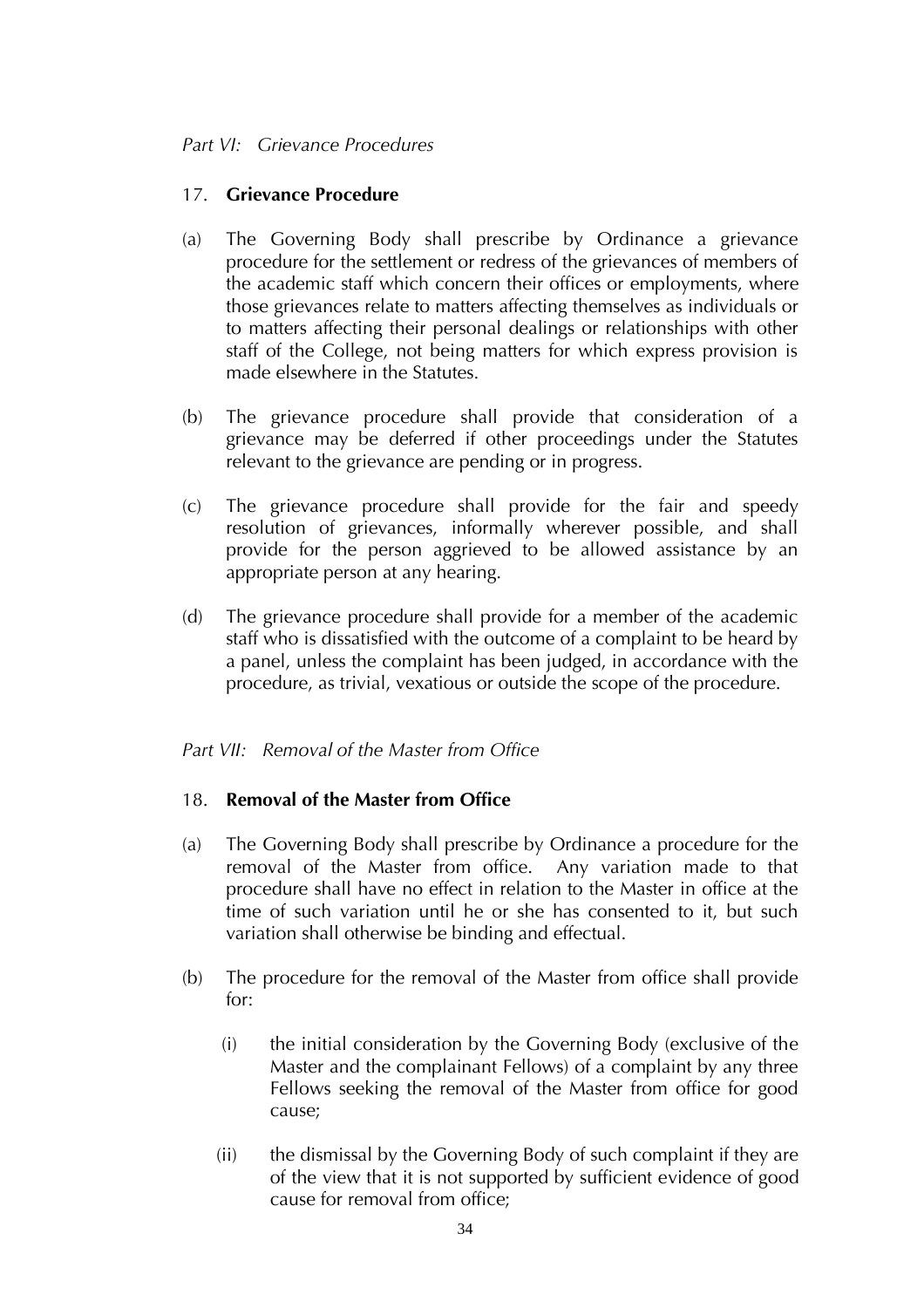*Part VI: Grievance Procedures*

## 17. **Grievance Procedure**

(a) The Governing Body shall prescribe by Ordinance a grievance procedure for the settlement or redress of the grievances of members of the academic staff which concern their offices or employments, where those grievances relate to matters affecting themselves as individuals or to matters affecting their personal dealings or relationships with other staff of the College, not being matters for which express provision is made elsewhere in the Statutes.

(b) The grievance procedure shall provide that consideration of a grievance may be deferred if other proceedings under the Statutes relevant to the grievance are pending or in progress.

(c) The grievance procedure shall provide for the fair and speedy resolution of grievances, informally wherever possible, and shall provide for the person aggrieved to be allowed assistance by an appropriate person at any hearing.

(d) The grievance procedure shall provide for a member of the academic staff who is dissatisfied with the outcome of a complaint to be heard by a panel, unless the complaint has been judged, in accordance with the procedure, as trivial, vexatious or outside the scope of the procedure.

*Part VII: Removal of the Master from Office*

## 18. **Removal of the Master from Office**

(a) The Governing Body shall prescribe by Ordinance a procedure for the removal of the Master from office. Any variation made to that procedure shall have no effect in relation to the Master in office at the time of such variation until he or she has consented to it, but such variation shall otherwise be binding and effectual.

(b) The procedure for the removal of the Master from office shall provide for:

  (i) the initial consideration by the Governing Body (exclusive of the Master and the complainant Fellows) of a complaint by any three Fellows seeking the removal of the Master from office for good cause;

  (ii) the dismissal by the Governing Body of such complaint if they are of the view that it is not supported by sufficient evidence of good cause for removal from office;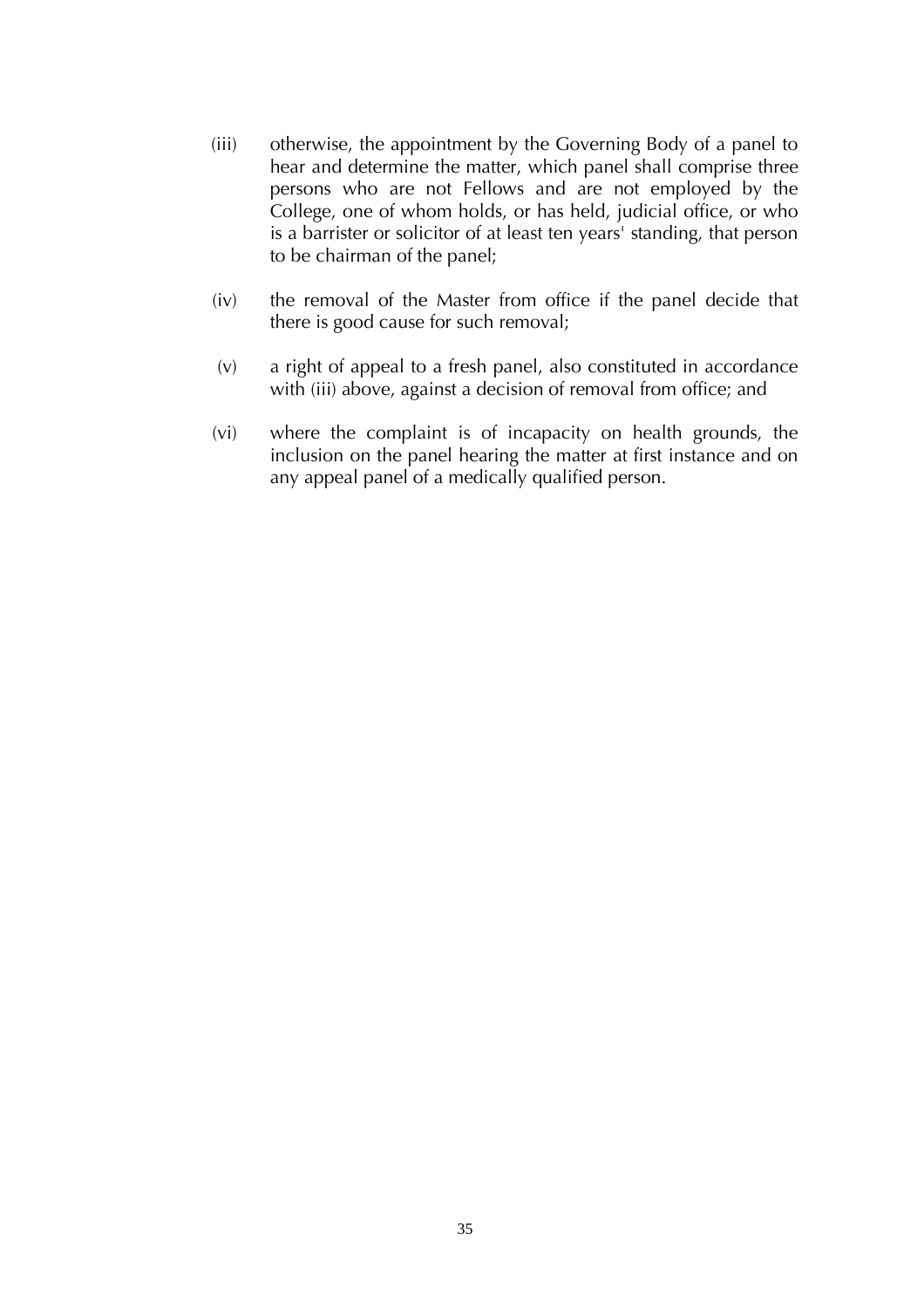(iii) otherwise, the appointment by the Governing Body of a panel to hear and determine the matter, which panel shall comprise three persons who are not Fellows and are not employed by the College, one of whom holds, or has held, judicial office, or who is a barrister or solicitor of at least ten years' standing, that person to be chairman of the panel;

(iv) the removal of the Master from office if the panel decide that there is good cause for such removal;

(v) a right of appeal to a fresh panel, also constituted in accordance with (iii) above, against a decision of removal from office; and

(vi) where the complaint is of incapacity on health grounds, the inclusion on the panel hearing the matter at first instance and on any appeal panel of a medically qualified person.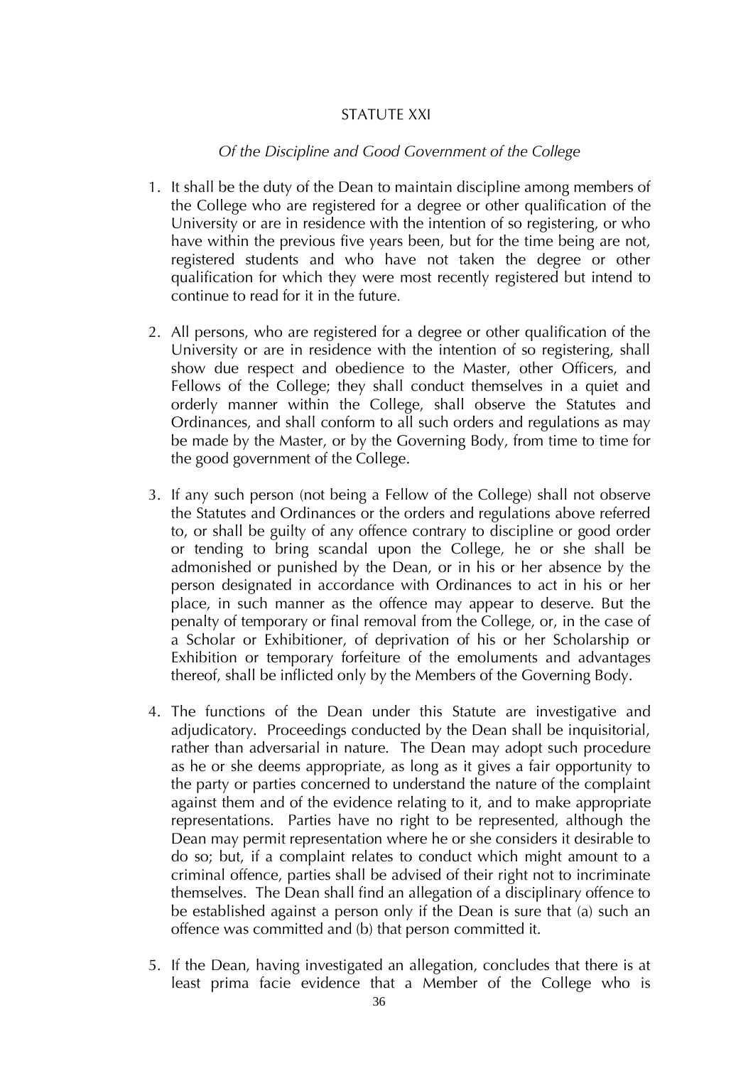# STATUTE XXI

*Of the Discipline and Good Government of the College*

1. It shall be the duty of the Dean to maintain discipline among members of the College who are registered for a degree or other qualification of the University or are in residence with the intention of so registering, or who have within the previous five years been, but for the time being are not, registered students and who have not taken the degree or other qualification for which they were most recently registered but intend to continue to read for it in the future.

2. All persons, who are registered for a degree or other qualification of the University or are in residence with the intention of so registering, shall show due respect and obedience to the Master, other Officers, and Fellows of the College; they shall conduct themselves in a quiet and orderly manner within the College, shall observe the Statutes and Ordinances, and shall conform to all such orders and regulations as may be made by the Master, or by the Governing Body, from time to time for the good government of the College.

3. If any such person (not being a Fellow of the College) shall not observe the Statutes and Ordinances or the orders and regulations above referred to, or shall be guilty of any offence contrary to discipline or good order or tending to bring scandal upon the College, he or she shall be admonished or punished by the Dean, or in his or her absence by the person designated in accordance with Ordinances to act in his or her place, in such manner as the offence may appear to deserve. But the penalty of temporary or final removal from the College, or, in the case of a Scholar or Exhibitioner, of deprivation of his or her Scholarship or Exhibition or temporary forfeiture of the emoluments and advantages thereof, shall be inflicted only by the Members of the Governing Body.

4. The functions of the Dean under this Statute are investigative and adjudicatory. Proceedings conducted by the Dean shall be inquisitorial, rather than adversarial in nature. The Dean may adopt such procedure as he or she deems appropriate, as long as it gives a fair opportunity to the party or parties concerned to understand the nature of the complaint against them and of the evidence relating to it, and to make appropriate representations. Parties have no right to be represented, although the Dean may permit representation where he or she considers it desirable to do so; but, if a complaint relates to conduct which might amount to a criminal offence, parties shall be advised of their right not to incriminate themselves. The Dean shall find an allegation of a disciplinary offence to be established against a person only if the Dean is sure that (a) such an offence was committed and (b) that person committed it.

5. If the Dean, having investigated an allegation, concludes that there is at least prima facie evidence that a Member of the College who is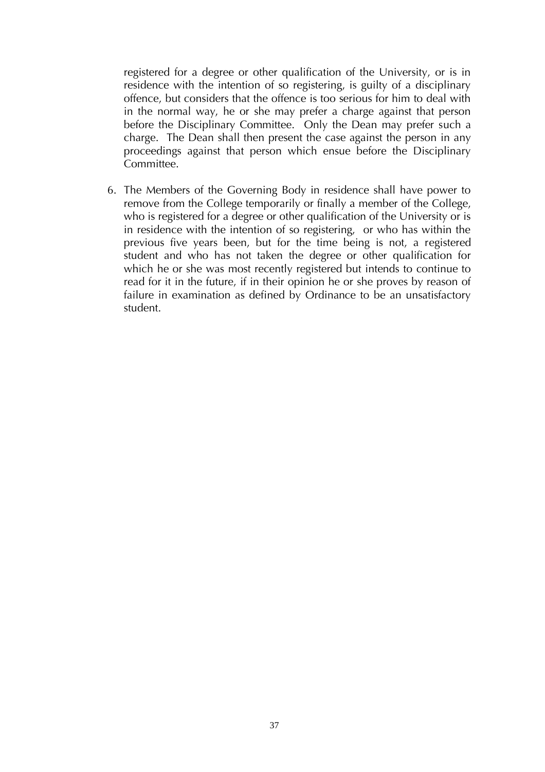registered for a degree or other qualification of the University, or is in residence with the intention of so registering, is guilty of a disciplinary offence, but considers that the offence is too serious for him to deal with in the normal way, he or she may prefer a charge against that person before the Disciplinary Committee. Only the Dean may prefer such a charge. The Dean shall then present the case against the person in any proceedings against that person which ensue before the Disciplinary Committee.

6. The Members of the Governing Body in residence shall have power to remove from the College temporarily or finally a member of the College, who is registered for a degree or other qualification of the University or is in residence with the intention of so registering, or who has within the previous five years been, but for the time being is not, a registered student and who has not taken the degree or other qualification for which he or she was most recently registered but intends to continue to read for it in the future, if in their opinion he or she proves by reason of failure in examination as defined by Ordinance to be an unsatisfactory student.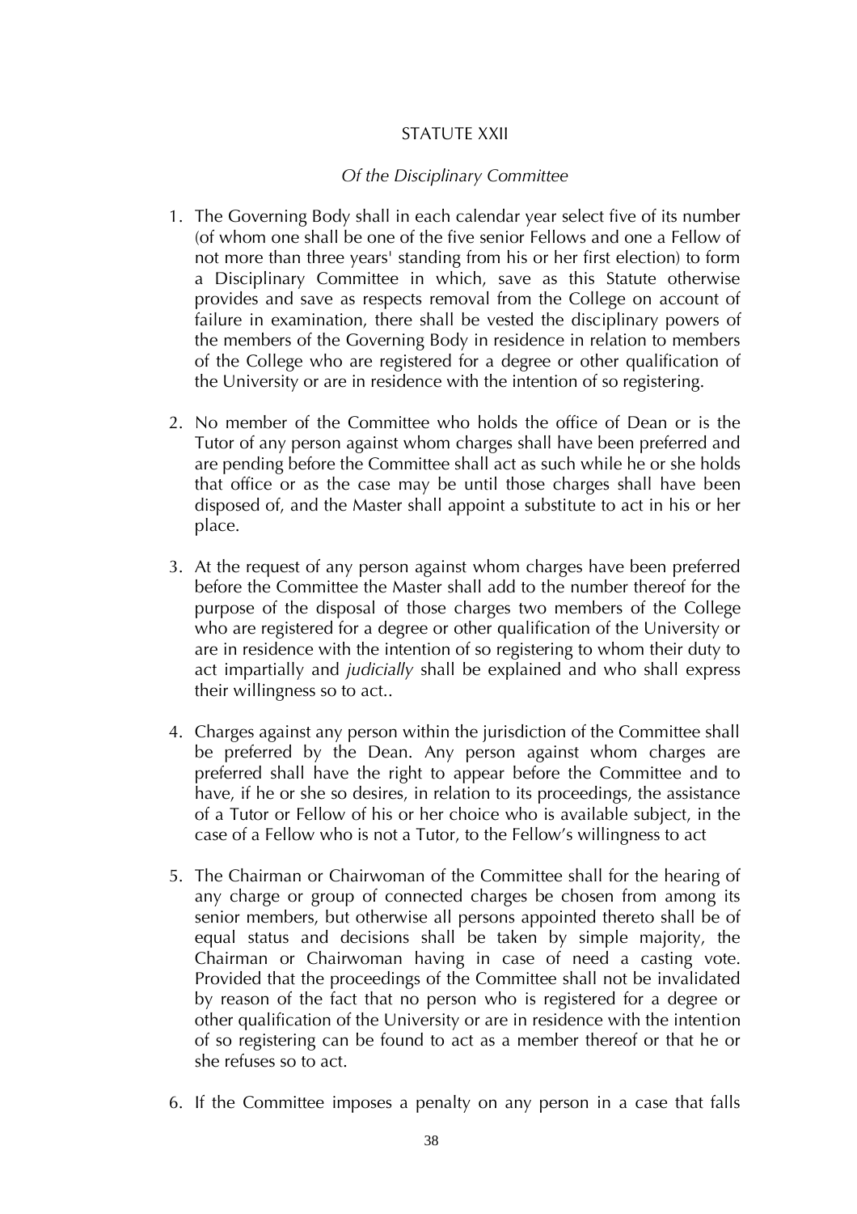STATUTE XXII

*Of the Disciplinary Committee*

1. The Governing Body shall in each calendar year select five of its number (of whom one shall be one of the five senior Fellows and one a Fellow of not more than three years' standing from his or her first election) to form a Disciplinary Committee in which, save as this Statute otherwise provides and save as respects removal from the College on account of failure in examination, there shall be vested the disciplinary powers of the members of the Governing Body in residence in relation to members of the College who are registered for a degree or other qualification of the University or are in residence with the intention of so registering.

2. No member of the Committee who holds the office of Dean or is the Tutor of any person against whom charges shall have been preferred and are pending before the Committee shall act as such while he or she holds that office or as the case may be until those charges shall have been disposed of, and the Master shall appoint a substitute to act in his or her place.

3. At the request of any person against whom charges have been preferred before the Committee the Master shall add to the number thereof for the purpose of the disposal of those charges two members of the College who are registered for a degree or other qualification of the University or are in residence with the intention of so registering to whom their duty to act impartially and *judicially* shall be explained and who shall express their willingness so to act..

4. Charges against any person within the jurisdiction of the Committee shall be preferred by the Dean. Any person against whom charges are preferred shall have the right to appear before the Committee and to have, if he or she so desires, in relation to its proceedings, the assistance of a Tutor or Fellow of his or her choice who is available subject, in the case of a Fellow who is not a Tutor, to the Fellow's willingness to act

5. The Chairman or Chairwoman of the Committee shall for the hearing of any charge or group of connected charges be chosen from among its senior members, but otherwise all persons appointed thereto shall be of equal status and decisions shall be taken by simple majority, the Chairman or Chairwoman having in case of need a casting vote. Provided that the proceedings of the Committee shall not be invalidated by reason of the fact that no person who is registered for a degree or other qualification of the University or are in residence with the intention of so registering can be found to act as a member thereof or that he or she refuses so to act.

6. If the Committee imposes a penalty on any person in a case that falls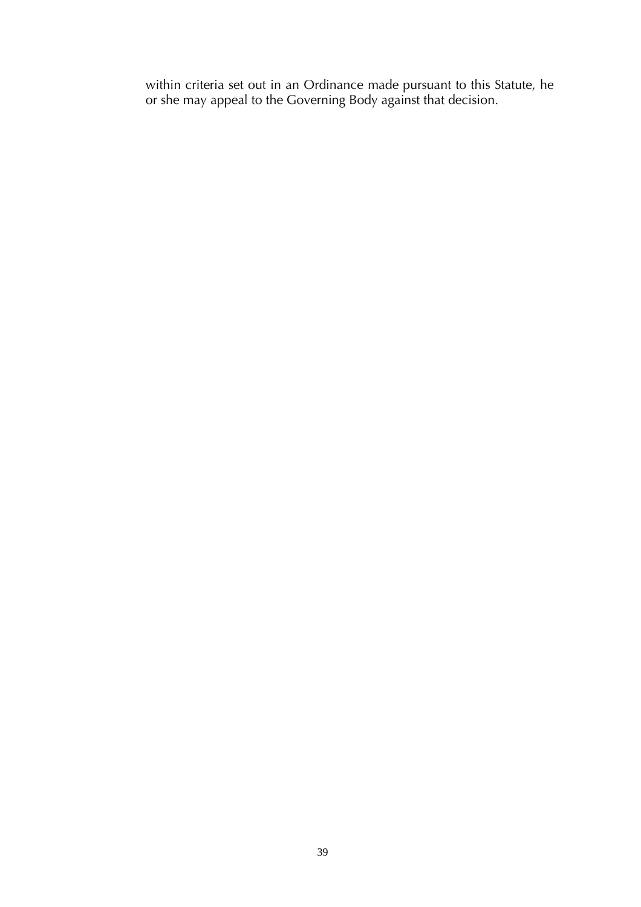within criteria set out in an Ordinance made pursuant to this Statute, he or she may appeal to the Governing Body against that decision.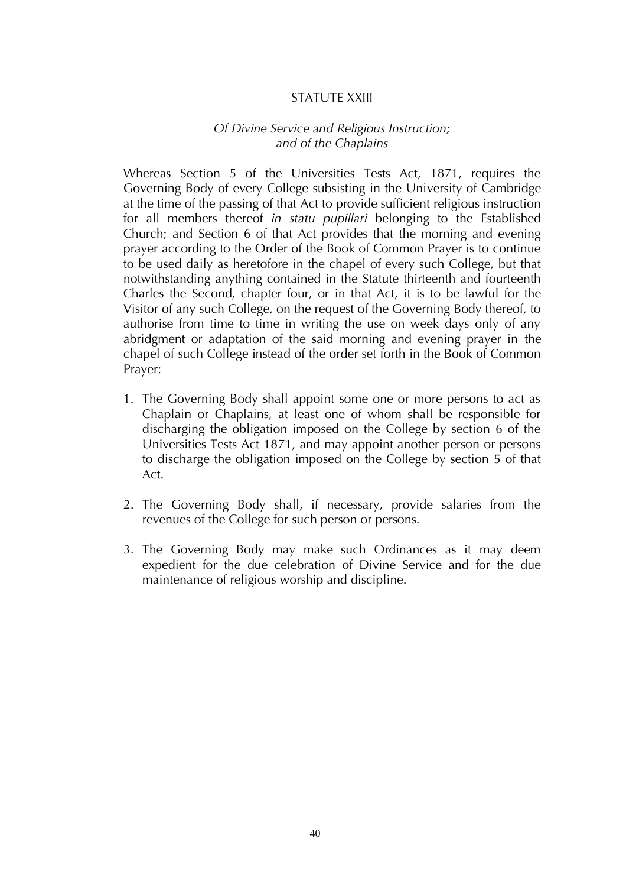## STATUTE XXIII

### *Of Divine Service and Religious Instruction; and of the Chaplains*

Whereas Section 5 of the Universities Tests Act, 1871, requires the Governing Body of every College subsisting in the University of Cambridge at the time of the passing of that Act to provide sufficient religious instruction for all members thereof *in statu pupillari* belonging to the Established Church; and Section 6 of that Act provides that the morning and evening prayer according to the Order of the Book of Common Prayer is to continue to be used daily as heretofore in the chapel of every such College, but that notwithstanding anything contained in the Statute thirteenth and fourteenth Charles the Second, chapter four, or in that Act, it is to be lawful for the Visitor of any such College, on the request of the Governing Body thereof, to authorise from time to time in writing the use on week days only of any abridgment or adaptation of the said morning and evening prayer in the chapel of such College instead of the order set forth in the Book of Common Prayer:

1. The Governing Body shall appoint some one or more persons to act as Chaplain or Chaplains, at least one of whom shall be responsible for discharging the obligation imposed on the College by section 6 of the Universities Tests Act 1871, and may appoint another person or persons to discharge the obligation imposed on the College by section 5 of that Act.

2. The Governing Body shall, if necessary, provide salaries from the revenues of the College for such person or persons.

3. The Governing Body may make such Ordinances as it may deem expedient for the due celebration of Divine Service and for the due maintenance of religious worship and discipline.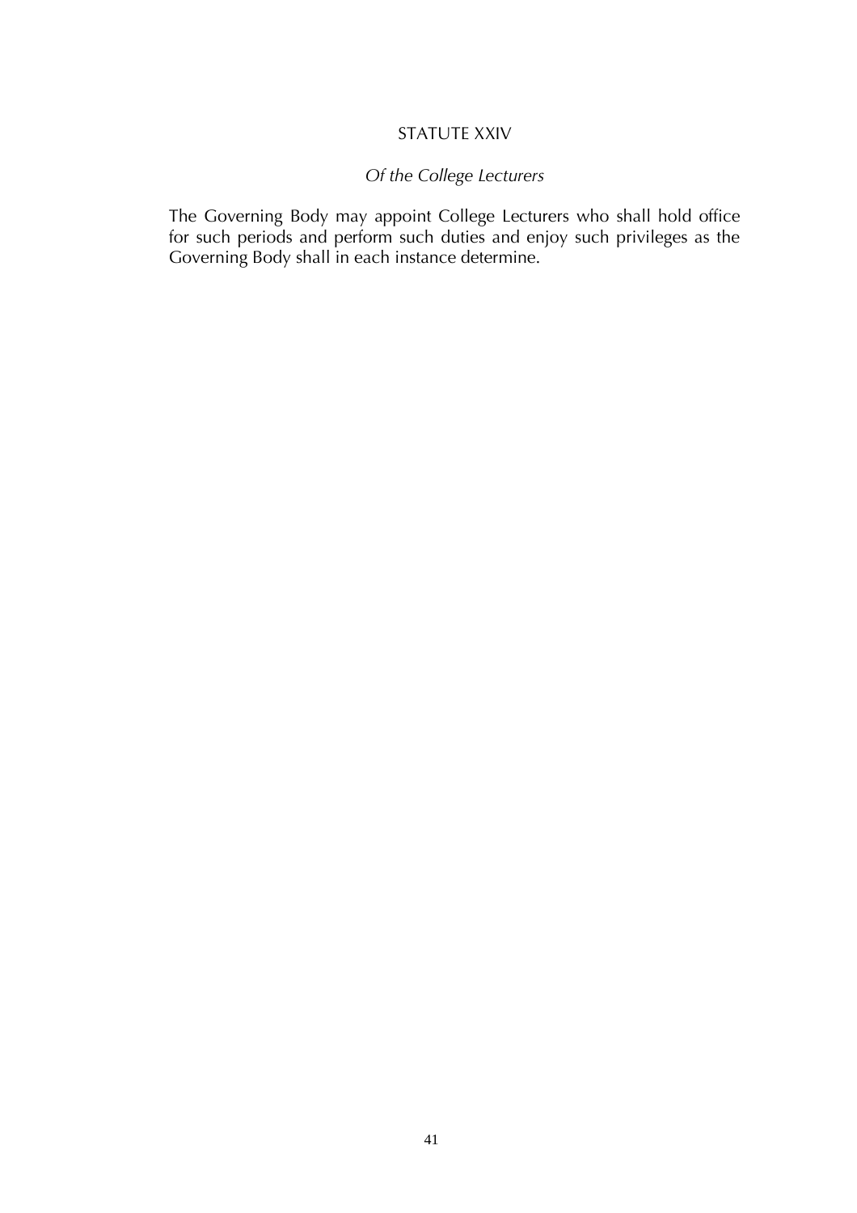## STATUTE XXIV

### *Of the College Lecturers*

The Governing Body may appoint College Lecturers who shall hold office for such periods and perform such duties and enjoy such privileges as the Governing Body shall in each instance determine.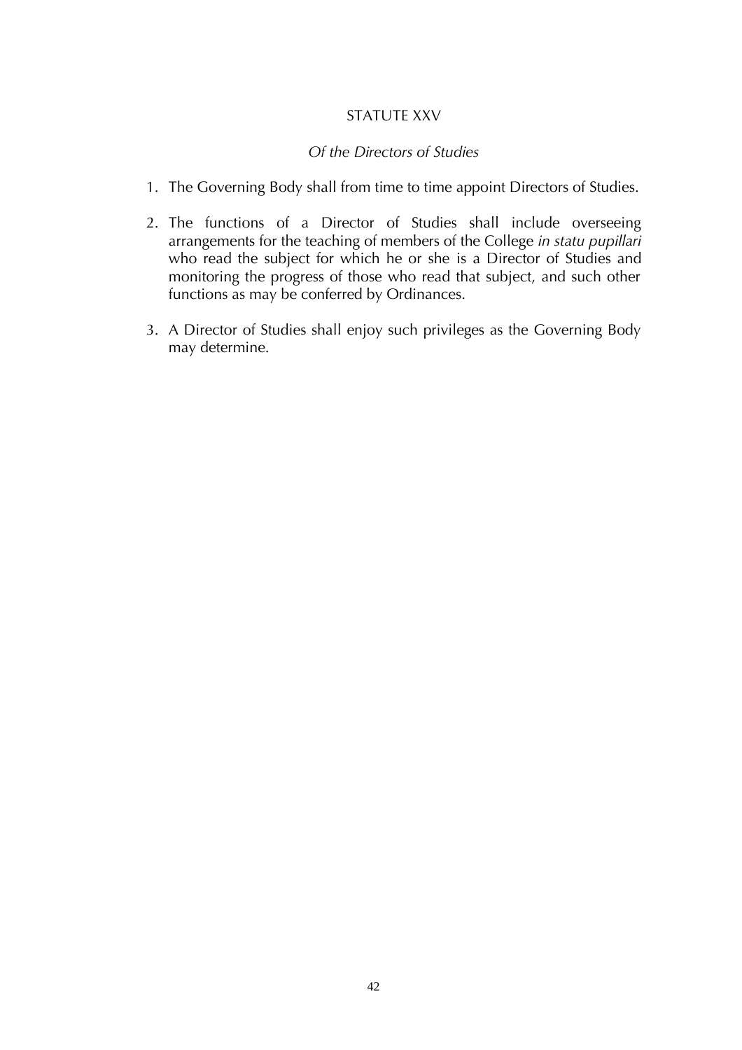## STATUTE XXV

### *Of the Directors of Studies*

1. The Governing Body shall from time to time appoint Directors of Studies.

2. The functions of a Director of Studies shall include overseeing arrangements for the teaching of members of the College *in statu pupillari* who read the subject for which he or she is a Director of Studies and monitoring the progress of those who read that subject, and such other functions as may be conferred by Ordinances.

3. A Director of Studies shall enjoy such privileges as the Governing Body may determine.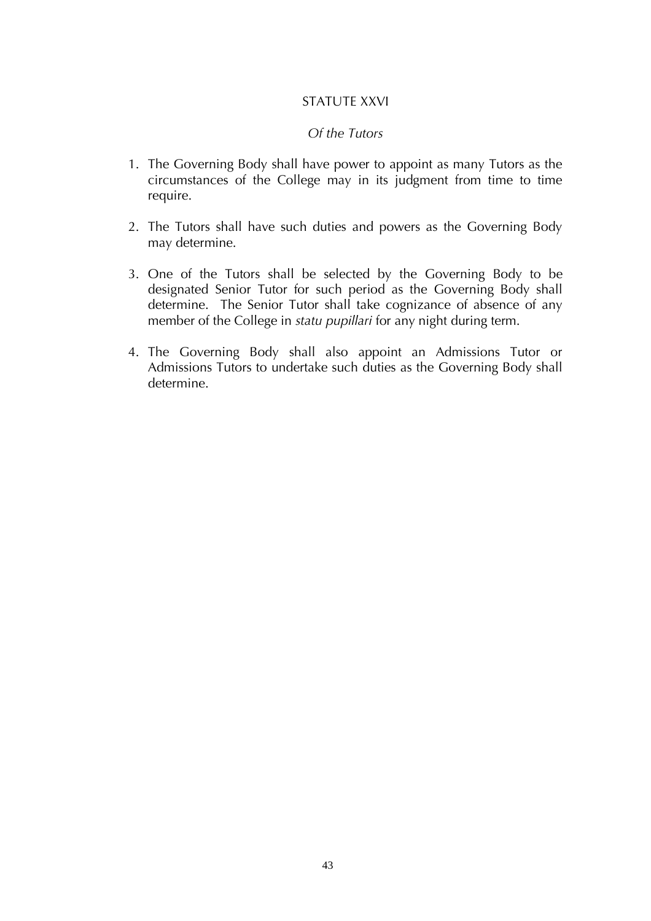## STATUTE XXVI

### *Of the Tutors*

1. The Governing Body shall have power to appoint as many Tutors as the circumstances of the College may in its judgment from time to time require.

2. The Tutors shall have such duties and powers as the Governing Body may determine.

3. One of the Tutors shall be selected by the Governing Body to be designated Senior Tutor for such period as the Governing Body shall determine. The Senior Tutor shall take cognizance of absence of any member of the College in *statu pupillari* for any night during term.

4. The Governing Body shall also appoint an Admissions Tutor or Admissions Tutors to undertake such duties as the Governing Body shall determine.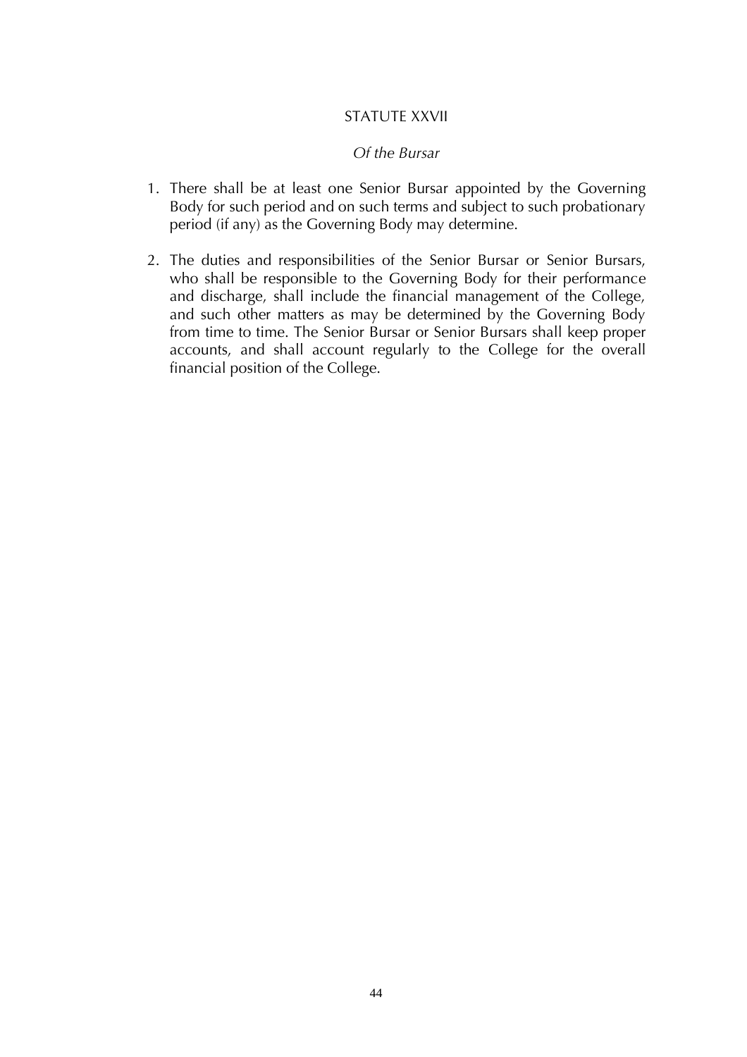## STATUTE XXVII

*Of the Bursar*

1. There shall be at least one Senior Bursar appointed by the Governing Body for such period and on such terms and subject to such probationary period (if any) as the Governing Body may determine.

2. The duties and responsibilities of the Senior Bursar or Senior Bursars, who shall be responsible to the Governing Body for their performance and discharge, shall include the financial management of the College, and such other matters as may be determined by the Governing Body from time to time. The Senior Bursar or Senior Bursars shall keep proper accounts, and shall account regularly to the College for the overall financial position of the College.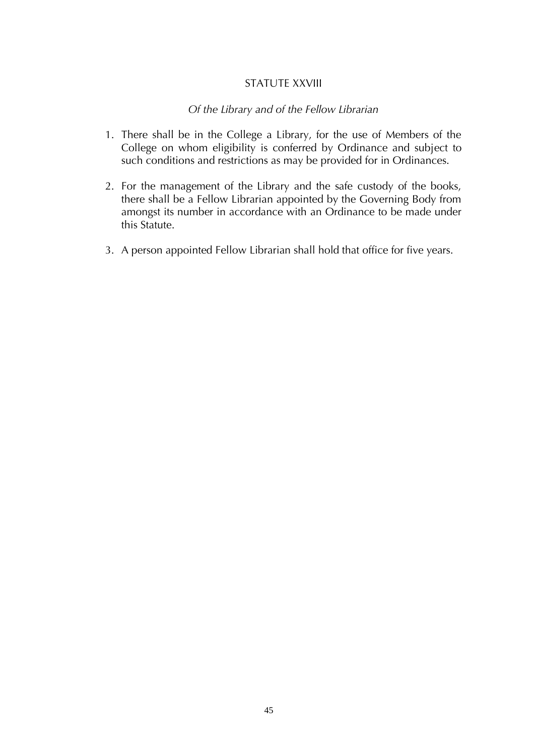## STATUTE XXVIII

*Of the Library and of the Fellow Librarian*

1. There shall be in the College a Library, for the use of Members of the College on whom eligibility is conferred by Ordinance and subject to such conditions and restrictions as may be provided for in Ordinances.

2. For the management of the Library and the safe custody of the books, there shall be a Fellow Librarian appointed by the Governing Body from amongst its number in accordance with an Ordinance to be made under this Statute.

3. A person appointed Fellow Librarian shall hold that office for five years.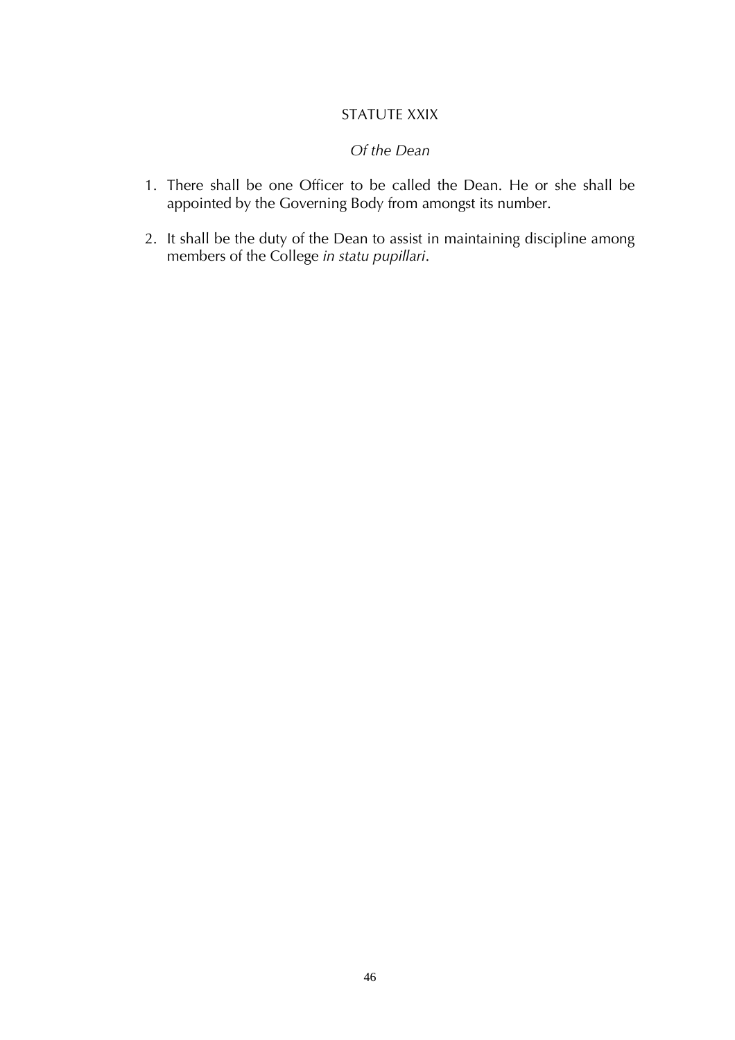## STATUTE XXIX

*Of the Dean*

1. There shall be one Officer to be called the Dean. He or she shall be appointed by the Governing Body from amongst its number.

2. It shall be the duty of the Dean to assist in maintaining discipline among members of the College *in statu pupillari*.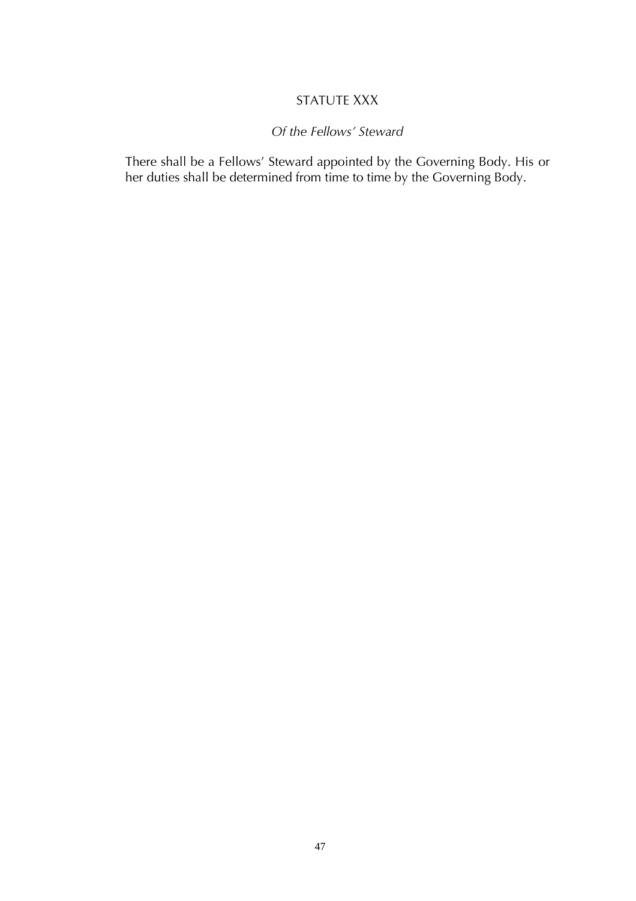## STATUTE XXX

*Of the Fellows' Steward*

There shall be a Fellows' Steward appointed by the Governing Body. His or her duties shall be determined from time to time by the Governing Body.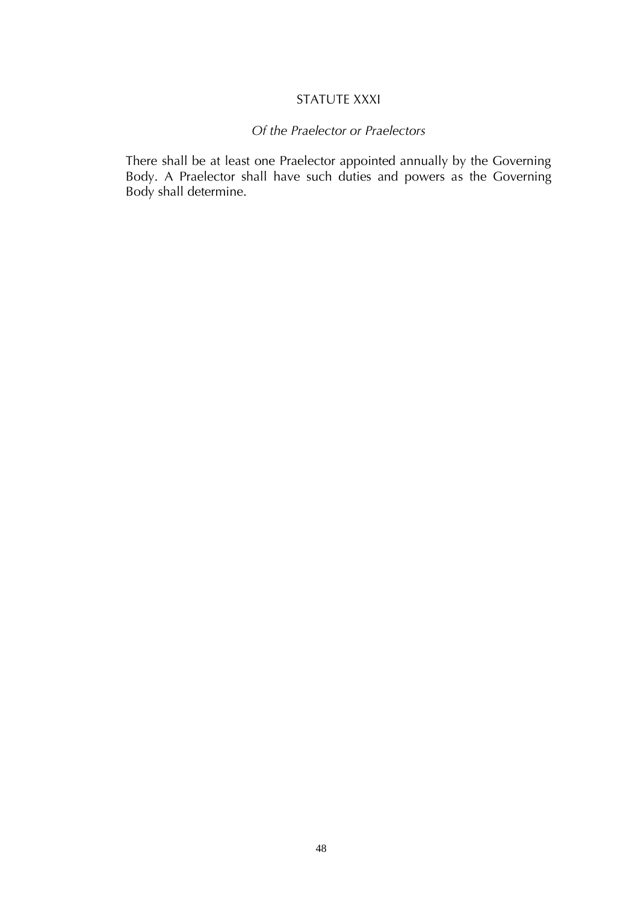## STATUTE XXXI

*Of the Praelector or Praelectors*

There shall be at least one Praelector appointed annually by the Governing Body. A Praelector shall have such duties and powers as the Governing Body shall determine.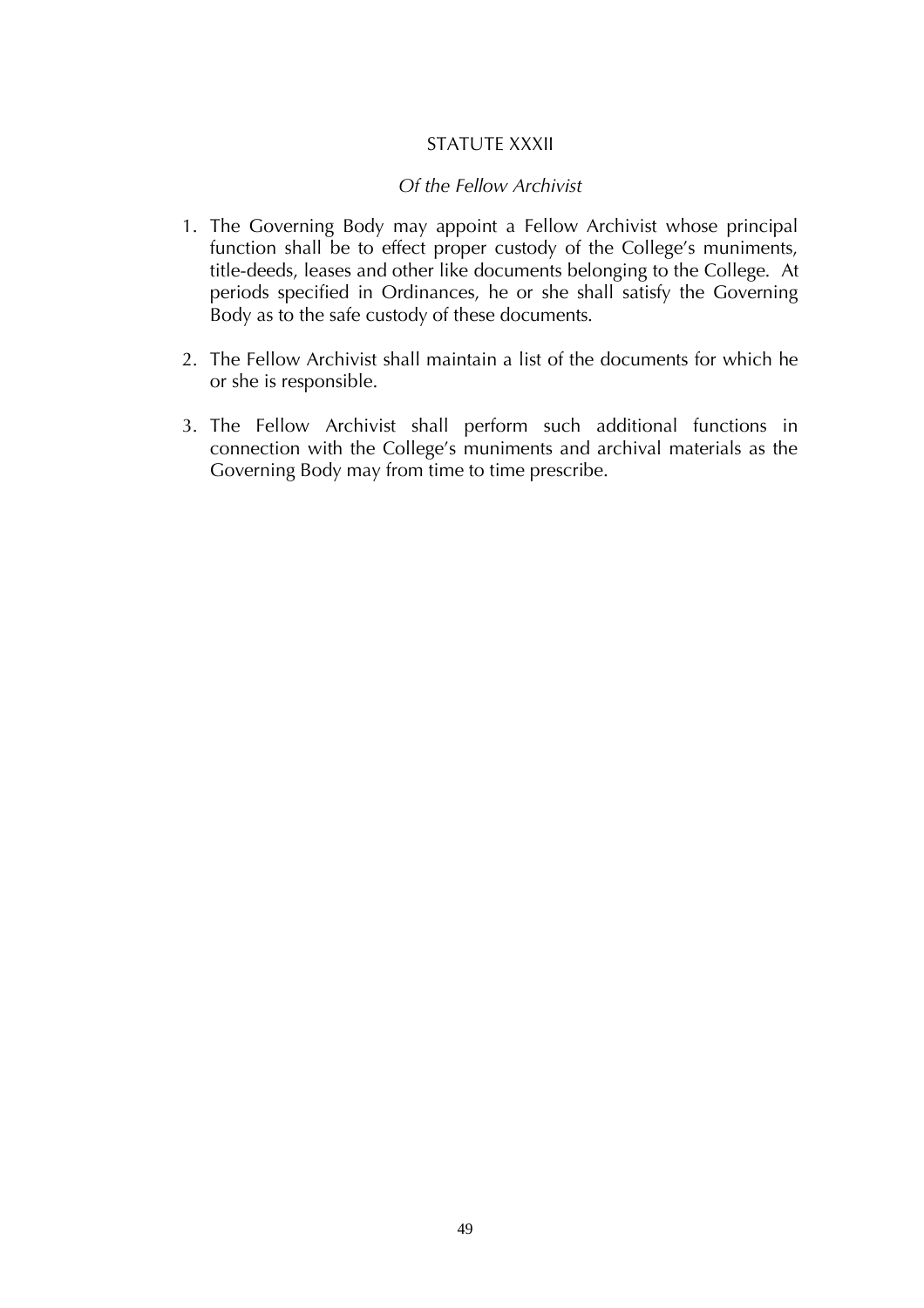# STATUTE XXXII

*Of the Fellow Archivist*

1. The Governing Body may appoint a Fellow Archivist whose principal function shall be to effect proper custody of the College's muniments, title-deeds, leases and other like documents belonging to the College. At periods specified in Ordinances, he or she shall satisfy the Governing Body as to the safe custody of these documents.

2. The Fellow Archivist shall maintain a list of the documents for which he or she is responsible.

3. The Fellow Archivist shall perform such additional functions in connection with the College's muniments and archival materials as the Governing Body may from time to time prescribe.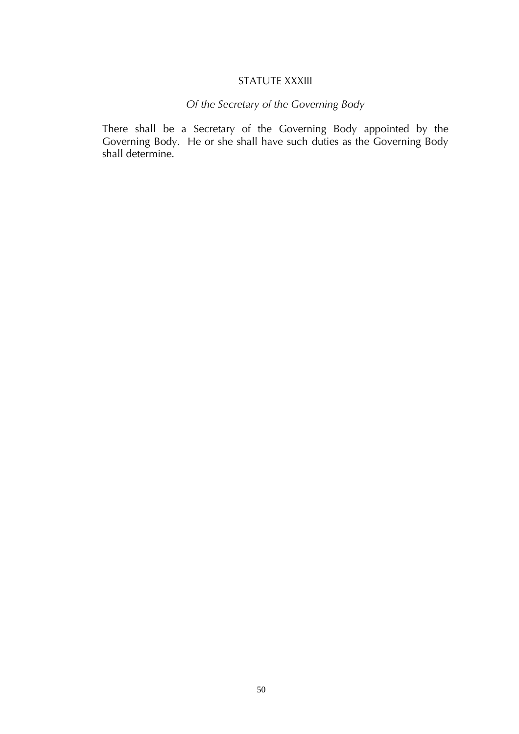## STATUTE XXXIII

### *Of the Secretary of the Governing Body*

There shall be a Secretary of the Governing Body appointed by the Governing Body. He or she shall have such duties as the Governing Body shall determine.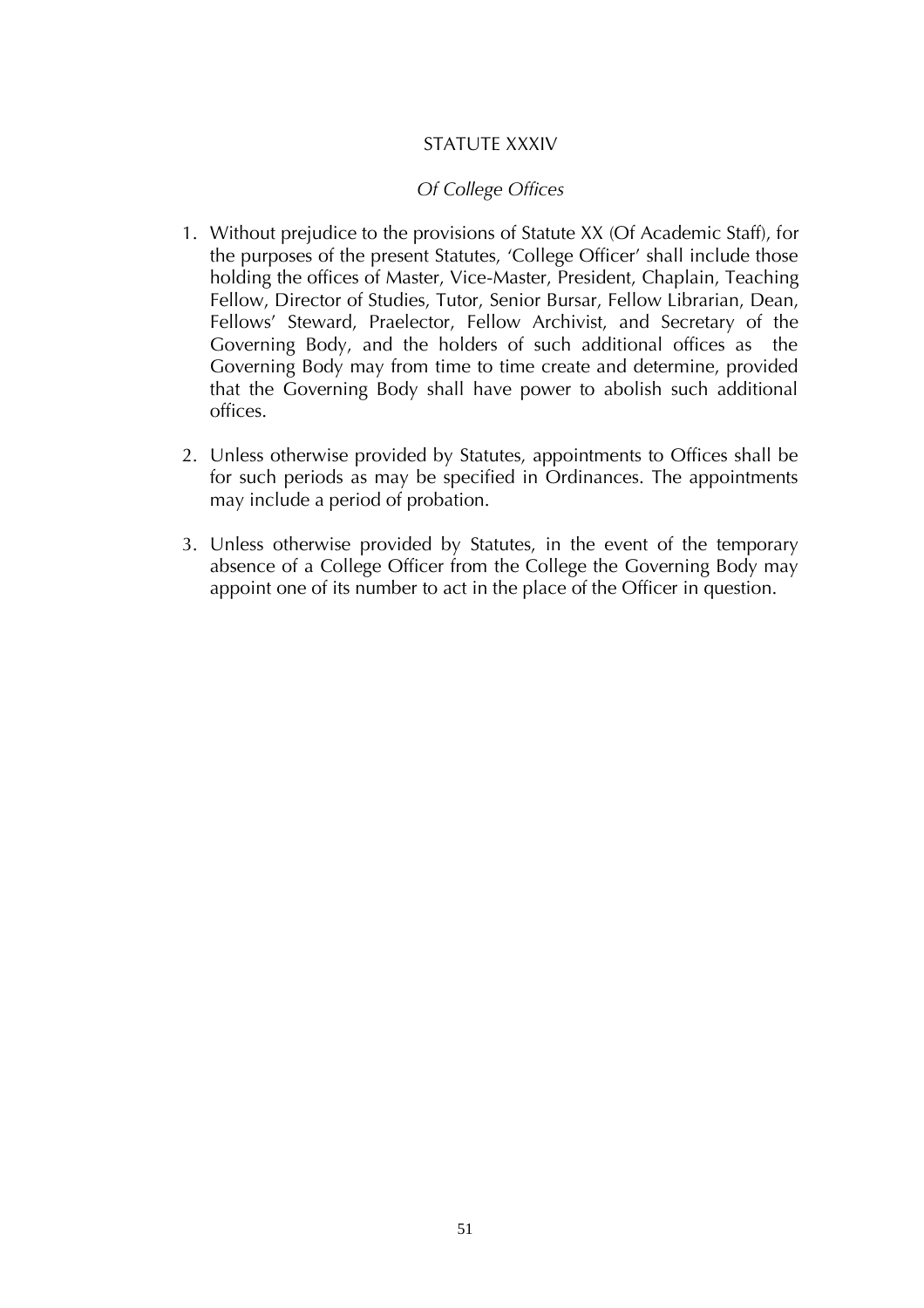# STATUTE XXXIV

## *Of College Offices*

1. Without prejudice to the provisions of Statute XX (Of Academic Staff), for the purposes of the present Statutes, 'College Officer' shall include those holding the offices of Master, Vice-Master, President, Chaplain, Teaching Fellow, Director of Studies, Tutor, Senior Bursar, Fellow Librarian, Dean, Fellows' Steward, Praelector, Fellow Archivist, and Secretary of the Governing Body, and the holders of such additional offices as the Governing Body may from time to time create and determine, provided that the Governing Body shall have power to abolish such additional offices.

2. Unless otherwise provided by Statutes, appointments to Offices shall be for such periods as may be specified in Ordinances. The appointments may include a period of probation.

3. Unless otherwise provided by Statutes, in the event of the temporary absence of a College Officer from the College the Governing Body may appoint one of its number to act in the place of the Officer in question.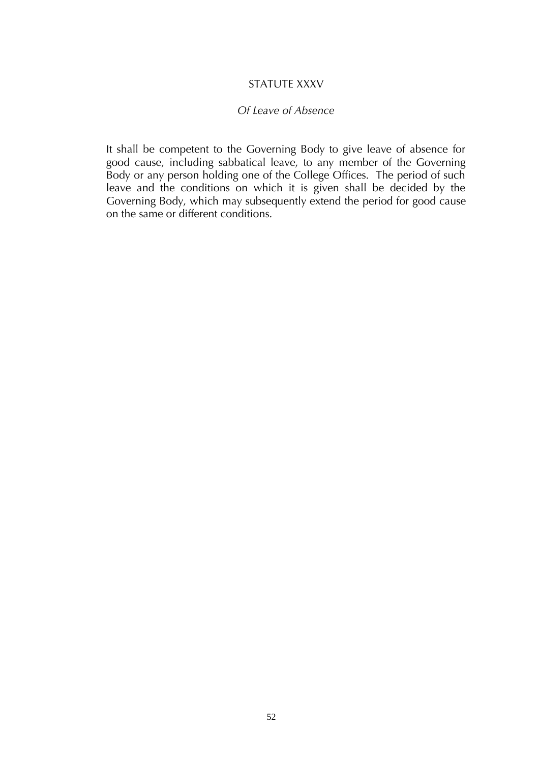## STATUTE XXXV

*Of Leave of Absence*

It shall be competent to the Governing Body to give leave of absence for good cause, including sabbatical leave, to any member of the Governing Body or any person holding one of the College Offices. The period of such leave and the conditions on which it is given shall be decided by the Governing Body, which may subsequently extend the period for good cause on the same or different conditions.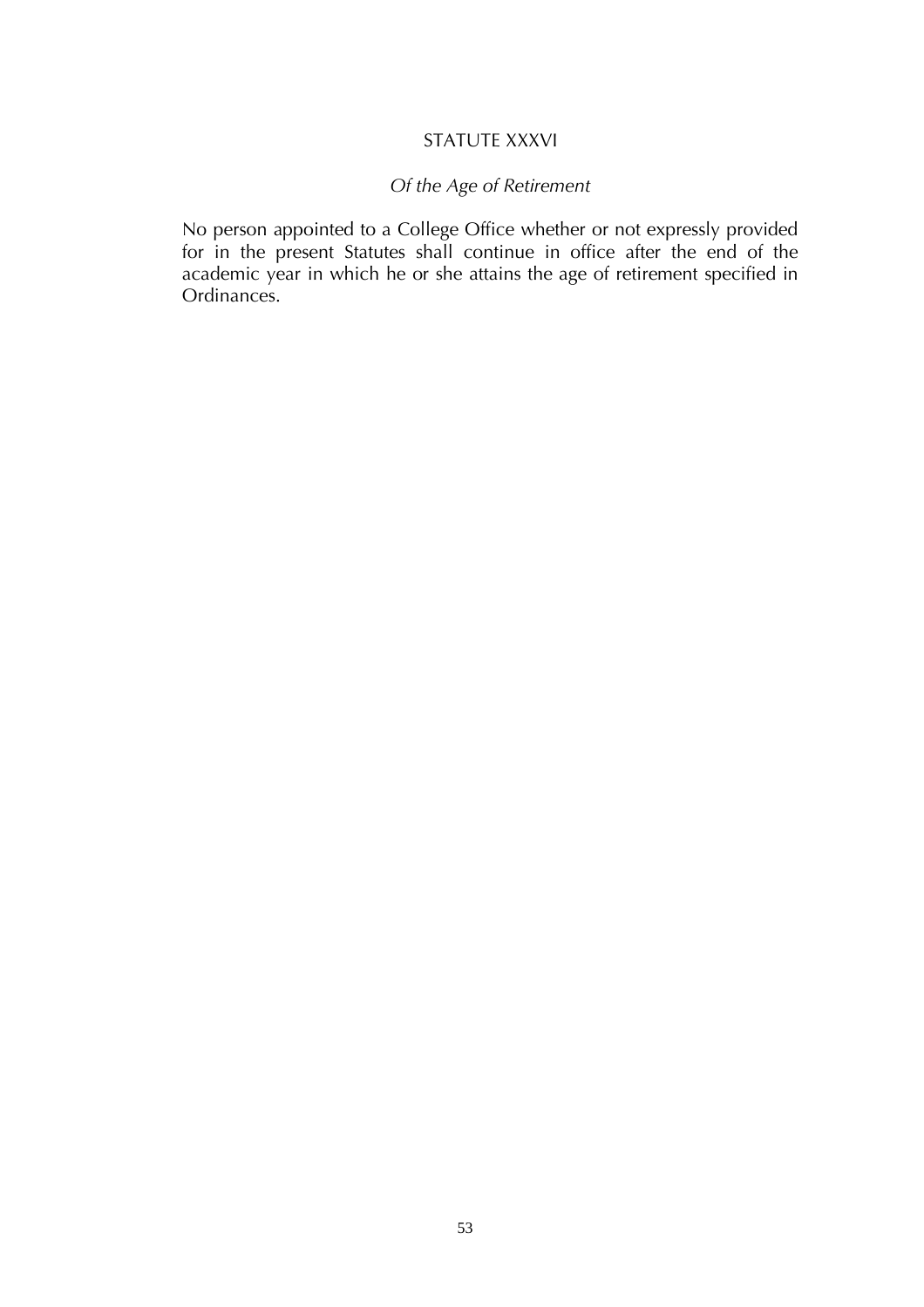## STATUTE XXXVI

*Of the Age of Retirement*

No person appointed to a College Office whether or not expressly provided for in the present Statutes shall continue in office after the end of the academic year in which he or she attains the age of retirement specified in Ordinances.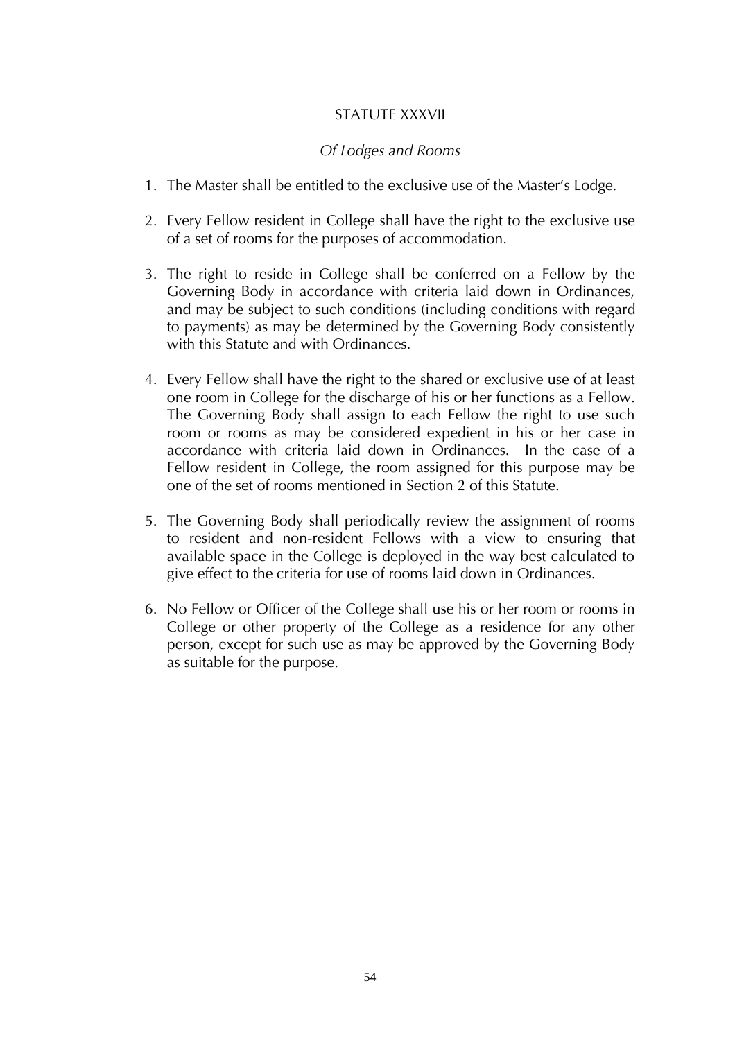## STATUTE XXXVII

### *Of Lodges and Rooms*

1. The Master shall be entitled to the exclusive use of the Master's Lodge.

2. Every Fellow resident in College shall have the right to the exclusive use of a set of rooms for the purposes of accommodation.

3. The right to reside in College shall be conferred on a Fellow by the Governing Body in accordance with criteria laid down in Ordinances, and may be subject to such conditions (including conditions with regard to payments) as may be determined by the Governing Body consistently with this Statute and with Ordinances.

4. Every Fellow shall have the right to the shared or exclusive use of at least one room in College for the discharge of his or her functions as a Fellow. The Governing Body shall assign to each Fellow the right to use such room or rooms as may be considered expedient in his or her case in accordance with criteria laid down in Ordinances. In the case of a Fellow resident in College, the room assigned for this purpose may be one of the set of rooms mentioned in Section 2 of this Statute.

5. The Governing Body shall periodically review the assignment of rooms to resident and non-resident Fellows with a view to ensuring that available space in the College is deployed in the way best calculated to give effect to the criteria for use of rooms laid down in Ordinances.

6. No Fellow or Officer of the College shall use his or her room or rooms in College or other property of the College as a residence for any other person, except for such use as may be approved by the Governing Body as suitable for the purpose.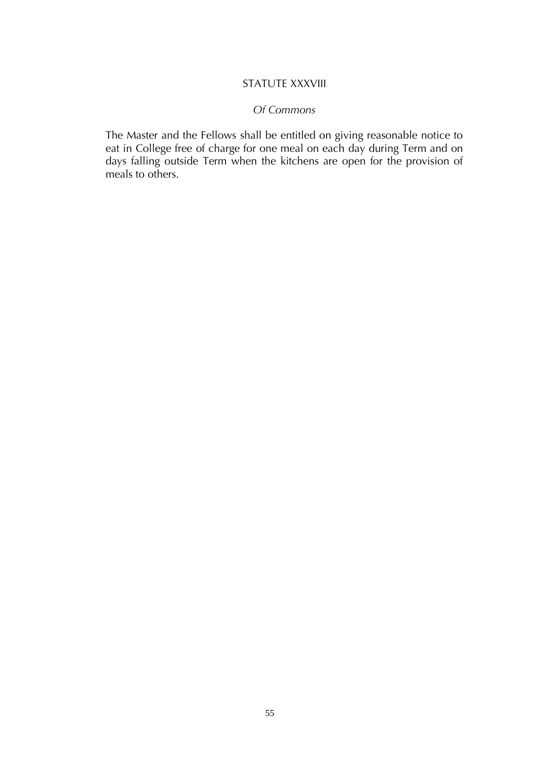## STATUTE XXXVIII

### *Of Commons*

The Master and the Fellows shall be entitled on giving reasonable notice to eat in College free of charge for one meal on each day during Term and on days falling outside Term when the kitchens are open for the provision of meals to others.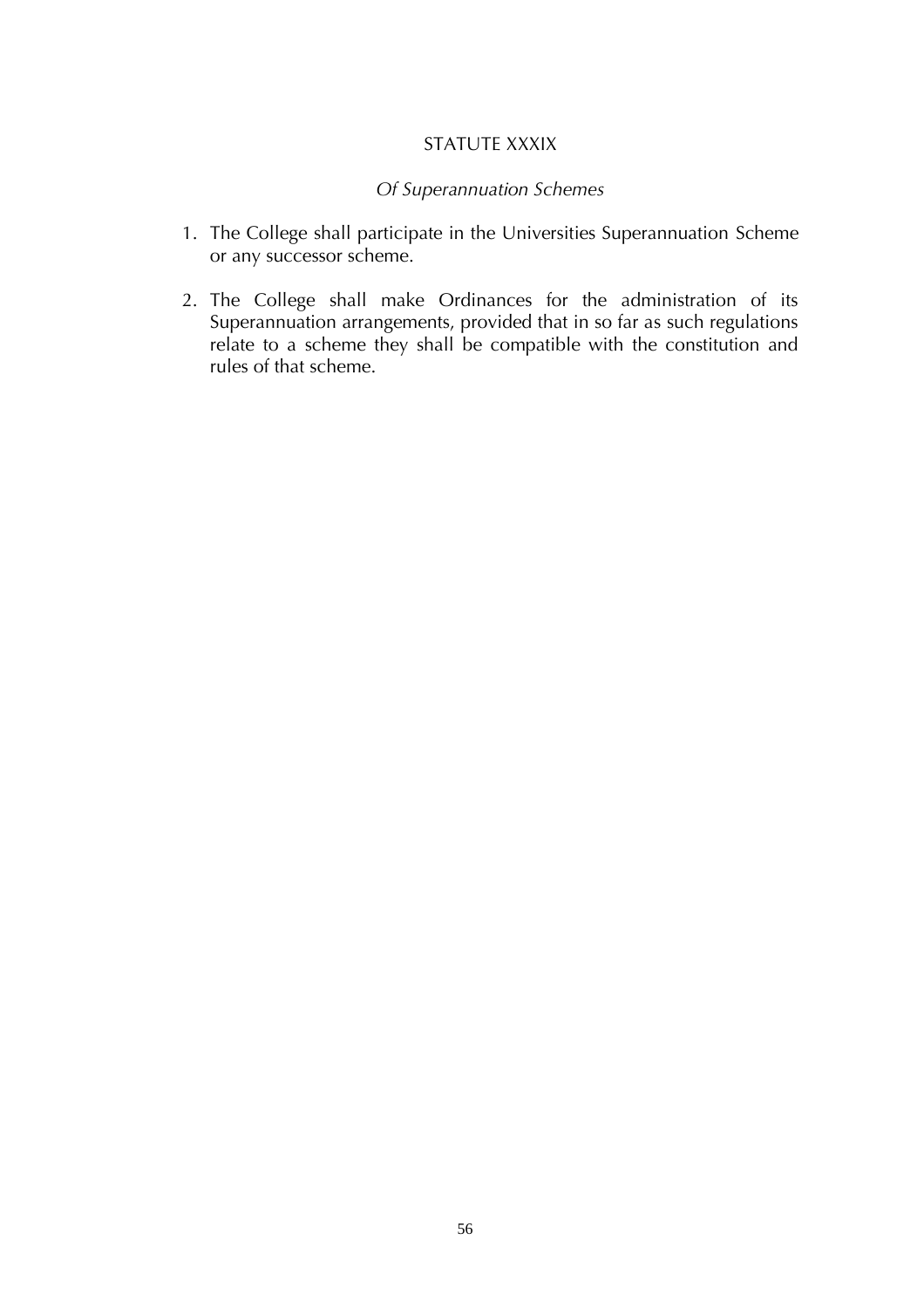## STATUTE XXXIX

*Of Superannuation Schemes*

1. The College shall participate in the Universities Superannuation Scheme or any successor scheme.

2. The College shall make Ordinances for the administration of its Superannuation arrangements, provided that in so far as such regulations relate to a scheme they shall be compatible with the constitution and rules of that scheme.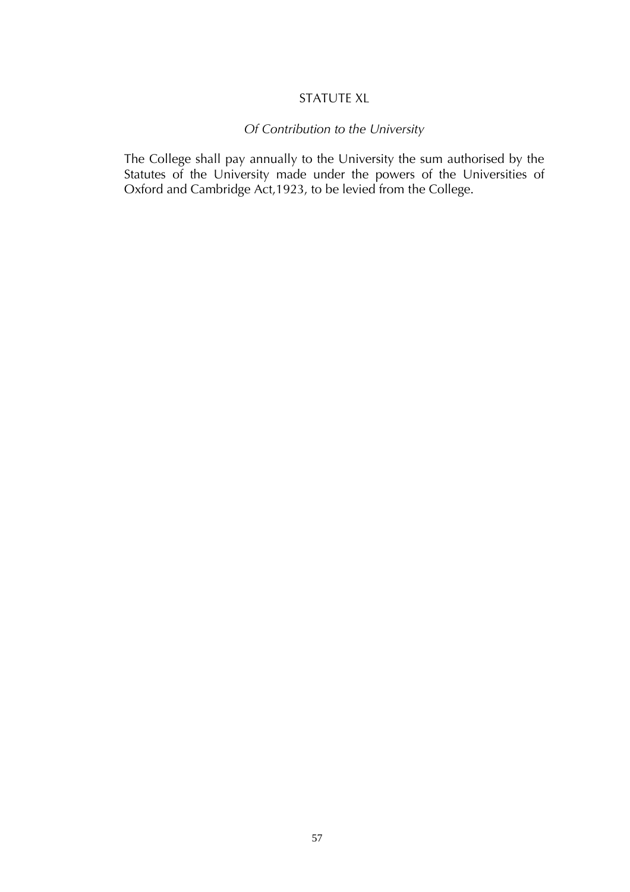## STATUTE XL

*Of Contribution to the University*

The College shall pay annually to the University the sum authorised by the Statutes of the University made under the powers of the Universities of Oxford and Cambridge Act,1923, to be levied from the College.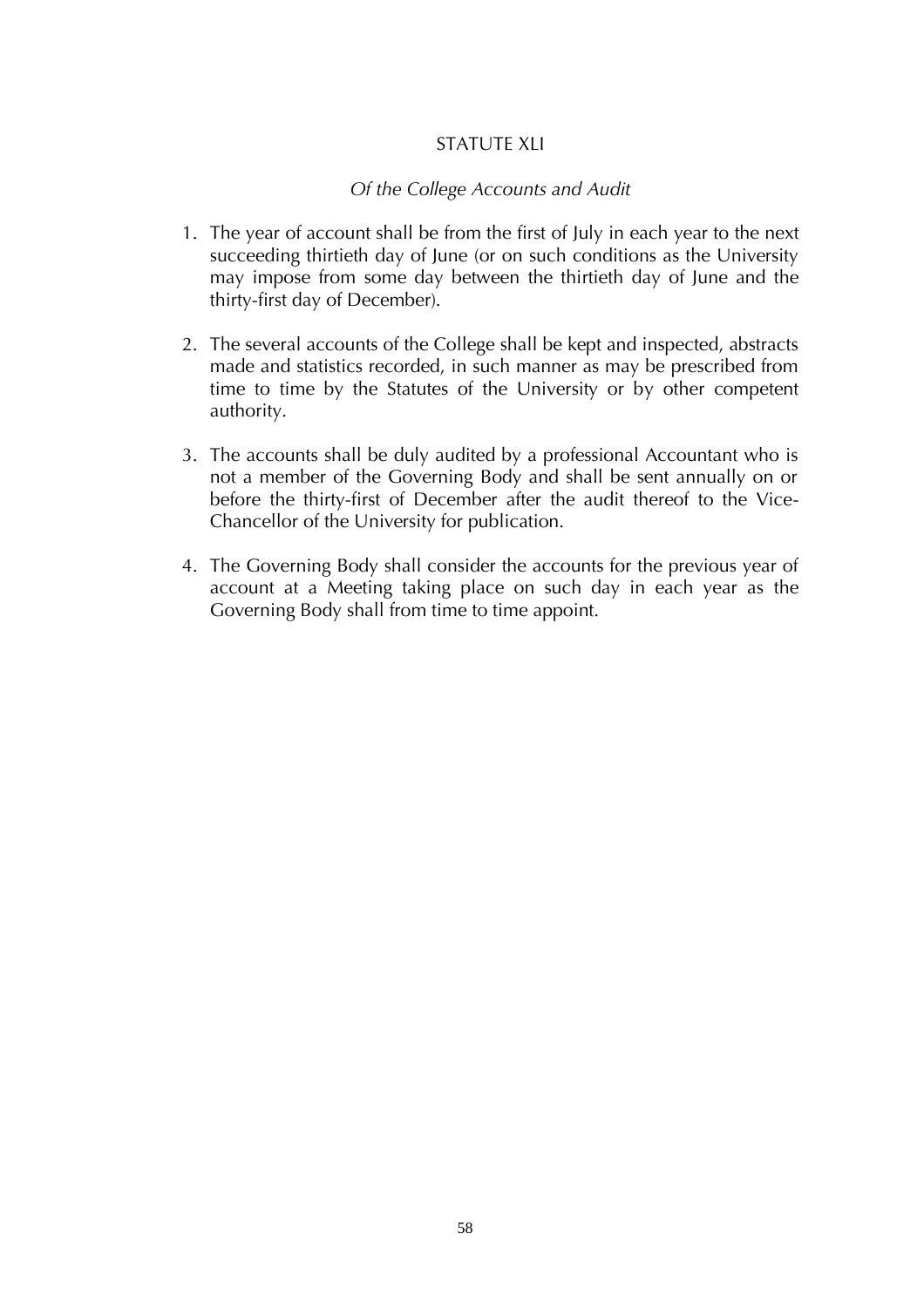## STATUTE XLI

*Of the College Accounts and Audit*

1. The year of account shall be from the first of July in each year to the next succeeding thirtieth day of June (or on such conditions as the University may impose from some day between the thirtieth day of June and the thirty-first day of December).

2. The several accounts of the College shall be kept and inspected, abstracts made and statistics recorded, in such manner as may be prescribed from time to time by the Statutes of the University or by other competent authority.

3. The accounts shall be duly audited by a professional Accountant who is not a member of the Governing Body and shall be sent annually on or before the thirty-first of December after the audit thereof to the Vice-Chancellor of the University for publication.

4. The Governing Body shall consider the accounts for the previous year of account at a Meeting taking place on such day in each year as the Governing Body shall from time to time appoint.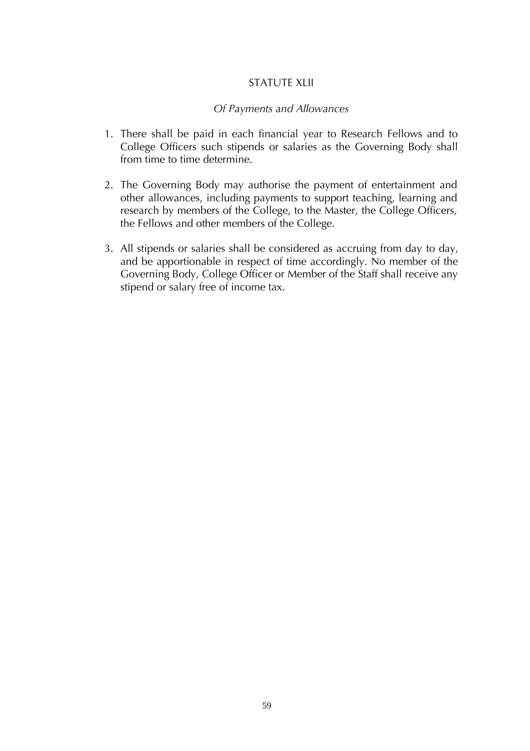## STATUTE XLII

*Of Payments and Allowances*

1. There shall be paid in each financial year to Research Fellows and to College Officers such stipends or salaries as the Governing Body shall from time to time determine.

2. The Governing Body may authorise the payment of entertainment and other allowances, including payments to support teaching, learning and research by members of the College, to the Master, the College Officers, the Fellows and other members of the College.

3. All stipends or salaries shall be considered as accruing from day to day, and be apportionable in respect of time accordingly. No member of the Governing Body, College Officer or Member of the Staff shall receive any stipend or salary free of income tax.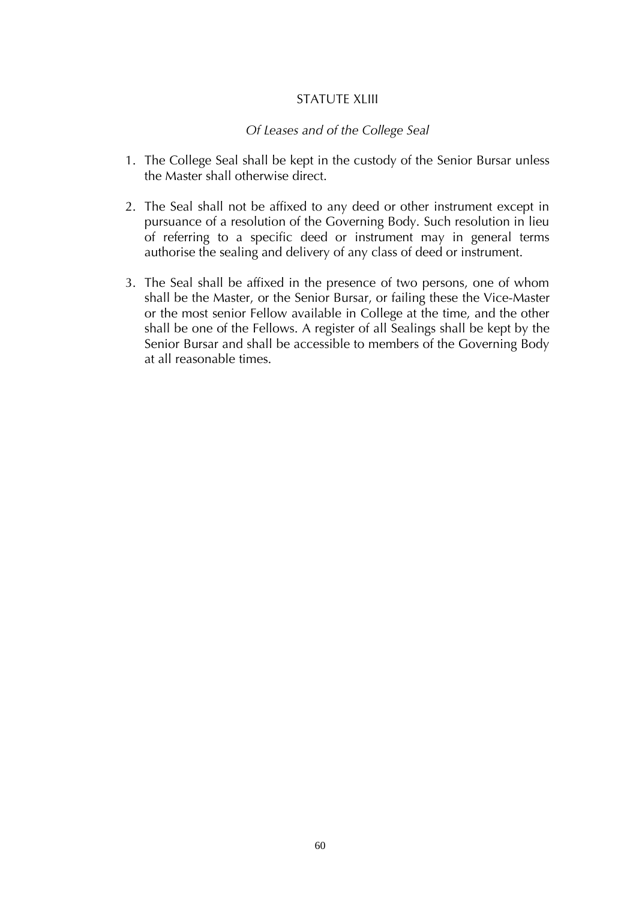## STATUTE XLIII

*Of Leases and of the College Seal*

1. The College Seal shall be kept in the custody of the Senior Bursar unless the Master shall otherwise direct.

2. The Seal shall not be affixed to any deed or other instrument except in pursuance of a resolution of the Governing Body. Such resolution in lieu of referring to a specific deed or instrument may in general terms authorise the sealing and delivery of any class of deed or instrument.

3. The Seal shall be affixed in the presence of two persons, one of whom shall be the Master, or the Senior Bursar, or failing these the Vice-Master or the most senior Fellow available in College at the time, and the other shall be one of the Fellows. A register of all Sealings shall be kept by the Senior Bursar and shall be accessible to members of the Governing Body at all reasonable times.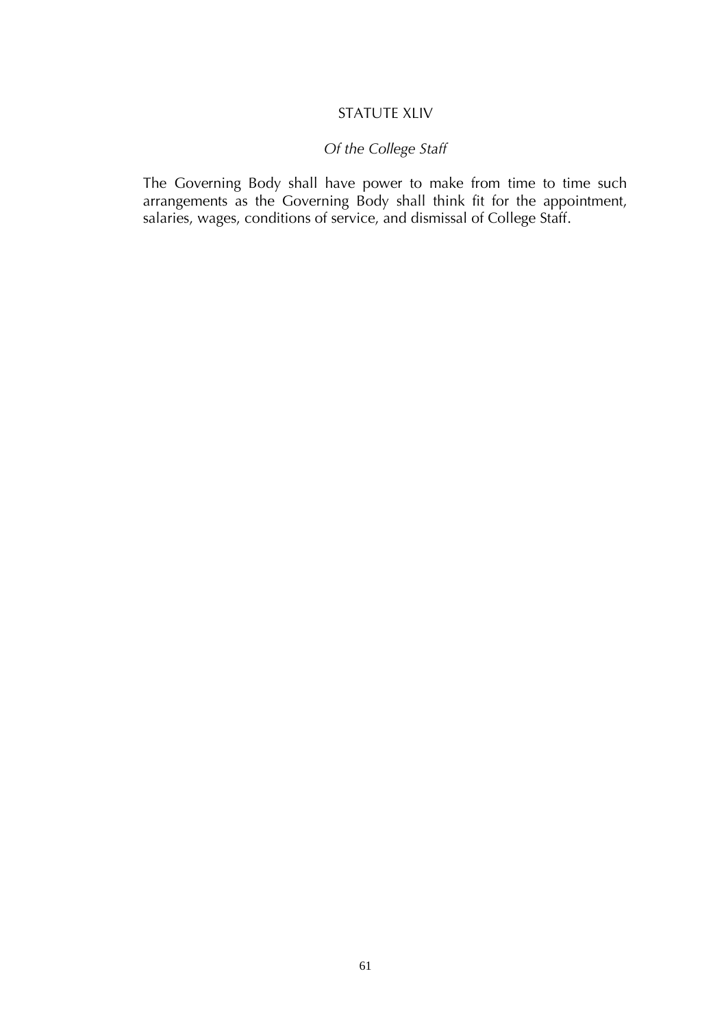## STATUTE XLIV

*Of the College Staff*

The Governing Body shall have power to make from time to time such arrangements as the Governing Body shall think fit for the appointment, salaries, wages, conditions of service, and dismissal of College Staff.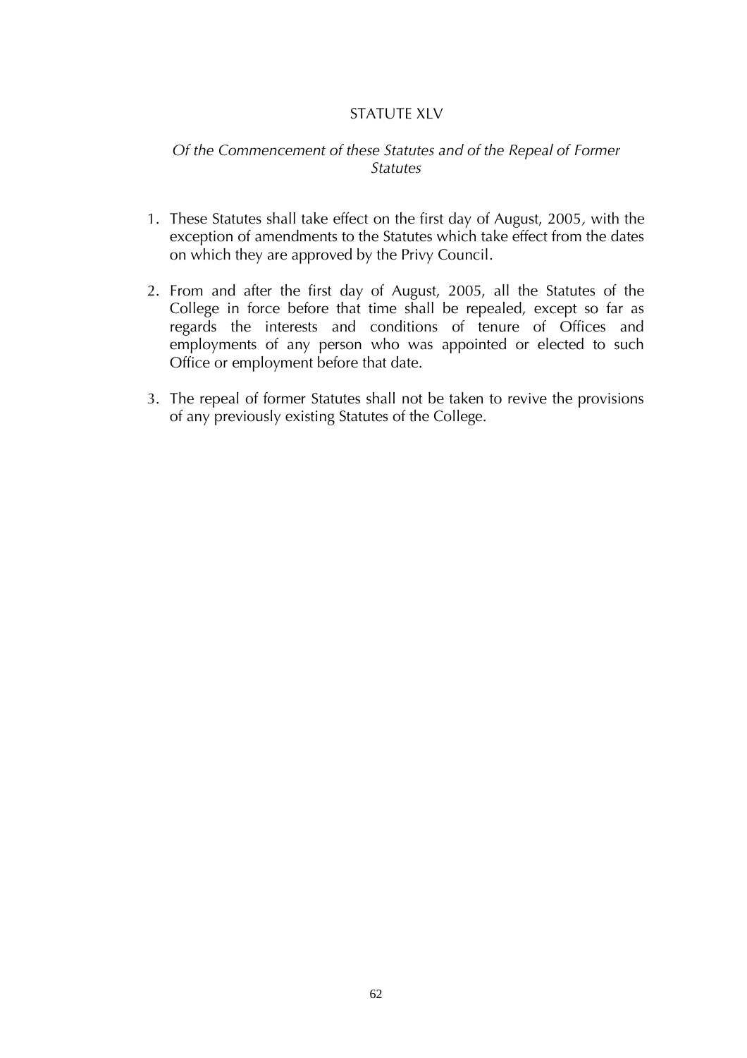## STATUTE XLV

*Of the Commencement of these Statutes and of the Repeal of Former Statutes*

1. These Statutes shall take effect on the first day of August, 2005, with the exception of amendments to the Statutes which take effect from the dates on which they are approved by the Privy Council.

2. From and after the first day of August, 2005, all the Statutes of the College in force before that time shall be repealed, except so far as regards the interests and conditions of tenure of Offices and employments of any person who was appointed or elected to such Office or employment before that date.

3. The repeal of former Statutes shall not be taken to revive the provisions of any previously existing Statutes of the College.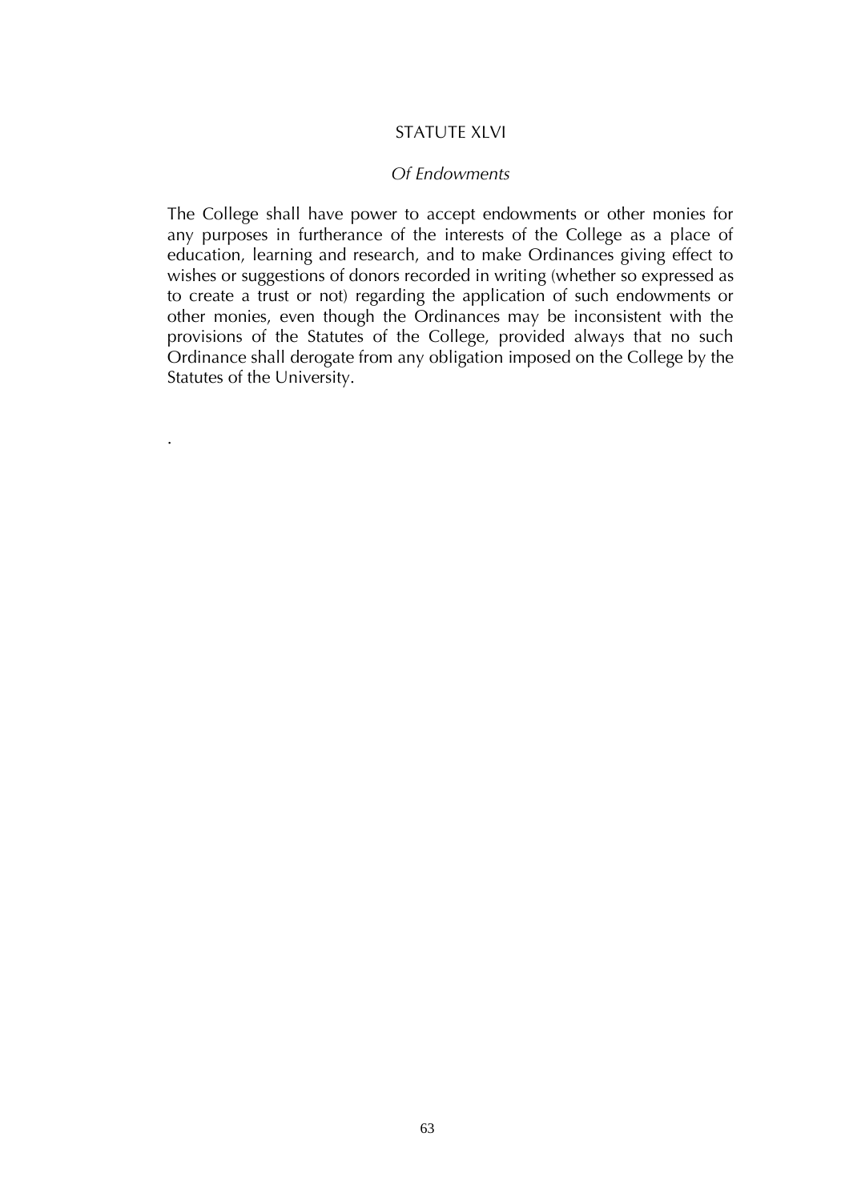# STATUTE XLVI

*Of Endowments*

The College shall have power to accept endowments or other monies for any purposes in furtherance of the interests of the College as a place of education, learning and research, and to make Ordinances giving effect to wishes or suggestions of donors recorded in writing (whether so expressed as to create a trust or not) regarding the application of such endowments or other monies, even though the Ordinances may be inconsistent with the provisions of the Statutes of the College, provided always that no such Ordinance shall derogate from any obligation imposed on the College by the Statutes of the University.

.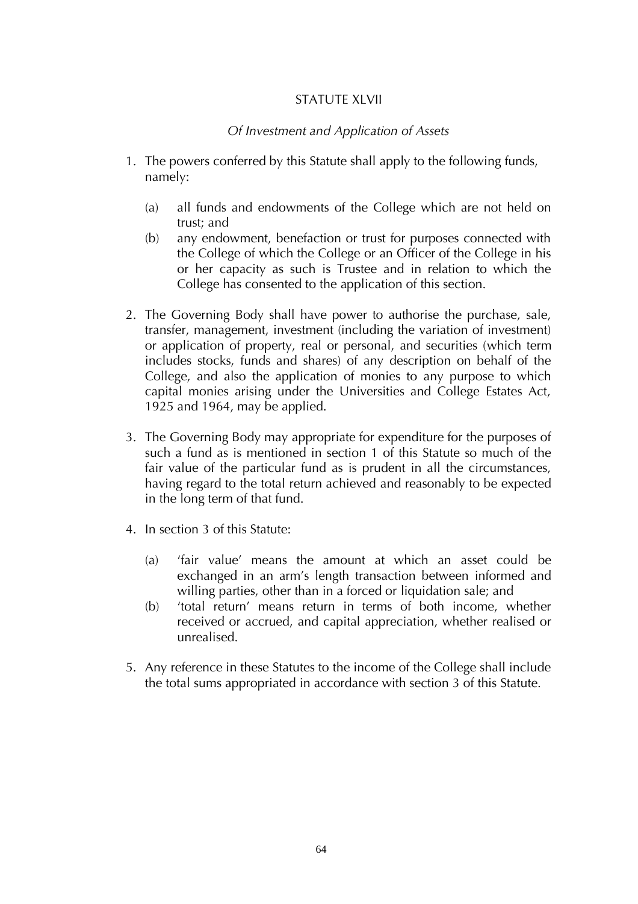## STATUTE XLVII

*Of Investment and Application of Assets*

1. The powers conferred by this Statute shall apply to the following funds, namely:

   (a) all funds and endowments of the College which are not held on trust; and

   (b) any endowment, benefaction or trust for purposes connected with the College of which the College or an Officer of the College in his or her capacity as such is Trustee and in relation to which the College has consented to the application of this section.

2. The Governing Body shall have power to authorise the purchase, sale, transfer, management, investment (including the variation of investment) or application of property, real or personal, and securities (which term includes stocks, funds and shares) of any description on behalf of the College, and also the application of monies to any purpose to which capital monies arising under the Universities and College Estates Act, 1925 and 1964, may be applied.

3. The Governing Body may appropriate for expenditure for the purposes of such a fund as is mentioned in section 1 of this Statute so much of the fair value of the particular fund as is prudent in all the circumstances, having regard to the total return achieved and reasonably to be expected in the long term of that fund.

4. In section 3 of this Statute:

   (a) 'fair value' means the amount at which an asset could be exchanged in an arm's length transaction between informed and willing parties, other than in a forced or liquidation sale; and

   (b) 'total return' means return in terms of both income, whether received or accrued, and capital appreciation, whether realised or unrealised.

5. Any reference in these Statutes to the income of the College shall include the total sums appropriated in accordance with section 3 of this Statute.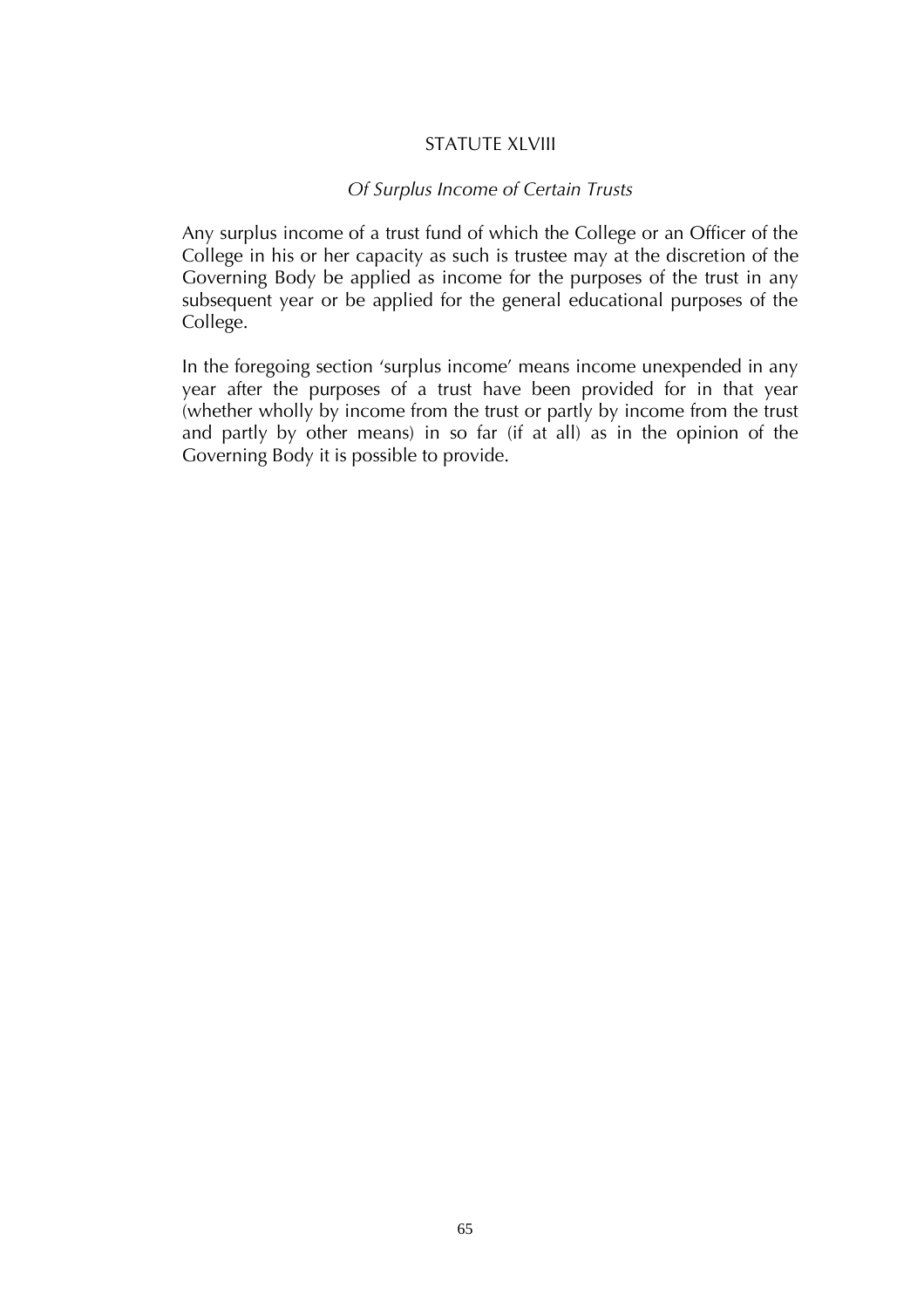## STATUTE XLVIII

*Of Surplus Income of Certain Trusts*

Any surplus income of a trust fund of which the College or an Officer of the College in his or her capacity as such is trustee may at the discretion of the Governing Body be applied as income for the purposes of the trust in any subsequent year or be applied for the general educational purposes of the College.

In the foregoing section 'surplus income' means income unexpended in any year after the purposes of a trust have been provided for in that year (whether wholly by income from the trust or partly by income from the trust and partly by other means) in so far (if at all) as in the opinion of the Governing Body it is possible to provide.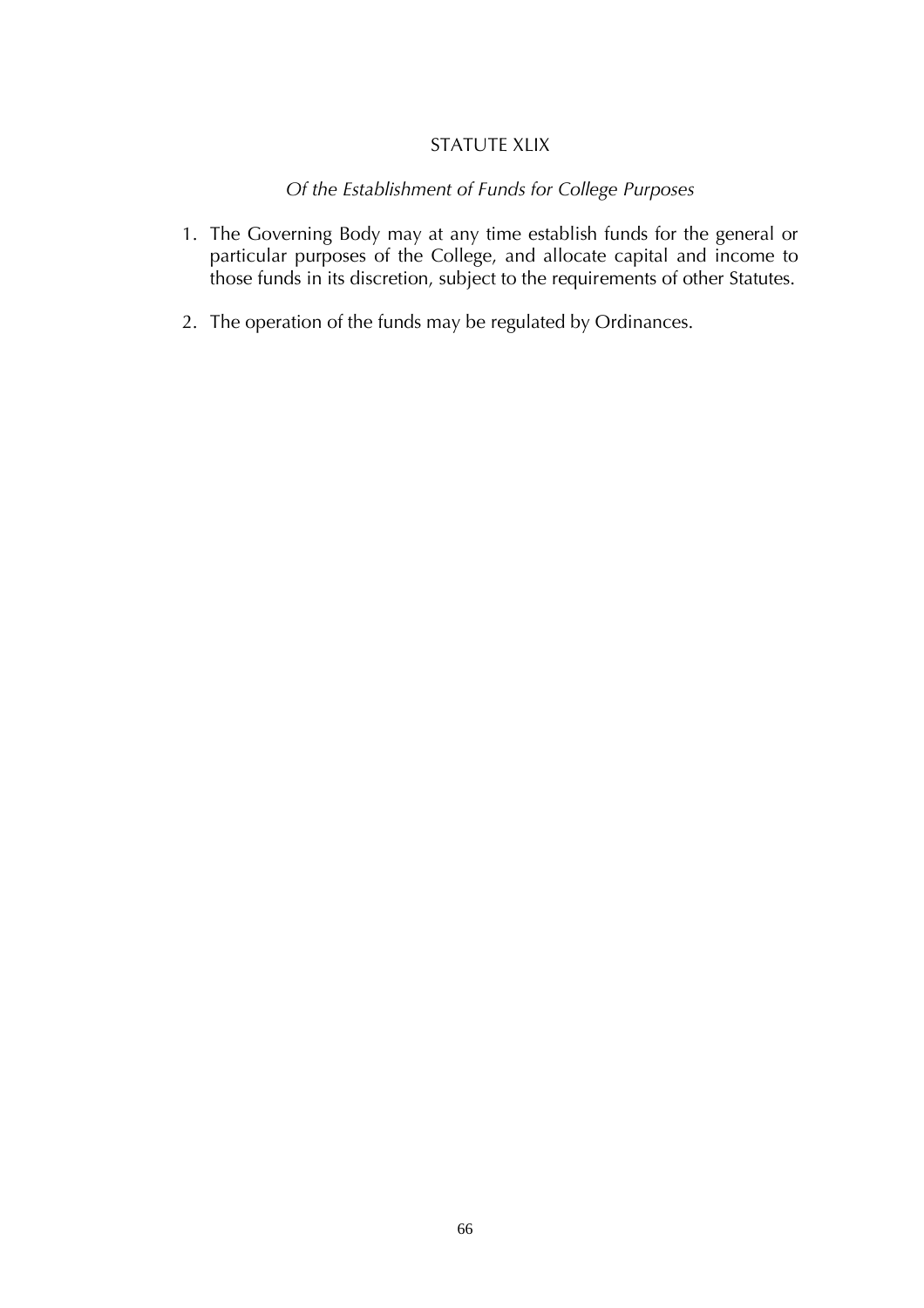## STATUTE XLIX

*Of the Establishment of Funds for College Purposes*

1. The Governing Body may at any time establish funds for the general or particular purposes of the College, and allocate capital and income to those funds in its discretion, subject to the requirements of other Statutes.

2. The operation of the funds may be regulated by Ordinances.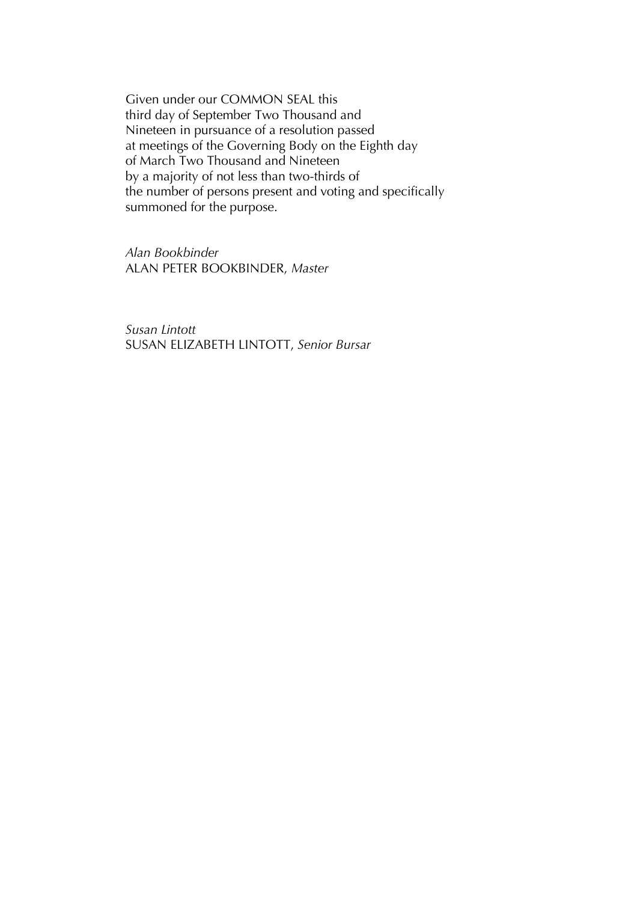Given under our COMMON SEAL this
third day of September Two Thousand and
Nineteen in pursuance of a resolution passed
at meetings of the Governing Body on the Eighth day
of March Two Thousand and Nineteen
by a majority of not less than two-thirds of
the number of persons present and voting and specifically
summoned for the purpose.

*Alan Bookbinder*
ALAN PETER BOOKBINDER, *Master*

*Susan Lintott*
SUSAN ELIZABETH LINTOTT, *Senior Bursar*